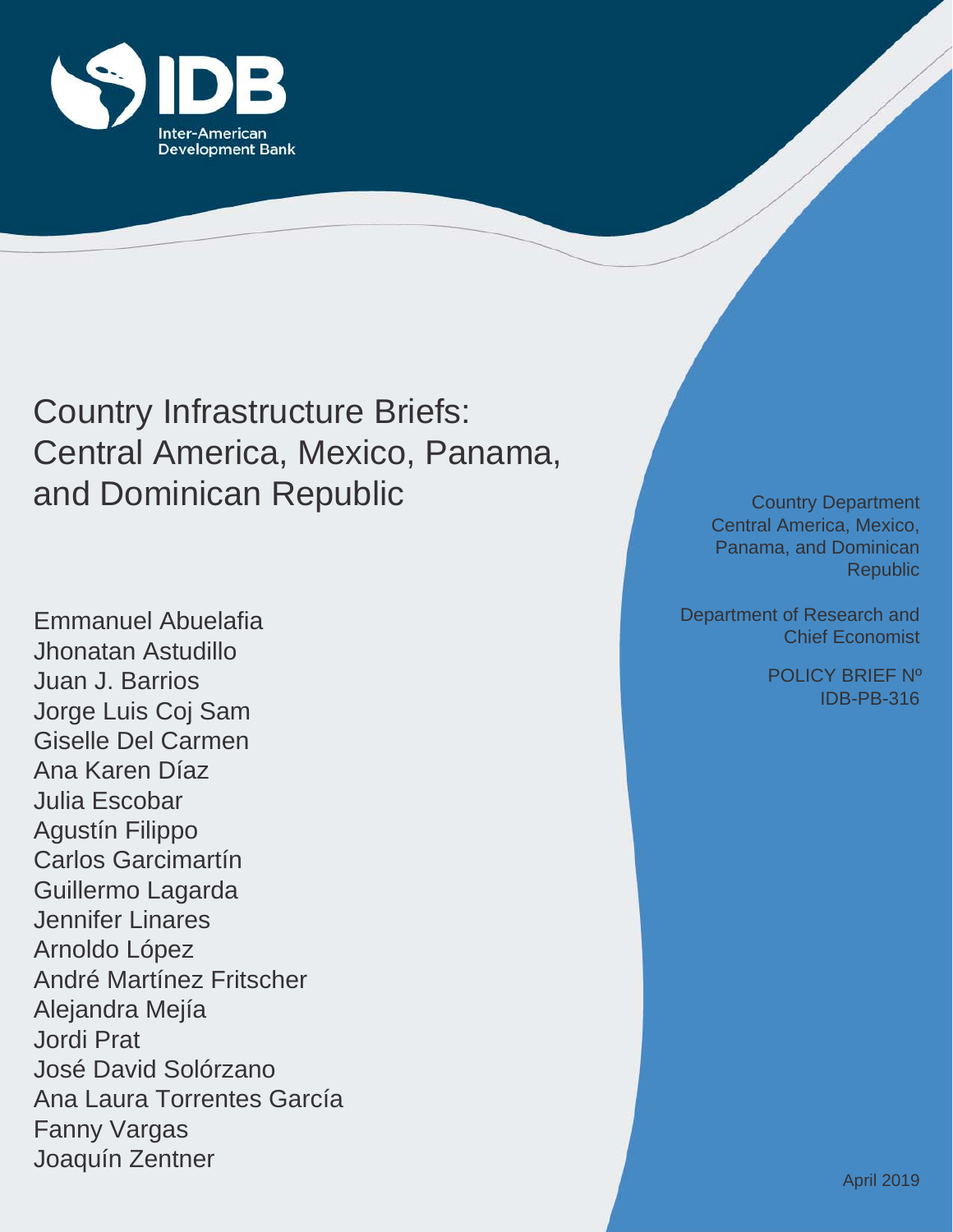IDB

Inter-American Development Bank

# Country Infrastructure Briefs: Central America, Mexico, Panama, and Dominican Republic

Emmanuel Abuelafia
Jhonatan Astudillo
Juan J. Barrios
Jorge Luis Coj Sam
Giselle Del Carmen
Ana Karen Díaz
Julia Escobar
Agustín Filippo
Carlos Garcimartín
Guillermo Lagarda
Jennifer Linares
Arnoldo López
André Martínez Fritscher
Alejandra Mejía
Jordi Prat
José David Solórzano
Ana Laura Torrentes García
Fanny Vargas
Joaquín Zentner

Country Department Central America, Mexico, Panama, and Dominican Republic

Department of Research and Chief Economist

POLICY BRIEF Nº IDB-PB-316

April 2019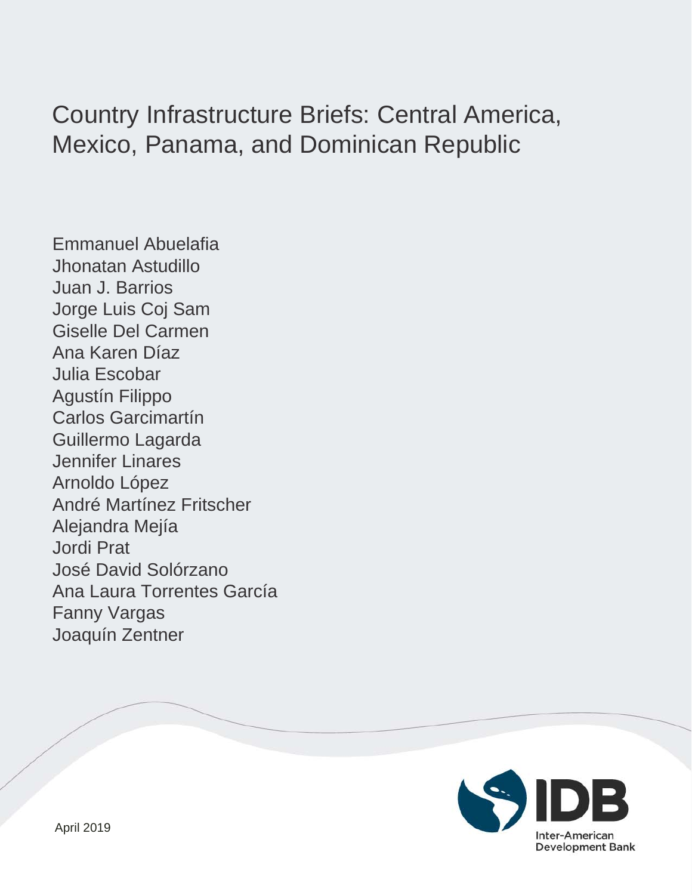# Country Infrastructure Briefs: Central America, Mexico, Panama, and Dominican Republic

Emmanuel Abuelafia
Jhonatan Astudillo
Juan J. Barrios
Jorge Luis Coj Sam
Giselle Del Carmen
Ana Karen Díaz
Julia Escobar
Agustín Filippo
Carlos Garcimartín
Guillermo Lagarda
Jennifer Linares
Arnoldo López
André Martínez Fritscher
Alejandra Mejía
Jordi Prat
José David Solórzano
Ana Laura Torrentes García
Fanny Vargas
Joaquín Zentner

April 2019

IDB
Inter-American Development Bank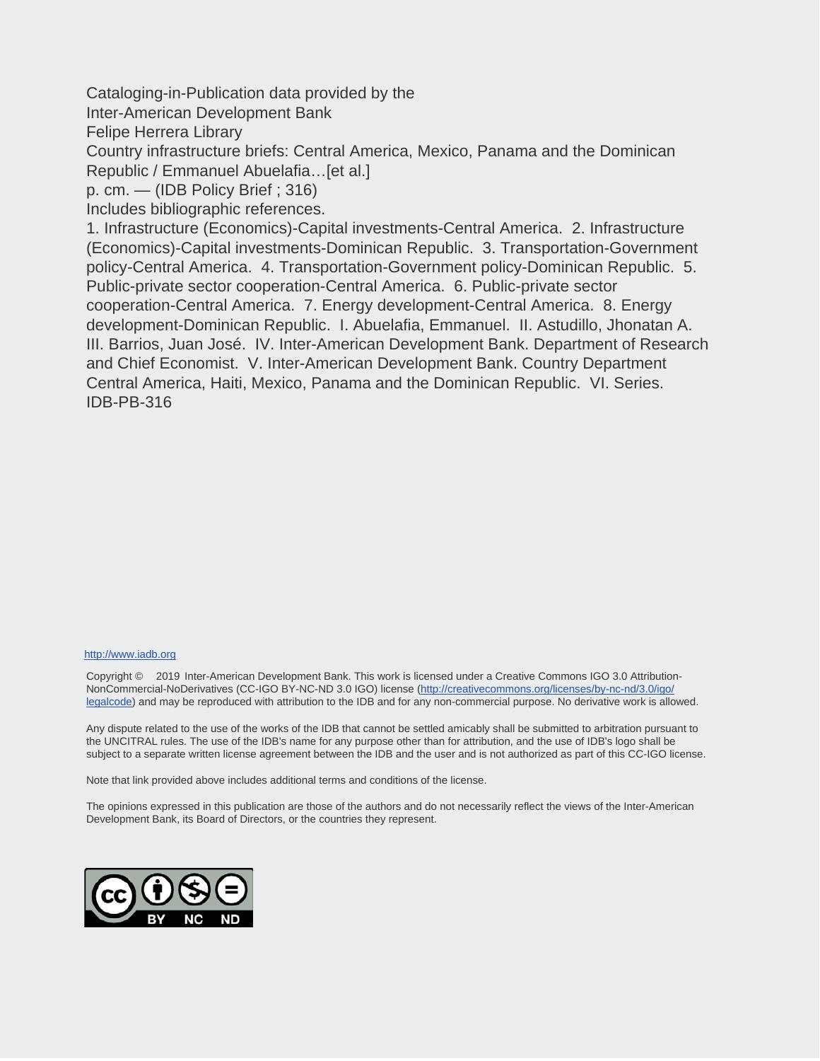Cataloging-in-Publication data provided by the
Inter-American Development Bank
Felipe Herrera Library
Country infrastructure briefs: Central America, Mexico, Panama and the Dominican Republic / Emmanuel Abuelafia…[et al.]
p. cm. — (IDB Policy Brief ; 316)
Includes bibliographic references.
1. Infrastructure (Economics)-Capital investments-Central America. 2. Infrastructure (Economics)-Capital investments-Dominican Republic. 3. Transportation-Government policy-Central America. 4. Transportation-Government policy-Dominican Republic. 5. Public-private sector cooperation-Central America. 6. Public-private sector cooperation-Central America. 7. Energy development-Central America. 8. Energy development-Dominican Republic. I. Abuelafia, Emmanuel. II. Astudillo, Jhonatan A. III. Barrios, Juan José. IV. Inter-American Development Bank. Department of Research and Chief Economist. V. Inter-American Development Bank. Country Department Central America, Haiti, Mexico, Panama and the Dominican Republic. VI. Series.
IDB-PB-316

http://www.iadb.org

Copyright © 2019 Inter-American Development Bank. This work is licensed under a Creative Commons IGO 3.0 Attribution-NonCommercial-NoDerivatives (CC-IGO BY-NC-ND 3.0 IGO) license (http://creativecommons.org/licenses/by-nc-nd/3.0/igo/legalcode) and may be reproduced with attribution to the IDB and for any non-commercial purpose. No derivative work is allowed.

Any dispute related to the use of the works of the IDB that cannot be settled amicably shall be submitted to arbitration pursuant to the UNCITRAL rules. The use of the IDB's name for any purpose other than for attribution, and the use of IDB's logo shall be subject to a separate written license agreement between the IDB and the user and is not authorized as part of this CC-IGO license.

Note that link provided above includes additional terms and conditions of the license.

The opinions expressed in this publication are those of the authors and do not necessarily reflect the views of the Inter-American Development Bank, its Board of Directors, or the countries they represent.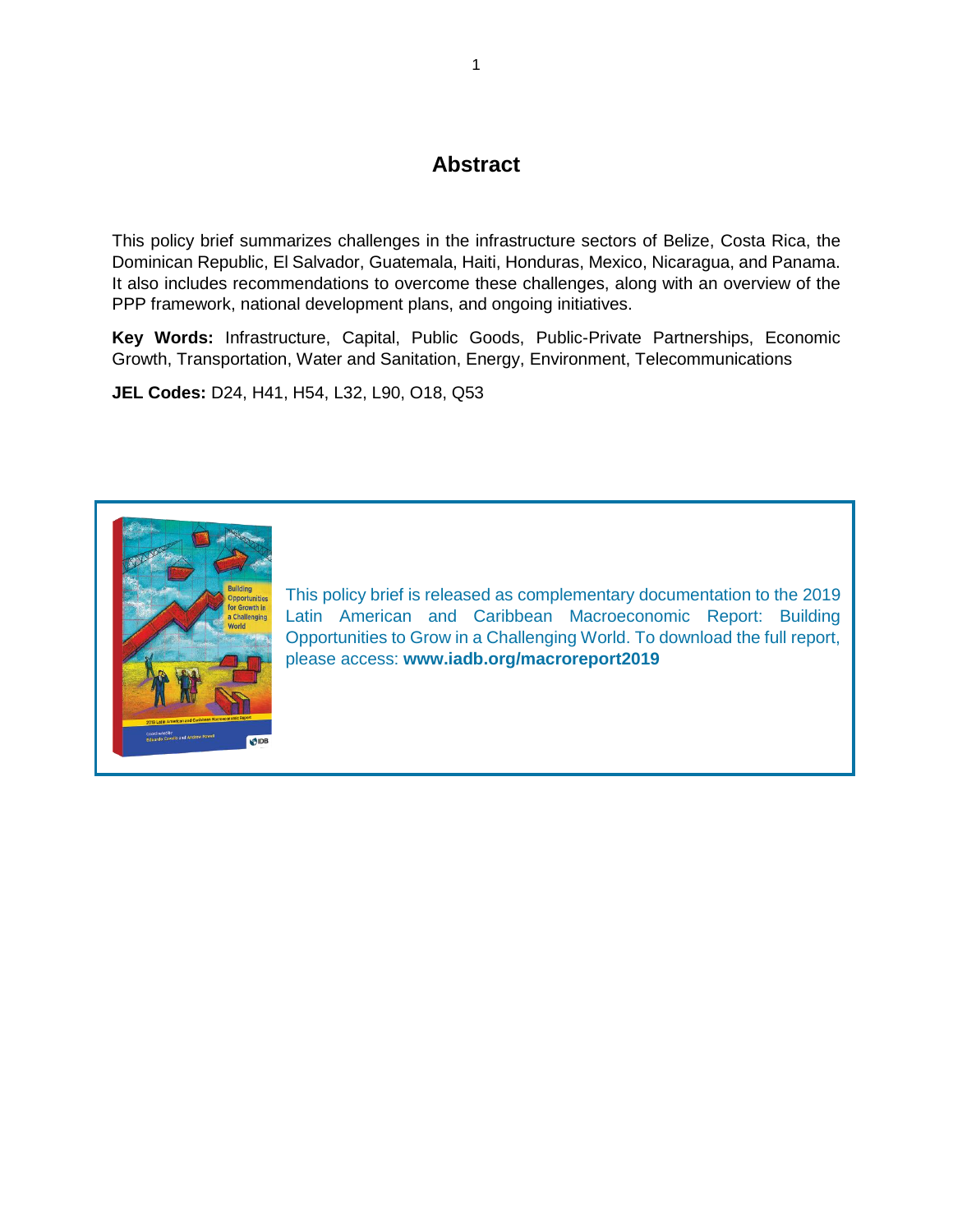# Abstract

This policy brief summarizes challenges in the infrastructure sectors of Belize, Costa Rica, the Dominican Republic, El Salvador, Guatemala, Haiti, Honduras, Mexico, Nicaragua, and Panama. It also includes recommendations to overcome these challenges, along with an overview of the PPP framework, national development plans, and ongoing initiatives.

**Key Words:** Infrastructure, Capital, Public Goods, Public-Private Partnerships, Economic Growth, Transportation, Water and Sanitation, Energy, Environment, Telecommunications

**JEL Codes:** D24, H41, H54, L32, L90, O18, Q53

This policy brief is released as complementary documentation to the 2019 Latin American and Caribbean Macroeconomic Report: Building Opportunities to Grow in a Challenging World. To download the full report, please access: **www.iadb.org/macroreport2019**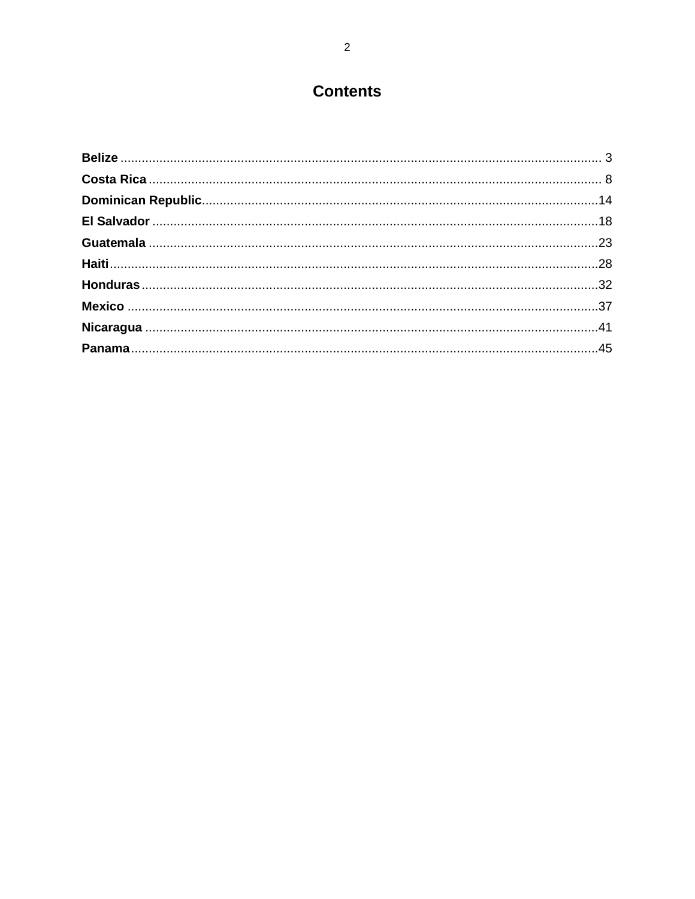# Contents

**Belize** ........................................................................................................................ 3
**Costa Rica** ................................................................................................................. 8
**Dominican Republic**................................................................................................14
**El Salvador** ..............................................................................................................18
**Guatemala** ...............................................................................................................23
**Haiti**...........................................................................................................................28
**Honduras** ..................................................................................................................32
**Mexico** ......................................................................................................................37
**Nicaragua** ................................................................................................................41
**Panama**.....................................................................................................................45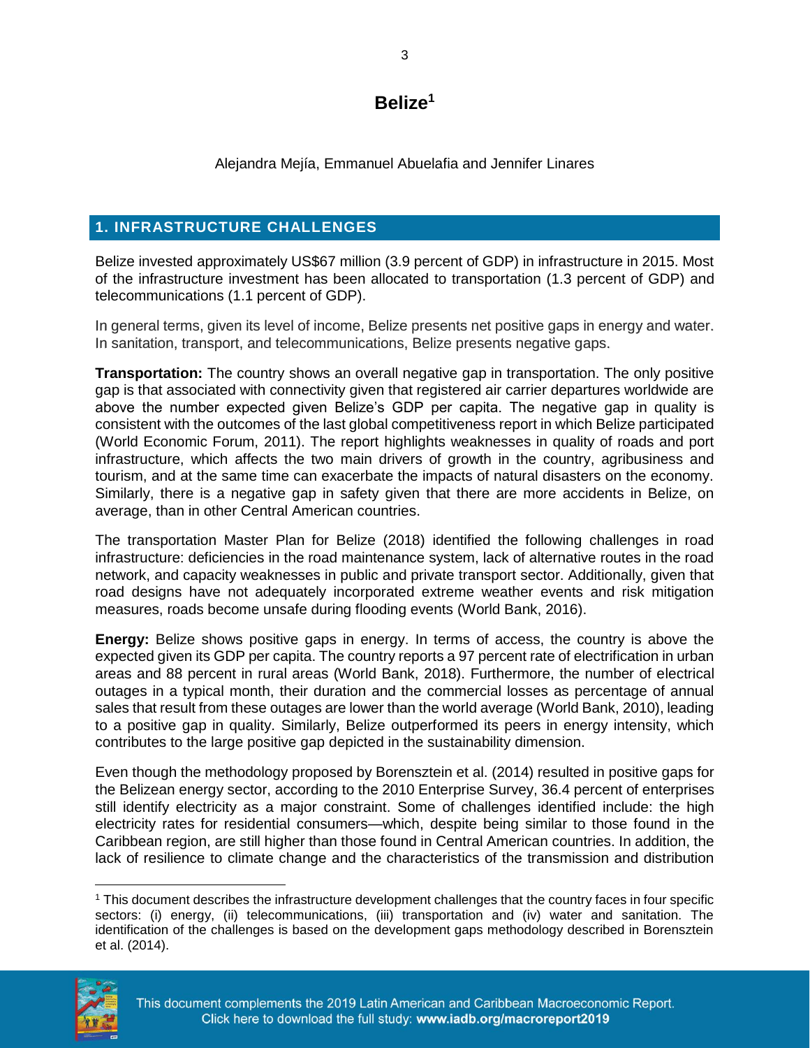# Belize[1]

Alejandra Mejía, Emmanuel Abuelafia and Jennifer Linares

## 1. INFRASTRUCTURE CHALLENGES

Belize invested approximately US$67 million (3.9 percent of GDP) in infrastructure in 2015. Most of the infrastructure investment has been allocated to transportation (1.3 percent of GDP) and telecommunications (1.1 percent of GDP).

In general terms, given its level of income, Belize presents net positive gaps in energy and water. In sanitation, transport, and telecommunications, Belize presents negative gaps.

**Transportation:** The country shows an overall negative gap in transportation. The only positive gap is that associated with connectivity given that registered air carrier departures worldwide are above the number expected given Belize's GDP per capita. The negative gap in quality is consistent with the outcomes of the last global competitiveness report in which Belize participated (World Economic Forum, 2011). The report highlights weaknesses in quality of roads and port infrastructure, which affects the two main drivers of growth in the country, agribusiness and tourism, and at the same time can exacerbate the impacts of natural disasters on the economy. Similarly, there is a negative gap in safety given that there are more accidents in Belize, on average, than in other Central American countries.

The transportation Master Plan for Belize (2018) identified the following challenges in road infrastructure: deficiencies in the road maintenance system, lack of alternative routes in the road network, and capacity weaknesses in public and private transport sector. Additionally, given that road designs have not adequately incorporated extreme weather events and risk mitigation measures, roads become unsafe during flooding events (World Bank, 2016).

**Energy:** Belize shows positive gaps in energy. In terms of access, the country is above the expected given its GDP per capita. The country reports a 97 percent rate of electrification in urban areas and 88 percent in rural areas (World Bank, 2018). Furthermore, the number of electrical outages in a typical month, their duration and the commercial losses as percentage of annual sales that result from these outages are lower than the world average (World Bank, 2010), leading to a positive gap in quality. Similarly, Belize outperformed its peers in energy intensity, which contributes to the large positive gap depicted in the sustainability dimension.

Even though the methodology proposed by Borensztein et al. (2014) resulted in positive gaps for the Belizean energy sector, according to the 2010 Enterprise Survey, 36.4 percent of enterprises still identify electricity as a major constraint. Some of challenges identified include: the high electricity rates for residential consumers—which, despite being similar to those found in the Caribbean region, are still higher than those found in Central American countries. In addition, the lack of resilience to climate change and the characteristics of the transmission and distribution

[1] This document describes the infrastructure development challenges that the country faces in four specific sectors: (i) energy, (ii) telecommunications, (iii) transportation and (iv) water and sanitation. The identification of the challenges is based on the development gaps methodology described in Borensztein et al. (2014).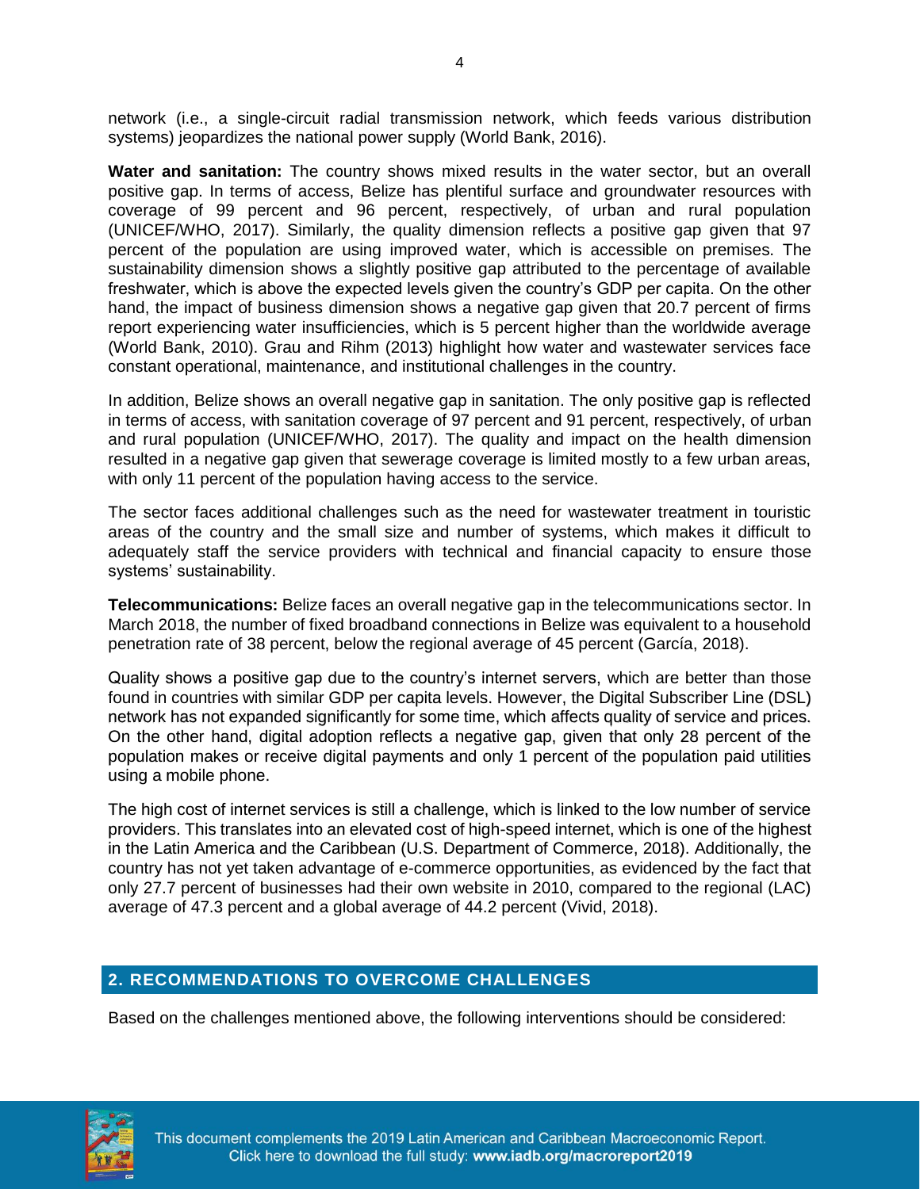network (i.e., a single-circuit radial transmission network, which feeds various distribution systems) jeopardizes the national power supply (World Bank, 2016).

**Water and sanitation:** The country shows mixed results in the water sector, but an overall positive gap. In terms of access, Belize has plentiful surface and groundwater resources with coverage of 99 percent and 96 percent, respectively, of urban and rural population (UNICEF/WHO, 2017). Similarly, the quality dimension reflects a positive gap given that 97 percent of the population are using improved water, which is accessible on premises. The sustainability dimension shows a slightly positive gap attributed to the percentage of available freshwater, which is above the expected levels given the country's GDP per capita. On the other hand, the impact of business dimension shows a negative gap given that 20.7 percent of firms report experiencing water insufficiencies, which is 5 percent higher than the worldwide average (World Bank, 2010). Grau and Rihm (2013) highlight how water and wastewater services face constant operational, maintenance, and institutional challenges in the country.

In addition, Belize shows an overall negative gap in sanitation. The only positive gap is reflected in terms of access, with sanitation coverage of 97 percent and 91 percent, respectively, of urban and rural population (UNICEF/WHO, 2017). The quality and impact on the health dimension resulted in a negative gap given that sewerage coverage is limited mostly to a few urban areas, with only 11 percent of the population having access to the service.

The sector faces additional challenges such as the need for wastewater treatment in touristic areas of the country and the small size and number of systems, which makes it difficult to adequately staff the service providers with technical and financial capacity to ensure those systems' sustainability.

**Telecommunications:** Belize faces an overall negative gap in the telecommunications sector. In March 2018, the number of fixed broadband connections in Belize was equivalent to a household penetration rate of 38 percent, below the regional average of 45 percent (García, 2018).

Quality shows a positive gap due to the country's internet servers, which are better than those found in countries with similar GDP per capita levels. However, the Digital Subscriber Line (DSL) network has not expanded significantly for some time, which affects quality of service and prices. On the other hand, digital adoption reflects a negative gap, given that only 28 percent of the population makes or receive digital payments and only 1 percent of the population paid utilities using a mobile phone.

The high cost of internet services is still a challenge, which is linked to the low number of service providers. This translates into an elevated cost of high-speed internet, which is one of the highest in the Latin America and the Caribbean (U.S. Department of Commerce, 2018). Additionally, the country has not yet taken advantage of e-commerce opportunities, as evidenced by the fact that only 27.7 percent of businesses had their own website in 2010, compared to the regional (LAC) average of 47.3 percent and a global average of 44.2 percent (Vivid, 2018).

## 2. RECOMMENDATIONS TO OVERCOME CHALLENGES

Based on the challenges mentioned above, the following interventions should be considered: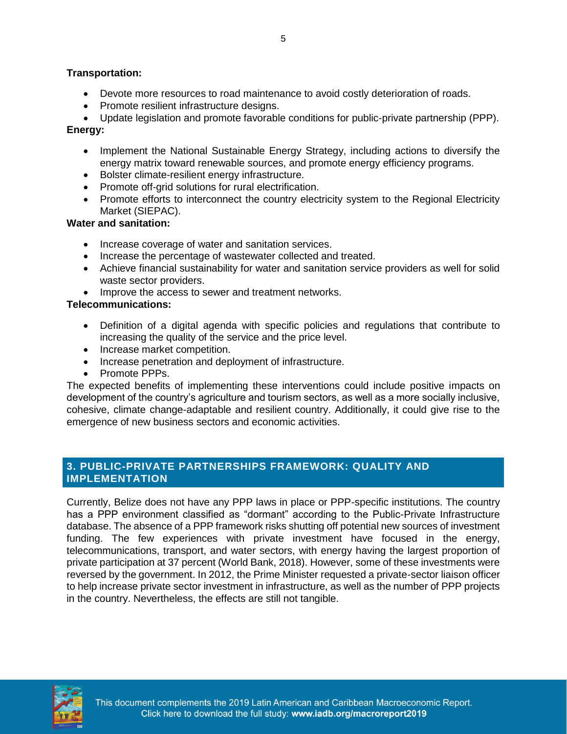**Transportation:**

- Devote more resources to road maintenance to avoid costly deterioration of roads.
- Promote resilient infrastructure designs.
- Update legislation and promote favorable conditions for public-private partnership (PPP).

**Energy:**

- Implement the National Sustainable Energy Strategy, including actions to diversify the energy matrix toward renewable sources, and promote energy efficiency programs.
- Bolster climate-resilient energy infrastructure.
- Promote off-grid solutions for rural electrification.
- Promote efforts to interconnect the country electricity system to the Regional Electricity Market (SIEPAC).

**Water and sanitation:**

- Increase coverage of water and sanitation services.
- Increase the percentage of wastewater collected and treated.
- Achieve financial sustainability for water and sanitation service providers as well for solid waste sector providers.
- Improve the access to sewer and treatment networks.

**Telecommunications:**

- Definition of a digital agenda with specific policies and regulations that contribute to increasing the quality of the service and the price level.
- Increase market competition.
- Increase penetration and deployment of infrastructure.
- Promote PPPs.

The expected benefits of implementing these interventions could include positive impacts on development of the country's agriculture and tourism sectors, as well as a more socially inclusive, cohesive, climate change-adaptable and resilient country. Additionally, it could give rise to the emergence of new business sectors and economic activities.

## 3. PUBLIC-PRIVATE PARTNERSHIPS FRAMEWORK: QUALITY AND IMPLEMENTATION

Currently, Belize does not have any PPP laws in place or PPP-specific institutions. The country has a PPP environment classified as "dormant" according to the Public-Private Infrastructure database. The absence of a PPP framework risks shutting off potential new sources of investment funding. The few experiences with private investment have focused in the energy, telecommunications, transport, and water sectors, with energy having the largest proportion of private participation at 37 percent (World Bank, 2018). However, some of these investments were reversed by the government. In 2012, the Prime Minister requested a private-sector liaison officer to help increase private sector investment in infrastructure, as well as the number of PPP projects in the country. Nevertheless, the effects are still not tangible.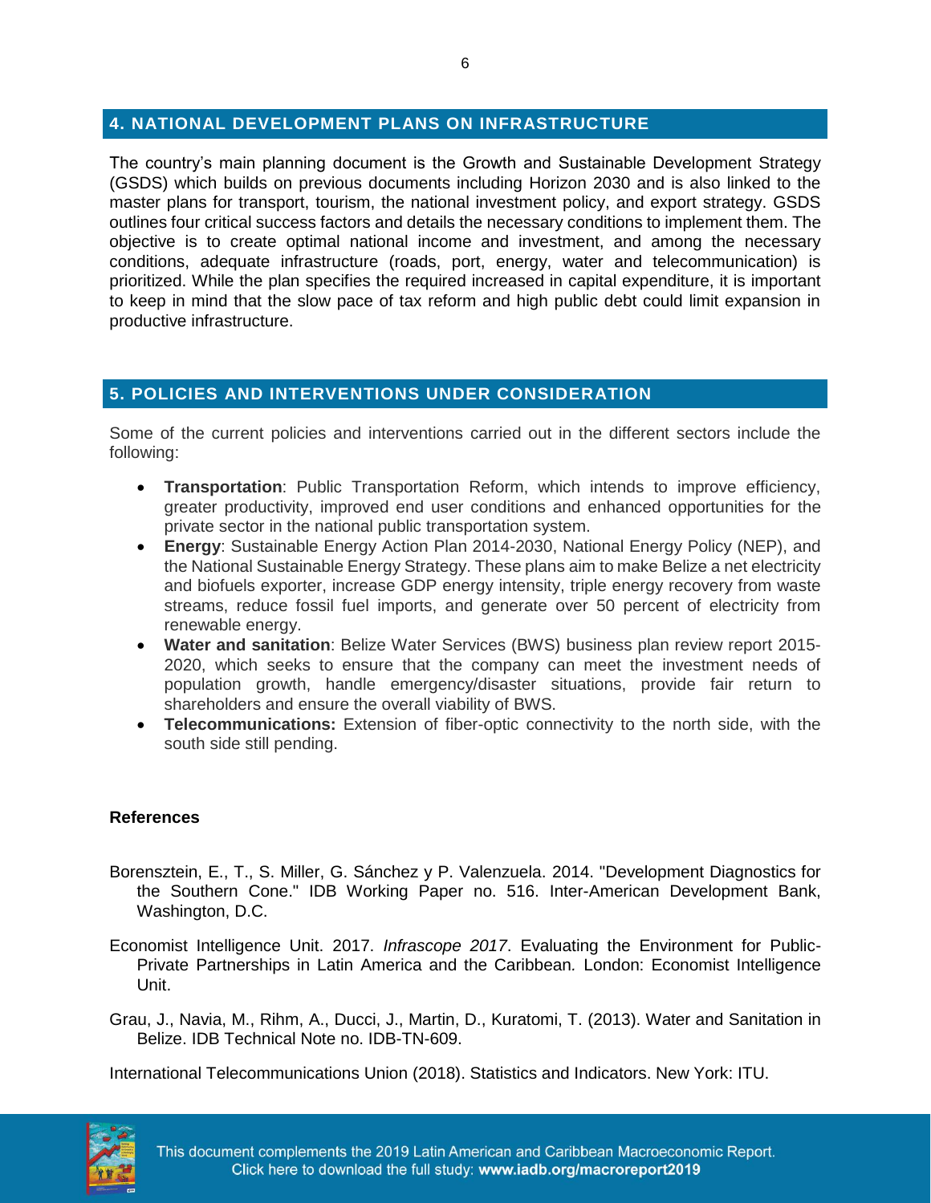## 4. NATIONAL DEVELOPMENT PLANS ON INFRASTRUCTURE

The country's main planning document is the Growth and Sustainable Development Strategy (GSDS) which builds on previous documents including Horizon 2030 and is also linked to the master plans for transport, tourism, the national investment policy, and export strategy. GSDS outlines four critical success factors and details the necessary conditions to implement them. The objective is to create optimal national income and investment, and among the necessary conditions, adequate infrastructure (roads, port, energy, water and telecommunication) is prioritized. While the plan specifies the required increased in capital expenditure, it is important to keep in mind that the slow pace of tax reform and high public debt could limit expansion in productive infrastructure.

## 5. POLICIES AND INTERVENTIONS UNDER CONSIDERATION

Some of the current policies and interventions carried out in the different sectors include the following:

- **Transportation**: Public Transportation Reform, which intends to improve efficiency, greater productivity, improved end user conditions and enhanced opportunities for the private sector in the national public transportation system.
- **Energy**: Sustainable Energy Action Plan 2014-2030, National Energy Policy (NEP), and the National Sustainable Energy Strategy. These plans aim to make Belize a net electricity and biofuels exporter, increase GDP energy intensity, triple energy recovery from waste streams, reduce fossil fuel imports, and generate over 50 percent of electricity from renewable energy.
- **Water and sanitation**: Belize Water Services (BWS) business plan review report 2015-2020, which seeks to ensure that the company can meet the investment needs of population growth, handle emergency/disaster situations, provide fair return to shareholders and ensure the overall viability of BWS.
- **Telecommunications:** Extension of fiber-optic connectivity to the north side, with the south side still pending.

**References**

Borensztein, E., T., S. Miller, G. Sánchez y P. Valenzuela. 2014. "Development Diagnostics for the Southern Cone." IDB Working Paper no. 516. Inter-American Development Bank, Washington, D.C.

Economist Intelligence Unit. 2017. *Infrascope 2017*. Evaluating the Environment for Public-Private Partnerships in Latin America and the Caribbean. London: Economist Intelligence Unit.

Grau, J., Navia, M., Rihm, A., Ducci, J., Martin, D., Kuratomi, T. (2013). Water and Sanitation in Belize. IDB Technical Note no. IDB-TN-609.

International Telecommunications Union (2018). Statistics and Indicators. New York: ITU.

This document complements the 2019 Latin American and Caribbean Macroeconomic Report. Click here to download the full study: **www.iadb.org/macroreport2019**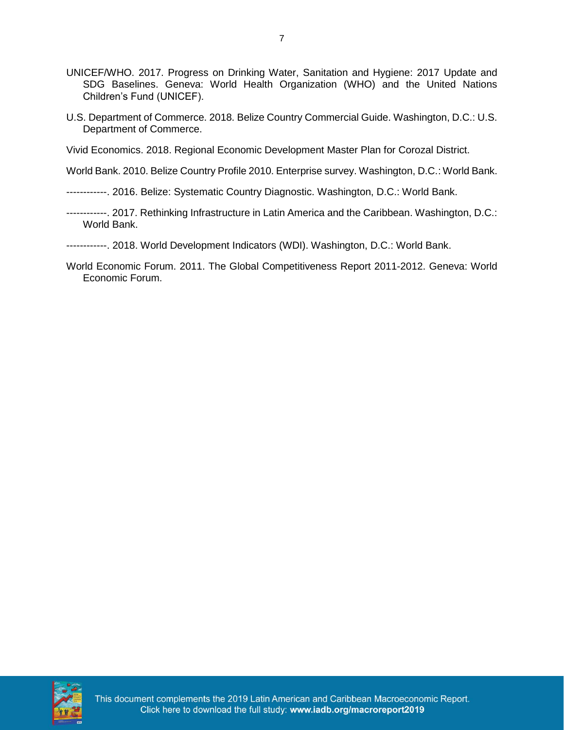UNICEF/WHO. 2017. Progress on Drinking Water, Sanitation and Hygiene: 2017 Update and SDG Baselines. Geneva: World Health Organization (WHO) and the United Nations Children's Fund (UNICEF).

U.S. Department of Commerce. 2018. Belize Country Commercial Guide. Washington, D.C.: U.S. Department of Commerce.

Vivid Economics. 2018. Regional Economic Development Master Plan for Corozal District.

World Bank. 2010. Belize Country Profile 2010. Enterprise survey. Washington, D.C.: World Bank.

------------. 2016. Belize: Systematic Country Diagnostic. Washington, D.C.: World Bank.

------------. 2017. Rethinking Infrastructure in Latin America and the Caribbean. Washington, D.C.: World Bank.

------------. 2018. World Development Indicators (WDI). Washington, D.C.: World Bank.

World Economic Forum. 2011. The Global Competitiveness Report 2011-2012. Geneva: World Economic Forum.

This document complements the 2019 Latin American and Caribbean Macroeconomic Report. Click here to download the full study: **www.iadb.org/macroreport2019**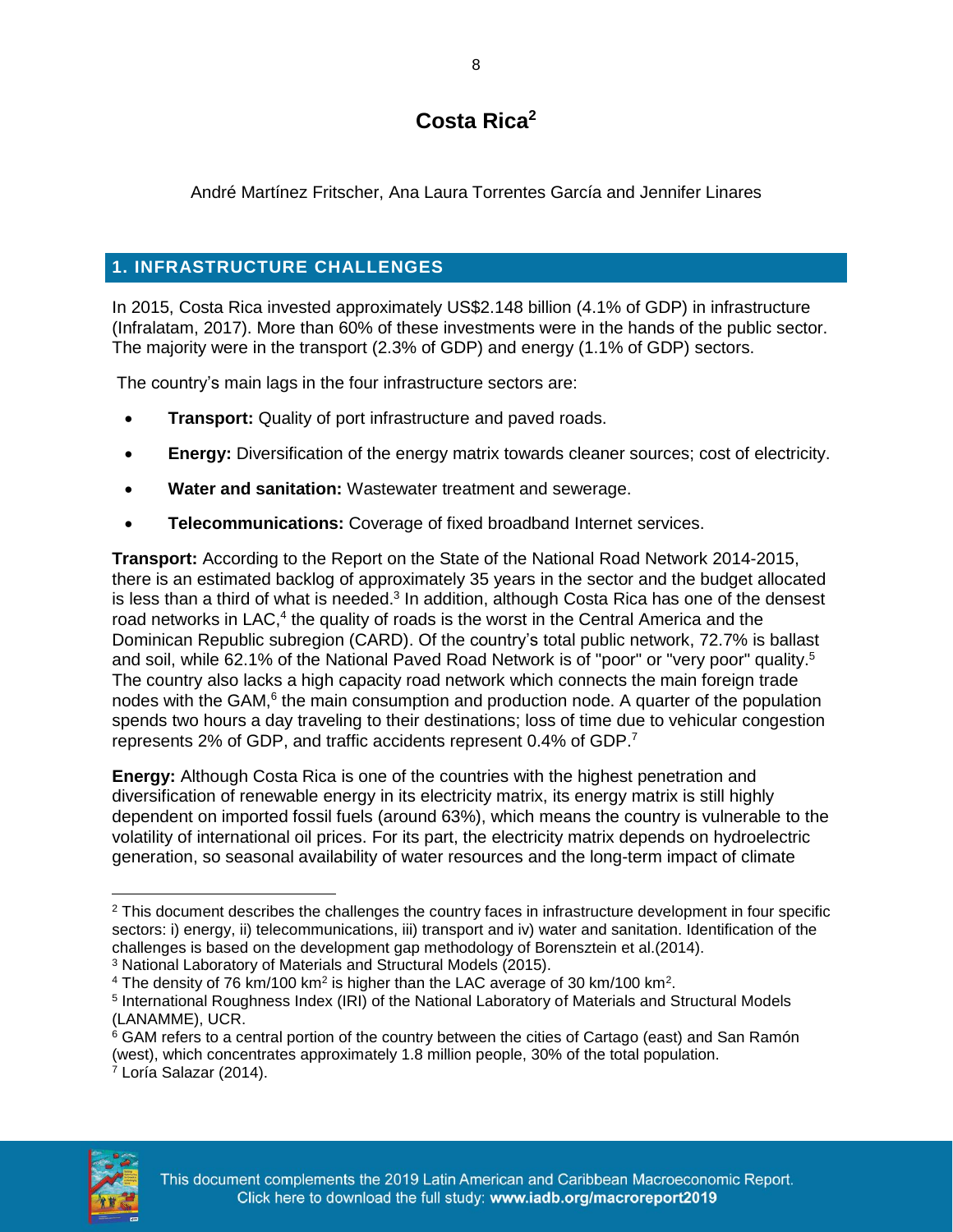# Costa Rica[2]

André Martínez Fritscher, Ana Laura Torrentes García and Jennifer Linares

## 1. INFRASTRUCTURE CHALLENGES

In 2015, Costa Rica invested approximately US$2.148 billion (4.1% of GDP) in infrastructure (Infralatam, 2017). More than 60% of these investments were in the hands of the public sector. The majority were in the transport (2.3% of GDP) and energy (1.1% of GDP) sectors.

The country's main lags in the four infrastructure sectors are:

- **Transport:** Quality of port infrastructure and paved roads.
- **Energy:** Diversification of the energy matrix towards cleaner sources; cost of electricity.
- **Water and sanitation:** Wastewater treatment and sewerage.
- **Telecommunications:** Coverage of fixed broadband Internet services.

**Transport:** According to the Report on the State of the National Road Network 2014-2015, there is an estimated backlog of approximately 35 years in the sector and the budget allocated is less than a third of what is needed.[3] In addition, although Costa Rica has one of the densest road networks in LAC,[4] the quality of roads is the worst in the Central America and the Dominican Republic subregion (CARD). Of the country's total public network, 72.7% is ballast and soil, while 62.1% of the National Paved Road Network is of "poor" or "very poor" quality.[5] The country also lacks a high capacity road network which connects the main foreign trade nodes with the GAM,[6] the main consumption and production node. A quarter of the population spends two hours a day traveling to their destinations; loss of time due to vehicular congestion represents 2% of GDP, and traffic accidents represent 0.4% of GDP.[7]

**Energy:** Although Costa Rica is one of the countries with the highest penetration and diversification of renewable energy in its electricity matrix, its energy matrix is still highly dependent on imported fossil fuels (around 63%), which means the country is vulnerable to the volatility of international oil prices. For its part, the electricity matrix depends on hydroelectric generation, so seasonal availability of water resources and the long-term impact of climate

---

[2] This document describes the challenges the country faces in infrastructure development in four specific sectors: i) energy, ii) telecommunications, iii) transport and iv) water and sanitation. Identification of the challenges is based on the development gap methodology of Borensztein et al.(2014).

[3] National Laboratory of Materials and Structural Models (2015).

[4] The density of 76 km/100 km$^2$ is higher than the LAC average of 30 km/100 km$^2$.

[5] International Roughness Index (IRI) of the National Laboratory of Materials and Structural Models (LANAMME), UCR.

[6] GAM refers to a central portion of the country between the cities of Cartago (east) and San Ramón (west), which concentrates approximately 1.8 million people, 30% of the total population.

[7] Loría Salazar (2014).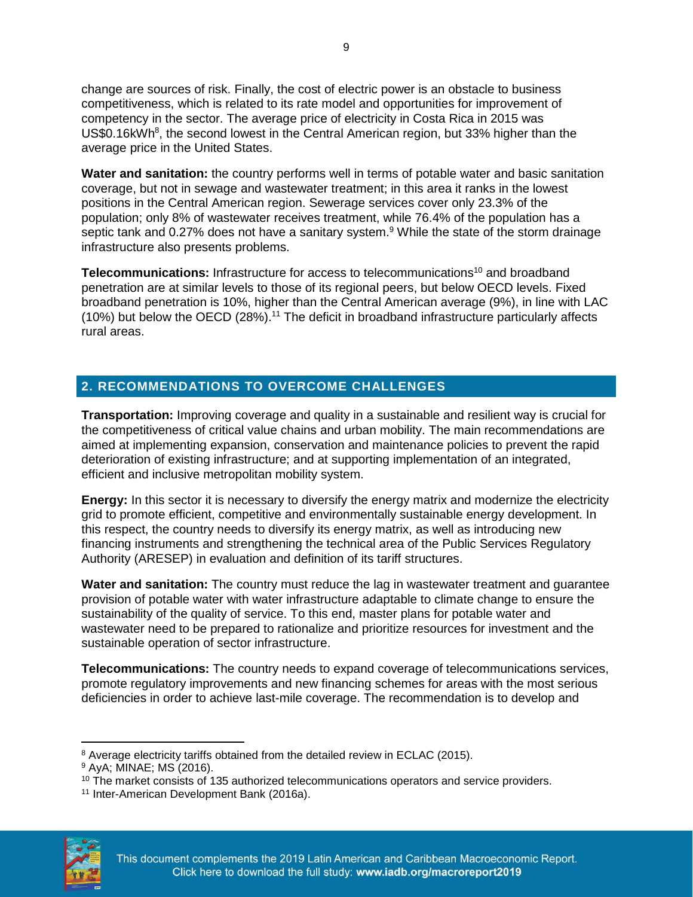change are sources of risk. Finally, the cost of electric power is an obstacle to business competitiveness, which is related to its rate model and opportunities for improvement of competency in the sector. The average price of electricity in Costa Rica in 2015 was US$0.16kWh[8], the second lowest in the Central American region, but 33% higher than the average price in the United States.

**Water and sanitation:** the country performs well in terms of potable water and basic sanitation coverage, but not in sewage and wastewater treatment; in this area it ranks in the lowest positions in the Central American region. Sewerage services cover only 23.3% of the population; only 8% of wastewater receives treatment, while 76.4% of the population has a septic tank and 0.27% does not have a sanitary system.[9] While the state of the storm drainage infrastructure also presents problems.

**Telecommunications:** Infrastructure for access to telecommunications[10] and broadband penetration are at similar levels to those of its regional peers, but below OECD levels. Fixed broadband penetration is 10%, higher than the Central American average (9%), in line with LAC (10%) but below the OECD (28%).[11] The deficit in broadband infrastructure particularly affects rural areas.

## 2. RECOMMENDATIONS TO OVERCOME CHALLENGES

**Transportation:** Improving coverage and quality in a sustainable and resilient way is crucial for the competitiveness of critical value chains and urban mobility. The main recommendations are aimed at implementing expansion, conservation and maintenance policies to prevent the rapid deterioration of existing infrastructure; and at supporting implementation of an integrated, efficient and inclusive metropolitan mobility system.

**Energy:** In this sector it is necessary to diversify the energy matrix and modernize the electricity grid to promote efficient, competitive and environmentally sustainable energy development. In this respect, the country needs to diversify its energy matrix, as well as introducing new financing instruments and strengthening the technical area of the Public Services Regulatory Authority (ARESEP) in evaluation and definition of its tariff structures.

**Water and sanitation:** The country must reduce the lag in wastewater treatment and guarantee provision of potable water with water infrastructure adaptable to climate change to ensure the sustainability of the quality of service. To this end, master plans for potable water and wastewater need to be prepared to rationalize and prioritize resources for investment and the sustainable operation of sector infrastructure.

**Telecommunications:** The country needs to expand coverage of telecommunications services, promote regulatory improvements and new financing schemes for areas with the most serious deficiencies in order to achieve last-mile coverage. The recommendation is to develop and

---

[8] Average electricity tariffs obtained from the detailed review in ECLAC (2015).

[9] AyA; MINAE; MS (2016).

[10] The market consists of 135 authorized telecommunications operators and service providers.

[11] Inter-American Development Bank (2016a).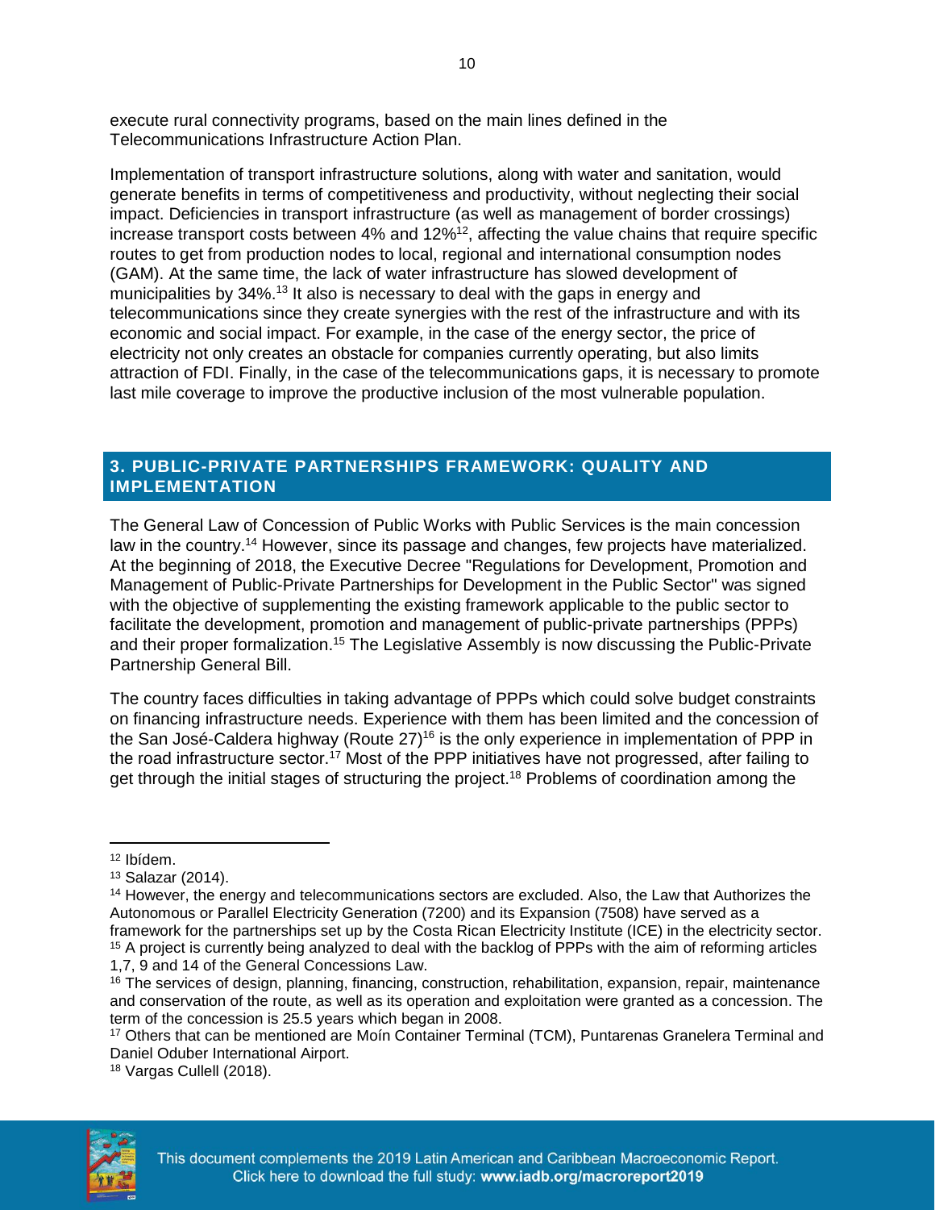execute rural connectivity programs, based on the main lines defined in the Telecommunications Infrastructure Action Plan.

Implementation of transport infrastructure solutions, along with water and sanitation, would generate benefits in terms of competitiveness and productivity, without neglecting their social impact. Deficiencies in transport infrastructure (as well as management of border crossings) increase transport costs between 4% and 12%[12], affecting the value chains that require specific routes to get from production nodes to local, regional and international consumption nodes (GAM). At the same time, the lack of water infrastructure has slowed development of municipalities by 34%.[13] It also is necessary to deal with the gaps in energy and telecommunications since they create synergies with the rest of the infrastructure and with its economic and social impact. For example, in the case of the energy sector, the price of electricity not only creates an obstacle for companies currently operating, but also limits attraction of FDI. Finally, in the case of the telecommunications gaps, it is necessary to promote last mile coverage to improve the productive inclusion of the most vulnerable population.

## 3. PUBLIC-PRIVATE PARTNERSHIPS FRAMEWORK: QUALITY AND IMPLEMENTATION

The General Law of Concession of Public Works with Public Services is the main concession law in the country.[14] However, since its passage and changes, few projects have materialized. At the beginning of 2018, the Executive Decree "Regulations for Development, Promotion and Management of Public-Private Partnerships for Development in the Public Sector" was signed with the objective of supplementing the existing framework applicable to the public sector to facilitate the development, promotion and management of public-private partnerships (PPPs) and their proper formalization.[15] The Legislative Assembly is now discussing the Public-Private Partnership General Bill.

The country faces difficulties in taking advantage of PPPs which could solve budget constraints on financing infrastructure needs. Experience with them has been limited and the concession of the San José-Caldera highway (Route 27)[16] is the only experience in implementation of PPP in the road infrastructure sector.[17] Most of the PPP initiatives have not progressed, after failing to get through the initial stages of structuring the project.[18] Problems of coordination among the

---

[12] Ibídem.

[13] Salazar (2014).

[14] However, the energy and telecommunications sectors are excluded. Also, the Law that Authorizes the Autonomous or Parallel Electricity Generation (7200) and its Expansion (7508) have served as a framework for the partnerships set up by the Costa Rican Electricity Institute (ICE) in the electricity sector.

[15] A project is currently being analyzed to deal with the backlog of PPPs with the aim of reforming articles 1,7, 9 and 14 of the General Concessions Law.

[16] The services of design, planning, financing, construction, rehabilitation, expansion, repair, maintenance and conservation of the route, as well as its operation and exploitation were granted as a concession. The term of the concession is 25.5 years which began in 2008.

[17] Others that can be mentioned are Moín Container Terminal (TCM), Puntarenas Granelera Terminal and Daniel Oduber International Airport.

[18] Vargas Cullell (2018).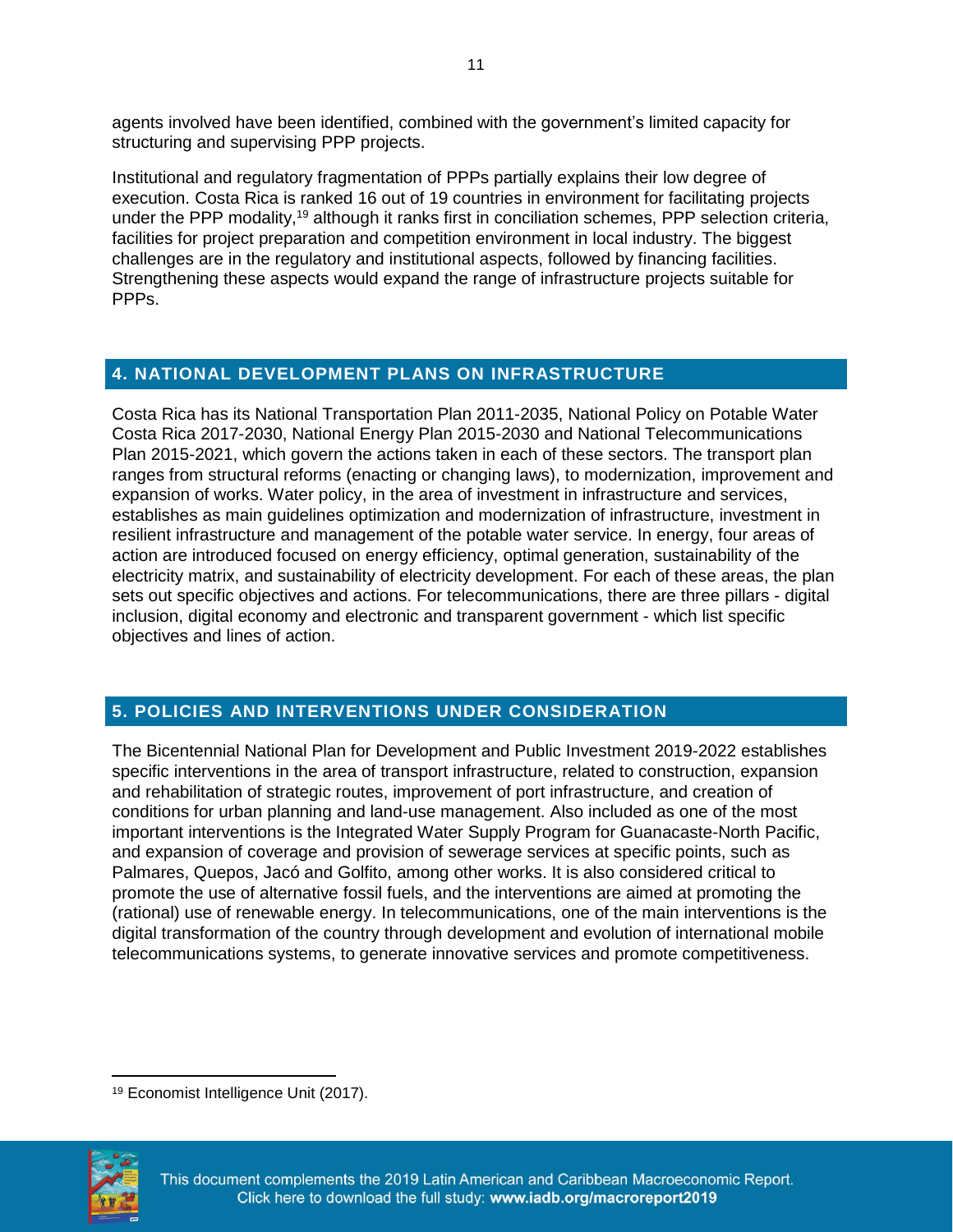agents involved have been identified, combined with the government's limited capacity for structuring and supervising PPP projects.

Institutional and regulatory fragmentation of PPPs partially explains their low degree of execution. Costa Rica is ranked 16 out of 19 countries in environment for facilitating projects under the PPP modality,[19] although it ranks first in conciliation schemes, PPP selection criteria, facilities for project preparation and competition environment in local industry. The biggest challenges are in the regulatory and institutional aspects, followed by financing facilities. Strengthening these aspects would expand the range of infrastructure projects suitable for PPPs.

## 4. NATIONAL DEVELOPMENT PLANS ON INFRASTRUCTURE

Costa Rica has its National Transportation Plan 2011-2035, National Policy on Potable Water Costa Rica 2017-2030, National Energy Plan 2015-2030 and National Telecommunications Plan 2015-2021, which govern the actions taken in each of these sectors. The transport plan ranges from structural reforms (enacting or changing laws), to modernization, improvement and expansion of works. Water policy, in the area of investment in infrastructure and services, establishes as main guidelines optimization and modernization of infrastructure, investment in resilient infrastructure and management of the potable water service. In energy, four areas of action are introduced focused on energy efficiency, optimal generation, sustainability of the electricity matrix, and sustainability of electricity development. For each of these areas, the plan sets out specific objectives and actions. For telecommunications, there are three pillars - digital inclusion, digital economy and electronic and transparent government - which list specific objectives and lines of action.

## 5. POLICIES AND INTERVENTIONS UNDER CONSIDERATION

The Bicentennial National Plan for Development and Public Investment 2019-2022 establishes specific interventions in the area of transport infrastructure, related to construction, expansion and rehabilitation of strategic routes, improvement of port infrastructure, and creation of conditions for urban planning and land-use management. Also included as one of the most important interventions is the Integrated Water Supply Program for Guanacaste-North Pacific, and expansion of coverage and provision of sewerage services at specific points, such as Palmares, Quepos, Jacó and Golfito, among other works. It is also considered critical to promote the use of alternative fossil fuels, and the interventions are aimed at promoting the (rational) use of renewable energy. In telecommunications, one of the main interventions is the digital transformation of the country through development and evolution of international mobile telecommunications systems, to generate innovative services and promote competitiveness.

[19] Economist Intelligence Unit (2017).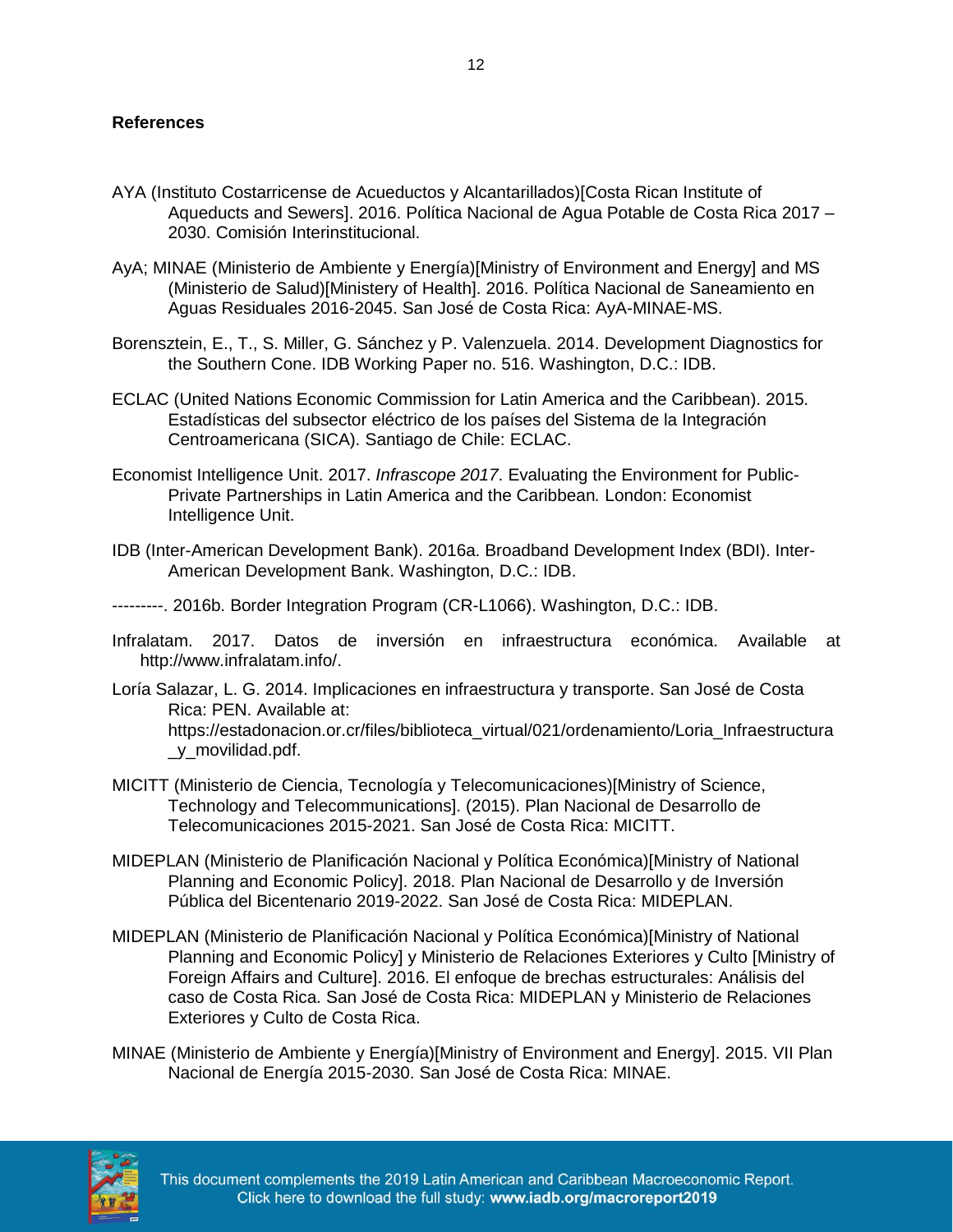## References

AYA (Instituto Costarricense de Acueductos y Alcantarillados)[Costa Rican Institute of Aqueducts and Sewers]. 2016. Política Nacional de Agua Potable de Costa Rica 2017 – 2030. Comisión Interinstitucional.

AyA; MINAE (Ministerio de Ambiente y Energía)[Ministry of Environment and Energy] and MS (Ministerio de Salud)[Ministery of Health]. 2016. Política Nacional de Saneamiento en Aguas Residuales 2016-2045. San José de Costa Rica: AyA-MINAE-MS.

Borensztein, E., T., S. Miller, G. Sánchez y P. Valenzuela. 2014. Development Diagnostics for the Southern Cone. IDB Working Paper no. 516. Washington, D.C.: IDB.

ECLAC (United Nations Economic Commission for Latin America and the Caribbean). 2015. Estadísticas del subsector eléctrico de los países del Sistema de la Integración Centroamericana (SICA). Santiago de Chile: ECLAC.

Economist Intelligence Unit. 2017. *Infrascope 2017*. Evaluating the Environment for Public-Private Partnerships in Latin America and the Caribbean*.* London: Economist Intelligence Unit.

IDB (Inter-American Development Bank). 2016a. Broadband Development Index (BDI). Inter-American Development Bank. Washington, D.C.: IDB.

---------. 2016b. Border Integration Program (CR-L1066). Washington, D.C.: IDB.

Infralatam. 2017. Datos de inversión en infraestructura económica. Available at http://www.infralatam.info/.

Loría Salazar, L. G. 2014. Implicaciones en infraestructura y transporte. San José de Costa Rica: PEN. Available at: https://estadonacion.or.cr/files/biblioteca_virtual/021/ordenamiento/Loria_Infraestructura_y_movilidad.pdf.

MICITT (Ministerio de Ciencia, Tecnología y Telecomunicaciones)[Ministry of Science, Technology and Telecommunications]. (2015). Plan Nacional de Desarrollo de Telecomunicaciones 2015-2021. San José de Costa Rica: MICITT.

MIDEPLAN (Ministerio de Planificación Nacional y Política Económica)[Ministry of National Planning and Economic Policy]. 2018. Plan Nacional de Desarrollo y de Inversión Pública del Bicentenario 2019-2022. San José de Costa Rica: MIDEPLAN.

MIDEPLAN (Ministerio de Planificación Nacional y Política Económica)[Ministry of National Planning and Economic Policy] y Ministerio de Relaciones Exteriores y Culto [Ministry of Foreign Affairs and Culture]. 2016. El enfoque de brechas estructurales: Análisis del caso de Costa Rica. San José de Costa Rica: MIDEPLAN y Ministerio de Relaciones Exteriores y Culto de Costa Rica.

MINAE (Ministerio de Ambiente y Energía)[Ministry of Environment and Energy]. 2015. VII Plan Nacional de Energía 2015-2030. San José de Costa Rica: MINAE.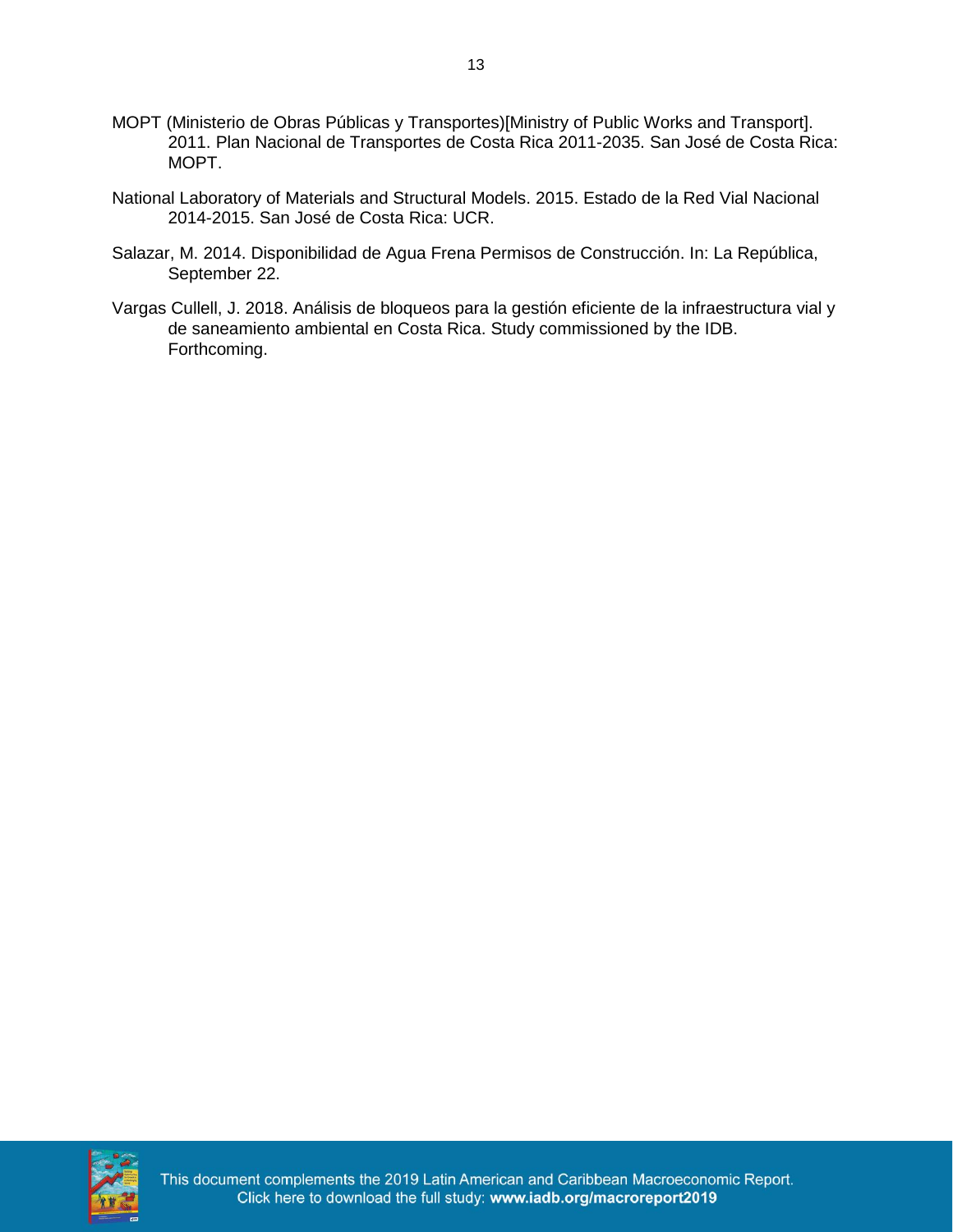MOPT (Ministerio de Obras Públicas y Transportes)[Ministry of Public Works and Transport]. 2011. Plan Nacional de Transportes de Costa Rica 2011-2035. San José de Costa Rica: MOPT.

National Laboratory of Materials and Structural Models. 2015. Estado de la Red Vial Nacional 2014-2015. San José de Costa Rica: UCR.

Salazar, M. 2014. Disponibilidad de Agua Frena Permisos de Construcción. In: La República, September 22.

Vargas Cullell, J. 2018. Análisis de bloqueos para la gestión eficiente de la infraestructura vial y de saneamiento ambiental en Costa Rica. Study commissioned by the IDB. Forthcoming.

This document complements the 2019 Latin American and Caribbean Macroeconomic Report. Click here to download the full study: **www.iadb.org/macroreport2019**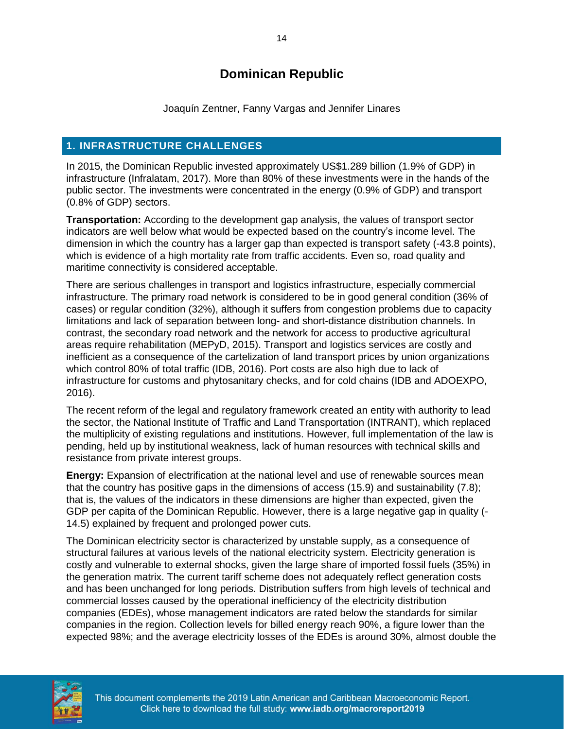# Dominican Republic

Joaquín Zentner, Fanny Vargas and Jennifer Linares

## 1. INFRASTRUCTURE CHALLENGES

In 2015, the Dominican Republic invested approximately US$1.289 billion (1.9% of GDP) in infrastructure (Infralatam, 2017). More than 80% of these investments were in the hands of the public sector. The investments were concentrated in the energy (0.9% of GDP) and transport (0.8% of GDP) sectors.

**Transportation:** According to the development gap analysis, the values of transport sector indicators are well below what would be expected based on the country's income level. The dimension in which the country has a larger gap than expected is transport safety (-43.8 points), which is evidence of a high mortality rate from traffic accidents. Even so, road quality and maritime connectivity is considered acceptable.

There are serious challenges in transport and logistics infrastructure, especially commercial infrastructure. The primary road network is considered to be in good general condition (36% of cases) or regular condition (32%), although it suffers from congestion problems due to capacity limitations and lack of separation between long- and short-distance distribution channels. In contrast, the secondary road network and the network for access to productive agricultural areas require rehabilitation (MEPyD, 2015). Transport and logistics services are costly and inefficient as a consequence of the cartelization of land transport prices by union organizations which control 80% of total traffic (IDB, 2016). Port costs are also high due to lack of infrastructure for customs and phytosanitary checks, and for cold chains (IDB and ADOEXPO, 2016).

The recent reform of the legal and regulatory framework created an entity with authority to lead the sector, the National Institute of Traffic and Land Transportation (INTRANT), which replaced the multiplicity of existing regulations and institutions. However, full implementation of the law is pending, held up by institutional weakness, lack of human resources with technical skills and resistance from private interest groups.

**Energy:** Expansion of electrification at the national level and use of renewable sources mean that the country has positive gaps in the dimensions of access (15.9) and sustainability (7.8); that is, the values of the indicators in these dimensions are higher than expected, given the GDP per capita of the Dominican Republic. However, there is a large negative gap in quality (-14.5) explained by frequent and prolonged power cuts.

The Dominican electricity sector is characterized by unstable supply, as a consequence of structural failures at various levels of the national electricity system. Electricity generation is costly and vulnerable to external shocks, given the large share of imported fossil fuels (35%) in the generation matrix. The current tariff scheme does not adequately reflect generation costs and has been unchanged for long periods. Distribution suffers from high levels of technical and commercial losses caused by the operational inefficiency of the electricity distribution companies (EDEs), whose management indicators are rated below the standards for similar companies in the region. Collection levels for billed energy reach 90%, a figure lower than the expected 98%; and the average electricity losses of the EDEs is around 30%, almost double the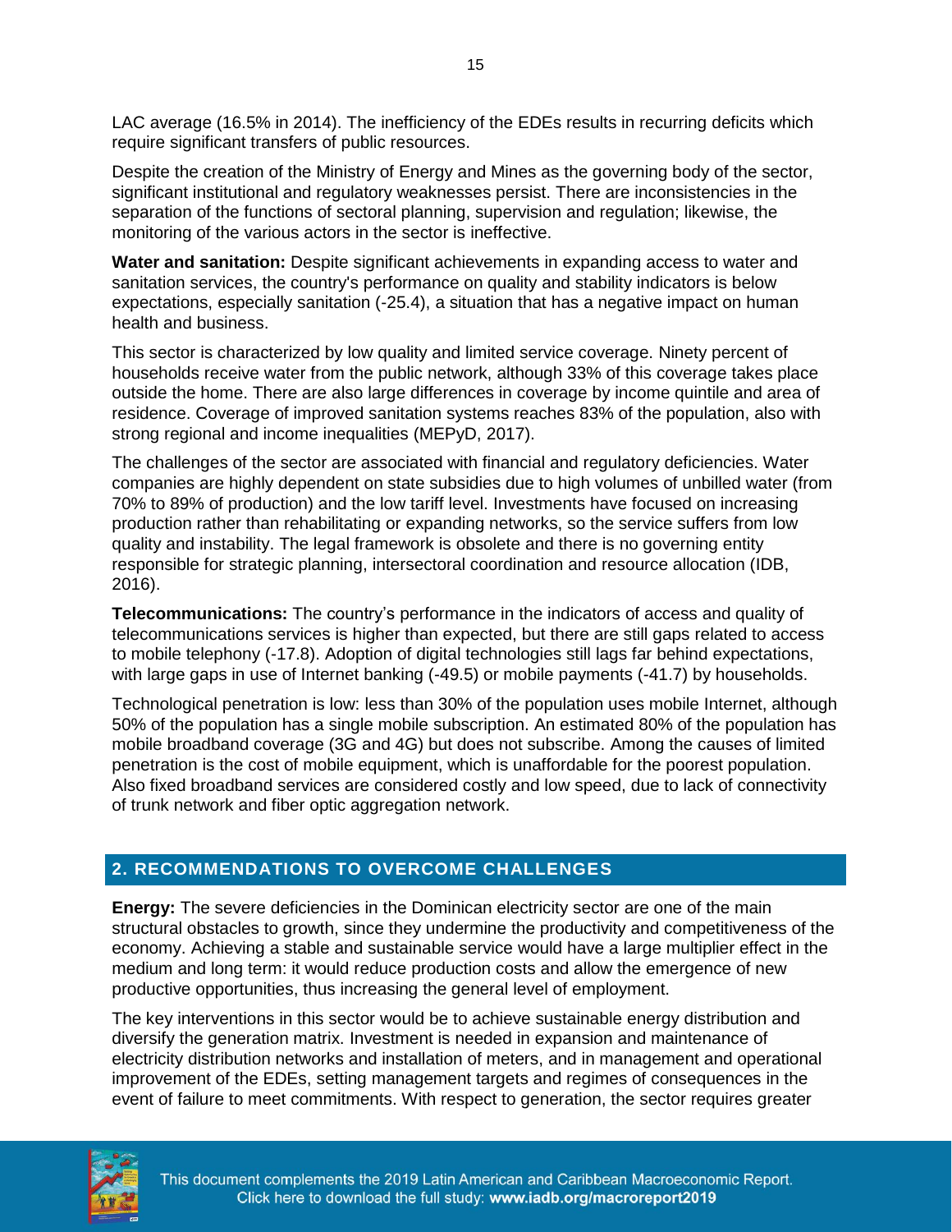LAC average (16.5% in 2014). The inefficiency of the EDEs results in recurring deficits which require significant transfers of public resources.

Despite the creation of the Ministry of Energy and Mines as the governing body of the sector, significant institutional and regulatory weaknesses persist. There are inconsistencies in the separation of the functions of sectoral planning, supervision and regulation; likewise, the monitoring of the various actors in the sector is ineffective.

**Water and sanitation:** Despite significant achievements in expanding access to water and sanitation services, the country's performance on quality and stability indicators is below expectations, especially sanitation (-25.4), a situation that has a negative impact on human health and business.

This sector is characterized by low quality and limited service coverage. Ninety percent of households receive water from the public network, although 33% of this coverage takes place outside the home. There are also large differences in coverage by income quintile and area of residence. Coverage of improved sanitation systems reaches 83% of the population, also with strong regional and income inequalities (MEPyD, 2017).

The challenges of the sector are associated with financial and regulatory deficiencies. Water companies are highly dependent on state subsidies due to high volumes of unbilled water (from 70% to 89% of production) and the low tariff level. Investments have focused on increasing production rather than rehabilitating or expanding networks, so the service suffers from low quality and instability. The legal framework is obsolete and there is no governing entity responsible for strategic planning, intersectoral coordination and resource allocation (IDB, 2016).

**Telecommunications:** The country's performance in the indicators of access and quality of telecommunications services is higher than expected, but there are still gaps related to access to mobile telephony (-17.8). Adoption of digital technologies still lags far behind expectations, with large gaps in use of Internet banking (-49.5) or mobile payments (-41.7) by households.

Technological penetration is low: less than 30% of the population uses mobile Internet, although 50% of the population has a single mobile subscription. An estimated 80% of the population has mobile broadband coverage (3G and 4G) but does not subscribe. Among the causes of limited penetration is the cost of mobile equipment, which is unaffordable for the poorest population. Also fixed broadband services are considered costly and low speed, due to lack of connectivity of trunk network and fiber optic aggregation network.

## 2. RECOMMENDATIONS TO OVERCOME CHALLENGES

**Energy:** The severe deficiencies in the Dominican electricity sector are one of the main structural obstacles to growth, since they undermine the productivity and competitiveness of the economy. Achieving a stable and sustainable service would have a large multiplier effect in the medium and long term: it would reduce production costs and allow the emergence of new productive opportunities, thus increasing the general level of employment.

The key interventions in this sector would be to achieve sustainable energy distribution and diversify the generation matrix. Investment is needed in expansion and maintenance of electricity distribution networks and installation of meters, and in management and operational improvement of the EDEs, setting management targets and regimes of consequences in the event of failure to meet commitments. With respect to generation, the sector requires greater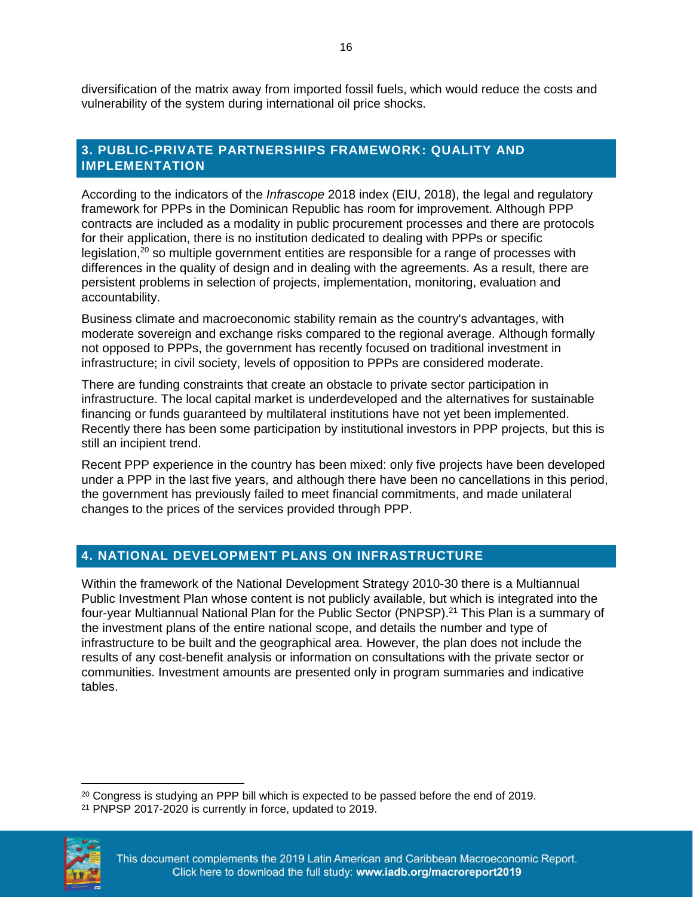diversification of the matrix away from imported fossil fuels, which would reduce the costs and vulnerability of the system during international oil price shocks.

## 3. PUBLIC-PRIVATE PARTNERSHIPS FRAMEWORK: QUALITY AND IMPLEMENTATION

According to the indicators of the *Infrascope* 2018 index (EIU, 2018), the legal and regulatory framework for PPPs in the Dominican Republic has room for improvement. Although PPP contracts are included as a modality in public procurement processes and there are protocols for their application, there is no institution dedicated to dealing with PPPs or specific legislation,[20] so multiple government entities are responsible for a range of processes with differences in the quality of design and in dealing with the agreements. As a result, there are persistent problems in selection of projects, implementation, monitoring, evaluation and accountability.

Business climate and macroeconomic stability remain as the country's advantages, with moderate sovereign and exchange risks compared to the regional average. Although formally not opposed to PPPs, the government has recently focused on traditional investment in infrastructure; in civil society, levels of opposition to PPPs are considered moderate.

There are funding constraints that create an obstacle to private sector participation in infrastructure. The local capital market is underdeveloped and the alternatives for sustainable financing or funds guaranteed by multilateral institutions have not yet been implemented. Recently there has been some participation by institutional investors in PPP projects, but this is still an incipient trend.

Recent PPP experience in the country has been mixed: only five projects have been developed under a PPP in the last five years, and although there have been no cancellations in this period, the government has previously failed to meet financial commitments, and made unilateral changes to the prices of the services provided through PPP.

## 4. NATIONAL DEVELOPMENT PLANS ON INFRASTRUCTURE

Within the framework of the National Development Strategy 2010-30 there is a Multiannual Public Investment Plan whose content is not publicly available, but which is integrated into the four-year Multiannual National Plan for the Public Sector (PNPSP).[21] This Plan is a summary of the investment plans of the entire national scope, and details the number and type of infrastructure to be built and the geographical area. However, the plan does not include the results of any cost-benefit analysis or information on consultations with the private sector or communities. Investment amounts are presented only in program summaries and indicative tables.

[20] Congress is studying an PPP bill which is expected to be passed before the end of 2019.

[21] PNPSP 2017-2020 is currently in force, updated to 2019.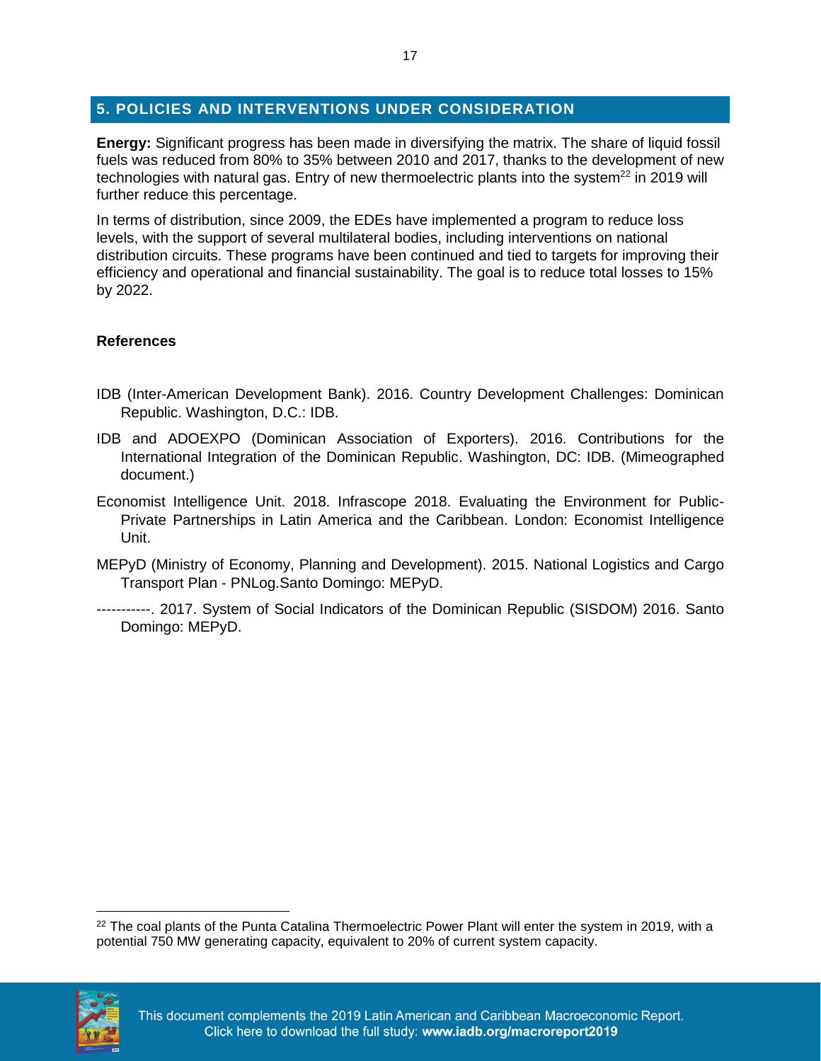## 5. POLICIES AND INTERVENTIONS UNDER CONSIDERATION

**Energy:** Significant progress has been made in diversifying the matrix. The share of liquid fossil fuels was reduced from 80% to 35% between 2010 and 2017, thanks to the development of new technologies with natural gas. Entry of new thermoelectric plants into the system[22] in 2019 will further reduce this percentage.

In terms of distribution, since 2009, the EDEs have implemented a program to reduce loss levels, with the support of several multilateral bodies, including interventions on national distribution circuits. These programs have been continued and tied to targets for improving their efficiency and operational and financial sustainability. The goal is to reduce total losses to 15% by 2022.

**References**

IDB (Inter-American Development Bank). 2016. Country Development Challenges: Dominican Republic. Washington, D.C.: IDB.

IDB and ADOEXPO (Dominican Association of Exporters). 2016. Contributions for the International Integration of the Dominican Republic. Washington, DC: IDB. (Mimeographed document.)

Economist Intelligence Unit. 2018. Infrascope 2018. Evaluating the Environment for Public-Private Partnerships in Latin America and the Caribbean. London: Economist Intelligence Unit.

MEPyD (Ministry of Economy, Planning and Development). 2015. National Logistics and Cargo Transport Plan - PNLog.Santo Domingo: MEPyD.

-----------. 2017. System of Social Indicators of the Dominican Republic (SISDOM) 2016. Santo Domingo: MEPyD.

[22] The coal plants of the Punta Catalina Thermoelectric Power Plant will enter the system in 2019, with a potential 750 MW generating capacity, equivalent to 20% of current system capacity.

This document complements the 2019 Latin American and Caribbean Macroeconomic Report. Click here to download the full study: **www.iadb.org/macroreport2019**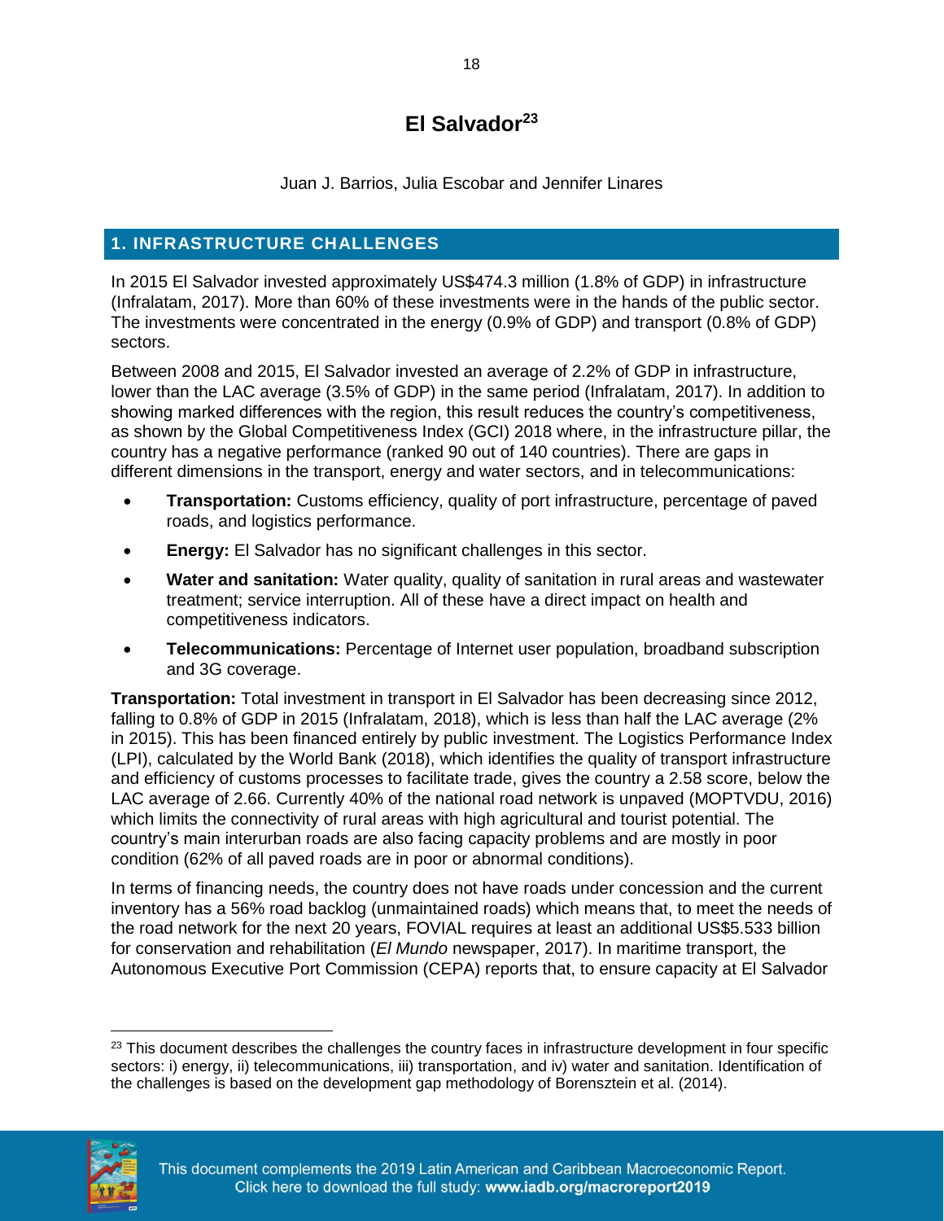# El Salvador[23]

Juan J. Barrios, Julia Escobar and Jennifer Linares

## 1. INFRASTRUCTURE CHALLENGES

In 2015 El Salvador invested approximately US$474.3 million (1.8% of GDP) in infrastructure (Infralatam, 2017). More than 60% of these investments were in the hands of the public sector. The investments were concentrated in the energy (0.9% of GDP) and transport (0.8% of GDP) sectors.

Between 2008 and 2015, El Salvador invested an average of 2.2% of GDP in infrastructure, lower than the LAC average (3.5% of GDP) in the same period (Infralatam, 2017). In addition to showing marked differences with the region, this result reduces the country's competitiveness, as shown by the Global Competitiveness Index (GCI) 2018 where, in the infrastructure pillar, the country has a negative performance (ranked 90 out of 140 countries). There are gaps in different dimensions in the transport, energy and water sectors, and in telecommunications:

- **Transportation:** Customs efficiency, quality of port infrastructure, percentage of paved roads, and logistics performance.
- **Energy:** El Salvador has no significant challenges in this sector.
- **Water and sanitation:** Water quality, quality of sanitation in rural areas and wastewater treatment; service interruption. All of these have a direct impact on health and competitiveness indicators.
- **Telecommunications:** Percentage of Internet user population, broadband subscription and 3G coverage.

**Transportation:** Total investment in transport in El Salvador has been decreasing since 2012, falling to 0.8% of GDP in 2015 (Infralatam, 2018), which is less than half the LAC average (2% in 2015). This has been financed entirely by public investment. The Logistics Performance Index (LPI), calculated by the World Bank (2018), which identifies the quality of transport infrastructure and efficiency of customs processes to facilitate trade, gives the country a 2.58 score, below the LAC average of 2.66. Currently 40% of the national road network is unpaved (MOPTVDU, 2016) which limits the connectivity of rural areas with high agricultural and tourist potential. The country's main interurban roads are also facing capacity problems and are mostly in poor condition (62% of all paved roads are in poor or abnormal conditions).

In terms of financing needs, the country does not have roads under concession and the current inventory has a 56% road backlog (unmaintained roads) which means that, to meet the needs of the road network for the next 20 years, FOVIAL requires at least an additional US$5.533 billion for conservation and rehabilitation (*El Mundo* newspaper, 2017). In maritime transport, the Autonomous Executive Port Commission (CEPA) reports that, to ensure capacity at El Salvador

[23] This document describes the challenges the country faces in infrastructure development in four specific sectors: i) energy, ii) telecommunications, iii) transportation, and iv) water and sanitation. Identification of the challenges is based on the development gap methodology of Borensztein et al. (2014).

This document complements the 2019 Latin American and Caribbean Macroeconomic Report. Click here to download the full study: **www.iadb.org/macroreport2019**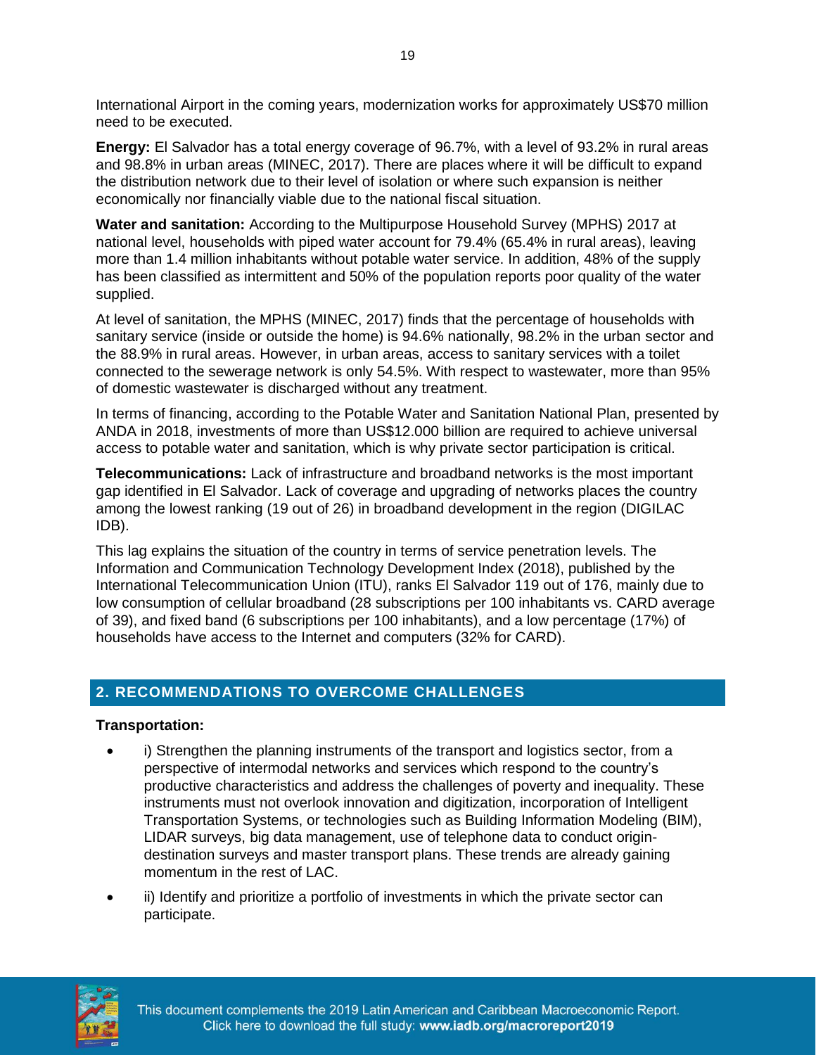International Airport in the coming years, modernization works for approximately US$70 million need to be executed.

**Energy:** El Salvador has a total energy coverage of 96.7%, with a level of 93.2% in rural areas and 98.8% in urban areas (MINEC, 2017). There are places where it will be difficult to expand the distribution network due to their level of isolation or where such expansion is neither economically nor financially viable due to the national fiscal situation.

**Water and sanitation:** According to the Multipurpose Household Survey (MPHS) 2017 at national level, households with piped water account for 79.4% (65.4% in rural areas), leaving more than 1.4 million inhabitants without potable water service. In addition, 48% of the supply has been classified as intermittent and 50% of the population reports poor quality of the water supplied.

At level of sanitation, the MPHS (MINEC, 2017) finds that the percentage of households with sanitary service (inside or outside the home) is 94.6% nationally, 98.2% in the urban sector and the 88.9% in rural areas. However, in urban areas, access to sanitary services with a toilet connected to the sewerage network is only 54.5%. With respect to wastewater, more than 95% of domestic wastewater is discharged without any treatment.

In terms of financing, according to the Potable Water and Sanitation National Plan, presented by ANDA in 2018, investments of more than US$12.000 billion are required to achieve universal access to potable water and sanitation, which is why private sector participation is critical.

**Telecommunications:** Lack of infrastructure and broadband networks is the most important gap identified in El Salvador. Lack of coverage and upgrading of networks places the country among the lowest ranking (19 out of 26) in broadband development in the region (DIGILAC IDB).

This lag explains the situation of the country in terms of service penetration levels. The Information and Communication Technology Development Index (2018), published by the International Telecommunication Union (ITU), ranks El Salvador 119 out of 176, mainly due to low consumption of cellular broadband (28 subscriptions per 100 inhabitants vs. CARD average of 39), and fixed band (6 subscriptions per 100 inhabitants), and a low percentage (17%) of households have access to the Internet and computers (32% for CARD).

## 2. RECOMMENDATIONS TO OVERCOME CHALLENGES

**Transportation:**

- i) Strengthen the planning instruments of the transport and logistics sector, from a perspective of intermodal networks and services which respond to the country's productive characteristics and address the challenges of poverty and inequality. These instruments must not overlook innovation and digitization, incorporation of Intelligent Transportation Systems, or technologies such as Building Information Modeling (BIM), LIDAR surveys, big data management, use of telephone data to conduct origin-destination surveys and master transport plans. These trends are already gaining momentum in the rest of LAC.
- ii) Identify and prioritize a portfolio of investments in which the private sector can participate.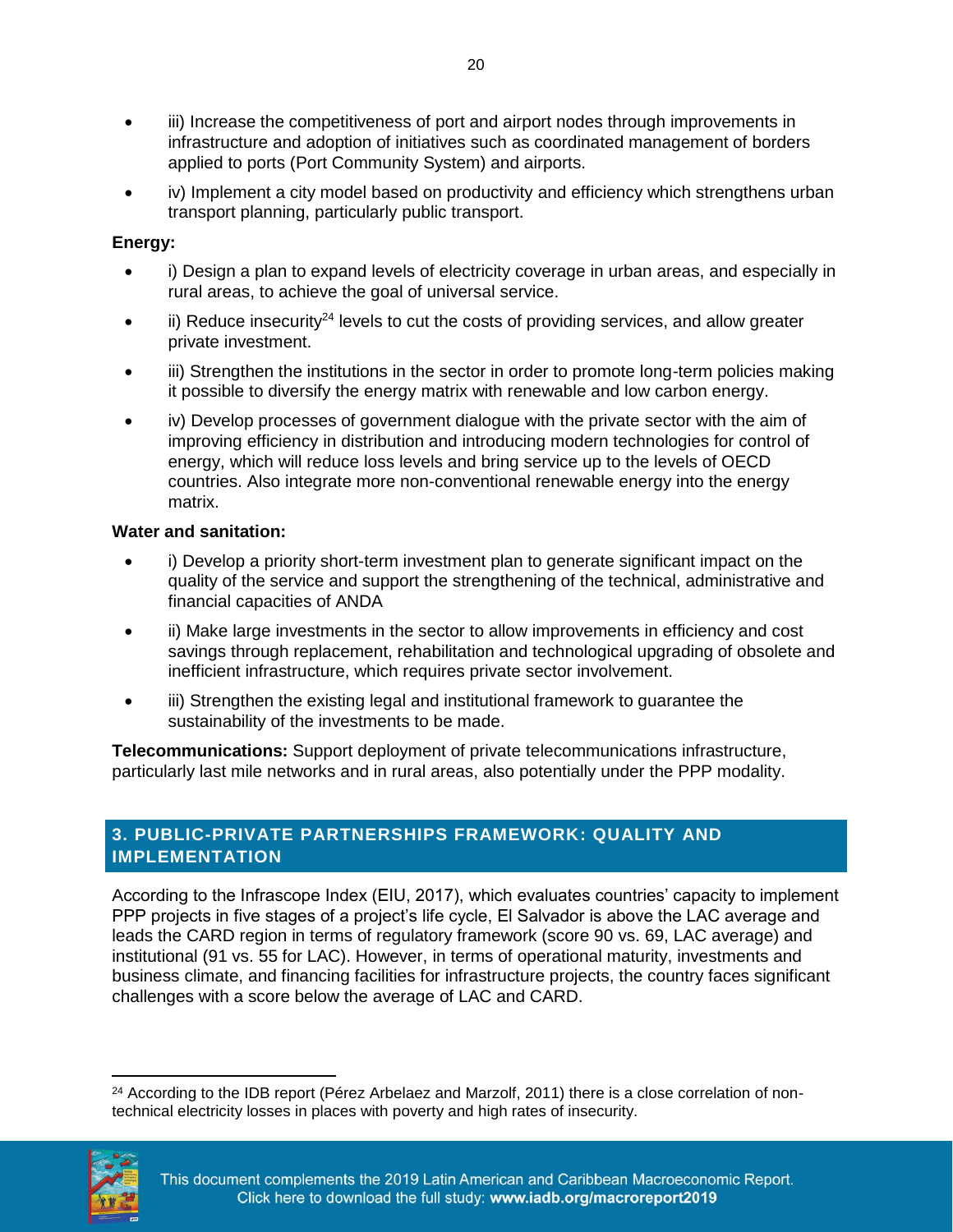- iii) Increase the competitiveness of port and airport nodes through improvements in infrastructure and adoption of initiatives such as coordinated management of borders applied to ports (Port Community System) and airports.
- iv) Implement a city model based on productivity and efficiency which strengthens urban transport planning, particularly public transport.

**Energy:**

- i) Design a plan to expand levels of electricity coverage in urban areas, and especially in rural areas, to achieve the goal of universal service.
- ii) Reduce insecurity[24] levels to cut the costs of providing services, and allow greater private investment.
- iii) Strengthen the institutions in the sector in order to promote long-term policies making it possible to diversify the energy matrix with renewable and low carbon energy.
- iv) Develop processes of government dialogue with the private sector with the aim of improving efficiency in distribution and introducing modern technologies for control of energy, which will reduce loss levels and bring service up to the levels of OECD countries. Also integrate more non-conventional renewable energy into the energy matrix.

**Water and sanitation:**

- i) Develop a priority short-term investment plan to generate significant impact on the quality of the service and support the strengthening of the technical, administrative and financial capacities of ANDA
- ii) Make large investments in the sector to allow improvements in efficiency and cost savings through replacement, rehabilitation and technological upgrading of obsolete and inefficient infrastructure, which requires private sector involvement.
- iii) Strengthen the existing legal and institutional framework to guarantee the sustainability of the investments to be made.

**Telecommunications:** Support deployment of private telecommunications infrastructure, particularly last mile networks and in rural areas, also potentially under the PPP modality.

## 3. PUBLIC-PRIVATE PARTNERSHIPS FRAMEWORK: QUALITY AND IMPLEMENTATION

According to the Infrascope Index (EIU, 2017), which evaluates countries' capacity to implement PPP projects in five stages of a project's life cycle, El Salvador is above the LAC average and leads the CARD region in terms of regulatory framework (score 90 vs. 69, LAC average) and institutional (91 vs. 55 for LAC). However, in terms of operational maturity, investments and business climate, and financing facilities for infrastructure projects, the country faces significant challenges with a score below the average of LAC and CARD.

[24] According to the IDB report (Pérez Arbelaez and Marzolf, 2011) there is a close correlation of non-technical electricity losses in places with poverty and high rates of insecurity.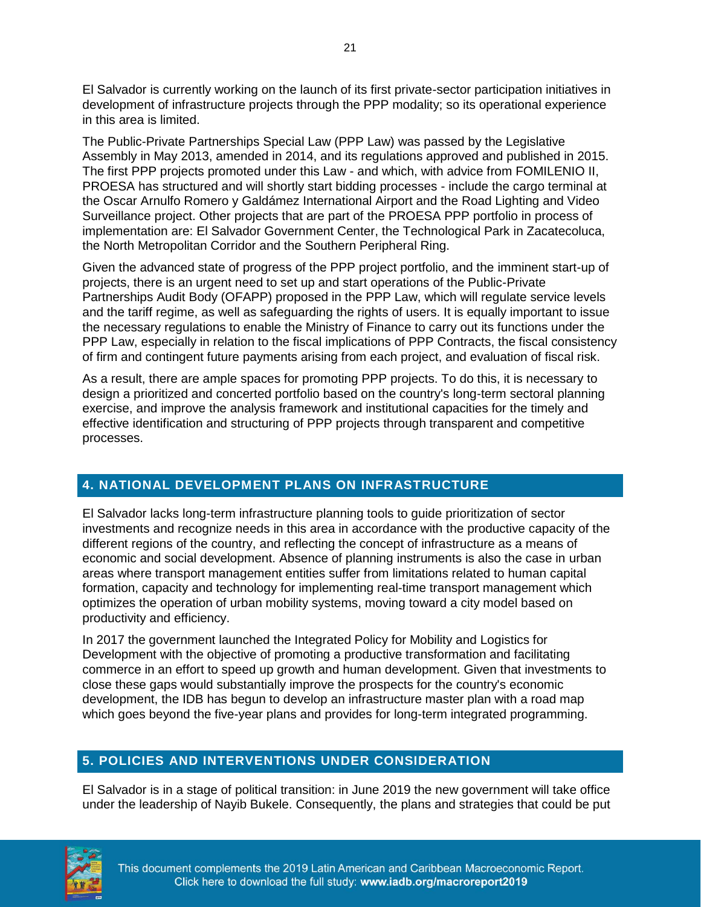El Salvador is currently working on the launch of its first private-sector participation initiatives in development of infrastructure projects through the PPP modality; so its operational experience in this area is limited.

The Public-Private Partnerships Special Law (PPP Law) was passed by the Legislative Assembly in May 2013, amended in 2014, and its regulations approved and published in 2015. The first PPP projects promoted under this Law - and which, with advice from FOMILENIO II, PROESA has structured and will shortly start bidding processes - include the cargo terminal at the Oscar Arnulfo Romero y Galdámez International Airport and the Road Lighting and Video Surveillance project. Other projects that are part of the PROESA PPP portfolio in process of implementation are: El Salvador Government Center, the Technological Park in Zacatecoluca, the North Metropolitan Corridor and the Southern Peripheral Ring.

Given the advanced state of progress of the PPP project portfolio, and the imminent start-up of projects, there is an urgent need to set up and start operations of the Public-Private Partnerships Audit Body (OFAPP) proposed in the PPP Law, which will regulate service levels and the tariff regime, as well as safeguarding the rights of users. It is equally important to issue the necessary regulations to enable the Ministry of Finance to carry out its functions under the PPP Law, especially in relation to the fiscal implications of PPP Contracts, the fiscal consistency of firm and contingent future payments arising from each project, and evaluation of fiscal risk.

As a result, there are ample spaces for promoting PPP projects. To do this, it is necessary to design a prioritized and concerted portfolio based on the country's long-term sectoral planning exercise, and improve the analysis framework and institutional capacities for the timely and effective identification and structuring of PPP projects through transparent and competitive processes.

## 4. NATIONAL DEVELOPMENT PLANS ON INFRASTRUCTURE

El Salvador lacks long-term infrastructure planning tools to guide prioritization of sector investments and recognize needs in this area in accordance with the productive capacity of the different regions of the country, and reflecting the concept of infrastructure as a means of economic and social development. Absence of planning instruments is also the case in urban areas where transport management entities suffer from limitations related to human capital formation, capacity and technology for implementing real-time transport management which optimizes the operation of urban mobility systems, moving toward a city model based on productivity and efficiency.

In 2017 the government launched the Integrated Policy for Mobility and Logistics for Development with the objective of promoting a productive transformation and facilitating commerce in an effort to speed up growth and human development. Given that investments to close these gaps would substantially improve the prospects for the country's economic development, the IDB has begun to develop an infrastructure master plan with a road map which goes beyond the five-year plans and provides for long-term integrated programming.

## 5. POLICIES AND INTERVENTIONS UNDER CONSIDERATION

El Salvador is in a stage of political transition: in June 2019 the new government will take office under the leadership of Nayib Bukele. Consequently, the plans and strategies that could be put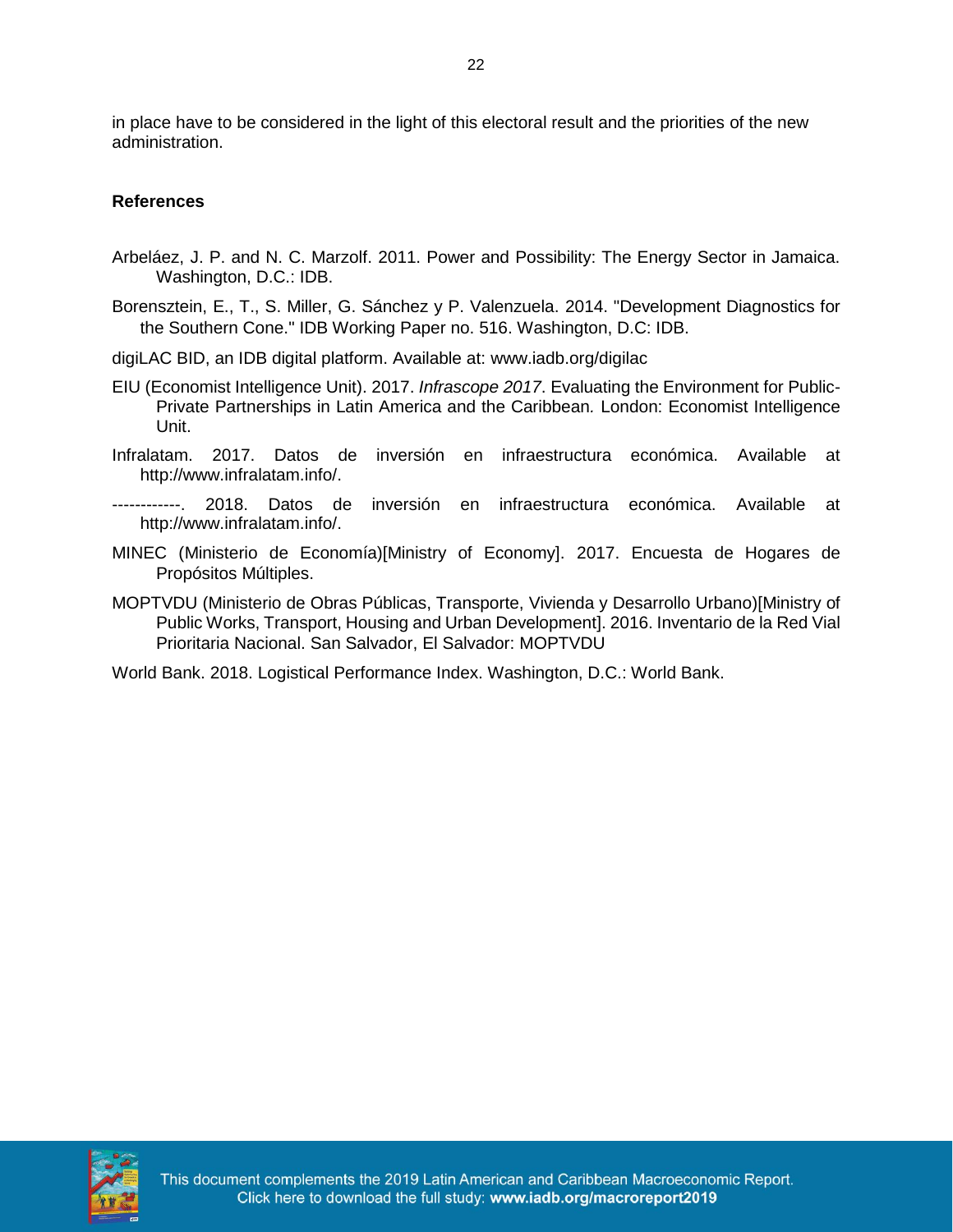in place have to be considered in the light of this electoral result and the priorities of the new administration.

**References**

Arbeláez, J. P. and N. C. Marzolf. 2011. Power and Possibility: The Energy Sector in Jamaica. Washington, D.C.: IDB.

Borensztein, E., T., S. Miller, G. Sánchez y P. Valenzuela. 2014. "Development Diagnostics for the Southern Cone." IDB Working Paper no. 516. Washington, D.C: IDB.

digiLAC BID, an IDB digital platform. Available at: www.iadb.org/digilac

EIU (Economist Intelligence Unit). 2017. *Infrascope 2017*. Evaluating the Environment for Public-Private Partnerships in Latin America and the Caribbean. London: Economist Intelligence Unit.

Infralatam. 2017. Datos de inversión en infraestructura económica. Available at http://www.infralatam.info/.

------------. 2018. Datos de inversión en infraestructura económica. Available at http://www.infralatam.info/.

MINEC (Ministerio de Economía)[Ministry of Economy]. 2017. Encuesta de Hogares de Propósitos Múltiples.

MOPTVDU (Ministerio de Obras Públicas, Transporte, Vivienda y Desarrollo Urbano)[Ministry of Public Works, Transport, Housing and Urban Development]. 2016. Inventario de la Red Vial Prioritaria Nacional. San Salvador, El Salvador: MOPTVDU

World Bank. 2018. Logistical Performance Index. Washington, D.C.: World Bank.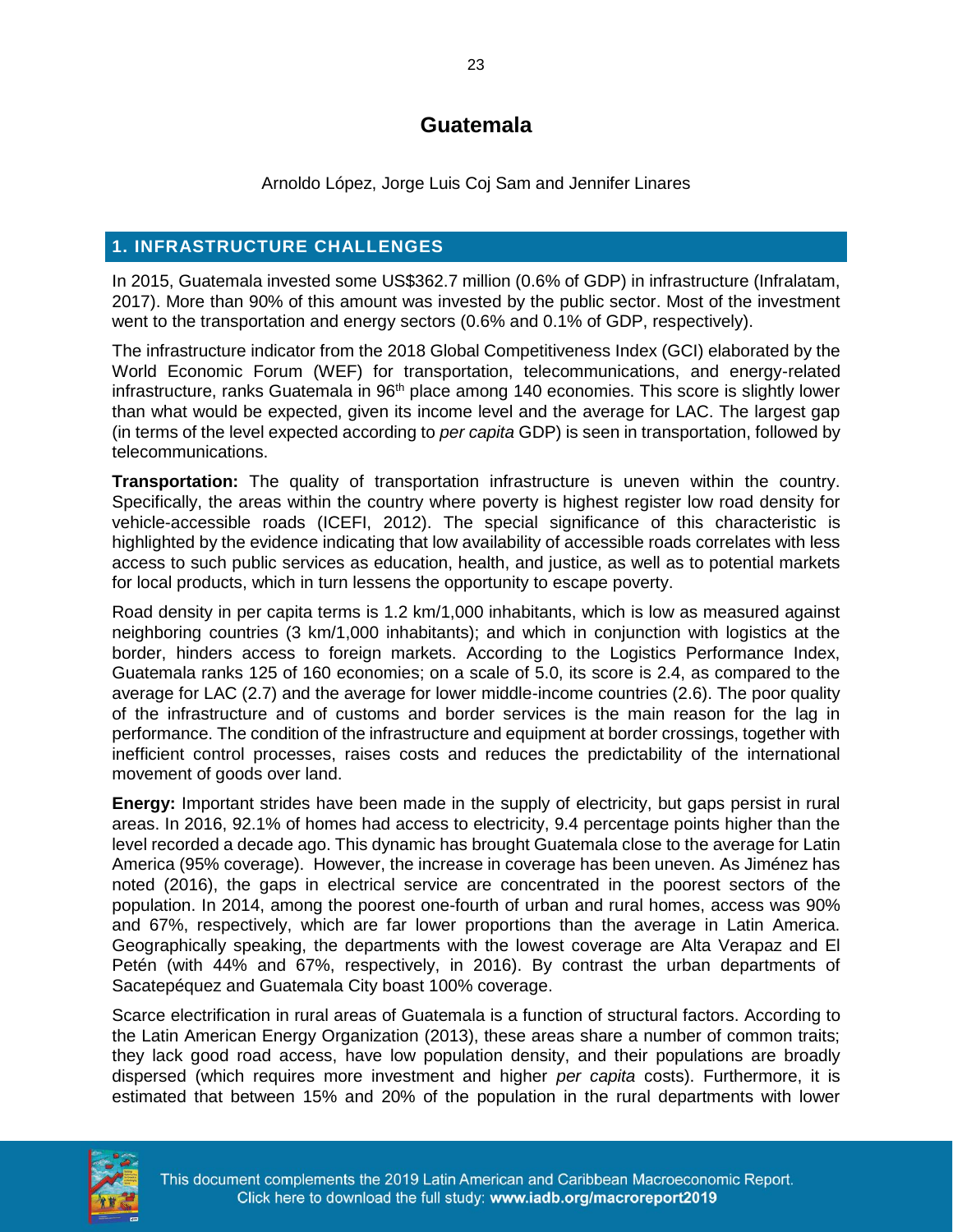# Guatemala

Arnoldo López, Jorge Luis Coj Sam and Jennifer Linares

## 1. INFRASTRUCTURE CHALLENGES

In 2015, Guatemala invested some US$362.7 million (0.6% of GDP) in infrastructure (Infralatam, 2017). More than 90% of this amount was invested by the public sector. Most of the investment went to the transportation and energy sectors (0.6% and 0.1% of GDP, respectively).

The infrastructure indicator from the 2018 Global Competitiveness Index (GCI) elaborated by the World Economic Forum (WEF) for transportation, telecommunications, and energy-related infrastructure, ranks Guatemala in 96th place among 140 economies. This score is slightly lower than what would be expected, given its income level and the average for LAC. The largest gap (in terms of the level expected according to *per capita* GDP) is seen in transportation, followed by telecommunications.

**Transportation:** The quality of transportation infrastructure is uneven within the country. Specifically, the areas within the country where poverty is highest register low road density for vehicle-accessible roads (ICEFI, 2012). The special significance of this characteristic is highlighted by the evidence indicating that low availability of accessible roads correlates with less access to such public services as education, health, and justice, as well as to potential markets for local products, which in turn lessens the opportunity to escape poverty.

Road density in per capita terms is 1.2 km/1,000 inhabitants, which is low as measured against neighboring countries (3 km/1,000 inhabitants); and which in conjunction with logistics at the border, hinders access to foreign markets. According to the Logistics Performance Index, Guatemala ranks 125 of 160 economies; on a scale of 5.0, its score is 2.4, as compared to the average for LAC (2.7) and the average for lower middle-income countries (2.6). The poor quality of the infrastructure and of customs and border services is the main reason for the lag in performance. The condition of the infrastructure and equipment at border crossings, together with inefficient control processes, raises costs and reduces the predictability of the international movement of goods over land.

**Energy:** Important strides have been made in the supply of electricity, but gaps persist in rural areas. In 2016, 92.1% of homes had access to electricity, 9.4 percentage points higher than the level recorded a decade ago. This dynamic has brought Guatemala close to the average for Latin America (95% coverage). However, the increase in coverage has been uneven. As Jiménez has noted (2016), the gaps in electrical service are concentrated in the poorest sectors of the population. In 2014, among the poorest one-fourth of urban and rural homes, access was 90% and 67%, respectively, which are far lower proportions than the average in Latin America. Geographically speaking, the departments with the lowest coverage are Alta Verapaz and El Petén (with 44% and 67%, respectively, in 2016). By contrast the urban departments of Sacatepéquez and Guatemala City boast 100% coverage.

Scarce electrification in rural areas of Guatemala is a function of structural factors. According to the Latin American Energy Organization (2013), these areas share a number of common traits; they lack good road access, have low population density, and their populations are broadly dispersed (which requires more investment and higher *per capita* costs). Furthermore, it is estimated that between 15% and 20% of the population in the rural departments with lower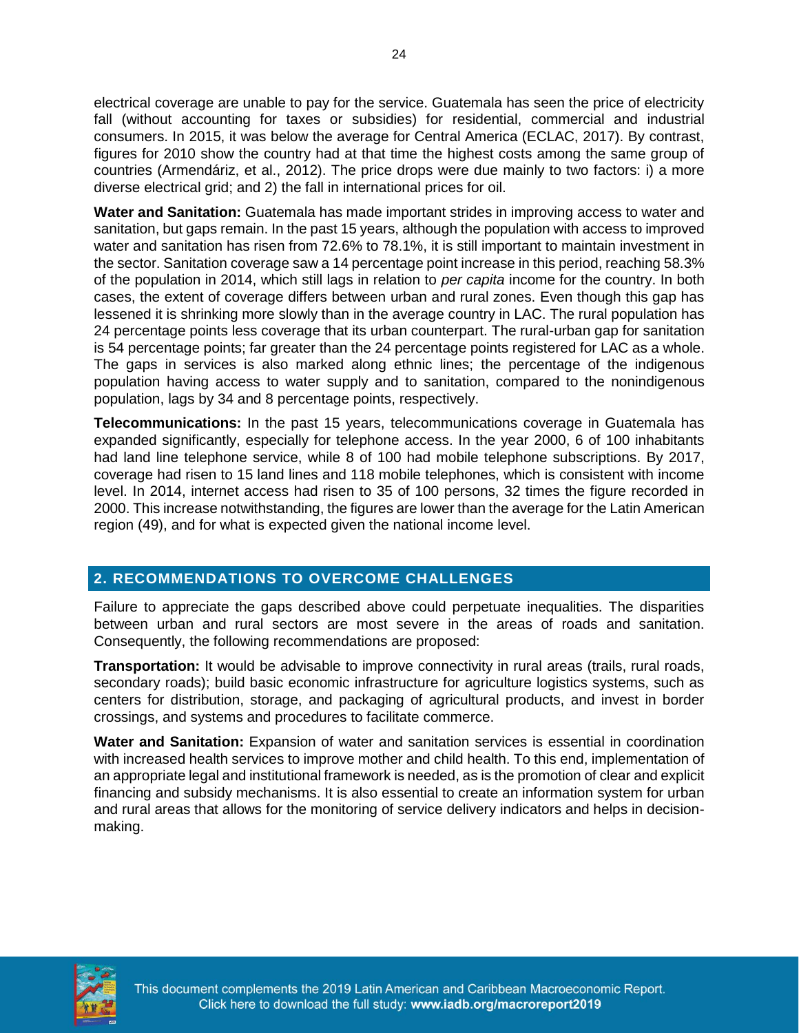electrical coverage are unable to pay for the service. Guatemala has seen the price of electricity fall (without accounting for taxes or subsidies) for residential, commercial and industrial consumers. In 2015, it was below the average for Central America (ECLAC, 2017). By contrast, figures for 2010 show the country had at that time the highest costs among the same group of countries (Armendáriz, et al., 2012). The price drops were due mainly to two factors: i) a more diverse electrical grid; and 2) the fall in international prices for oil.

**Water and Sanitation:** Guatemala has made important strides in improving access to water and sanitation, but gaps remain. In the past 15 years, although the population with access to improved water and sanitation has risen from 72.6% to 78.1%, it is still important to maintain investment in the sector. Sanitation coverage saw a 14 percentage point increase in this period, reaching 58.3% of the population in 2014, which still lags in relation to *per capita* income for the country. In both cases, the extent of coverage differs between urban and rural zones. Even though this gap has lessened it is shrinking more slowly than in the average country in LAC. The rural population has 24 percentage points less coverage that its urban counterpart. The rural-urban gap for sanitation is 54 percentage points; far greater than the 24 percentage points registered for LAC as a whole. The gaps in services is also marked along ethnic lines; the percentage of the indigenous population having access to water supply and to sanitation, compared to the nonindigenous population, lags by 34 and 8 percentage points, respectively.

**Telecommunications:** In the past 15 years, telecommunications coverage in Guatemala has expanded significantly, especially for telephone access. In the year 2000, 6 of 100 inhabitants had land line telephone service, while 8 of 100 had mobile telephone subscriptions. By 2017, coverage had risen to 15 land lines and 118 mobile telephones, which is consistent with income level. In 2014, internet access had risen to 35 of 100 persons, 32 times the figure recorded in 2000. This increase notwithstanding, the figures are lower than the average for the Latin American region (49), and for what is expected given the national income level.

## 2. RECOMMENDATIONS TO OVERCOME CHALLENGES

Failure to appreciate the gaps described above could perpetuate inequalities. The disparities between urban and rural sectors are most severe in the areas of roads and sanitation. Consequently, the following recommendations are proposed:

**Transportation:** It would be advisable to improve connectivity in rural areas (trails, rural roads, secondary roads); build basic economic infrastructure for agriculture logistics systems, such as centers for distribution, storage, and packaging of agricultural products, and invest in border crossings, and systems and procedures to facilitate commerce.

**Water and Sanitation:** Expansion of water and sanitation services is essential in coordination with increased health services to improve mother and child health. To this end, implementation of an appropriate legal and institutional framework is needed, as is the promotion of clear and explicit financing and subsidy mechanisms. It is also essential to create an information system for urban and rural areas that allows for the monitoring of service delivery indicators and helps in decision-making.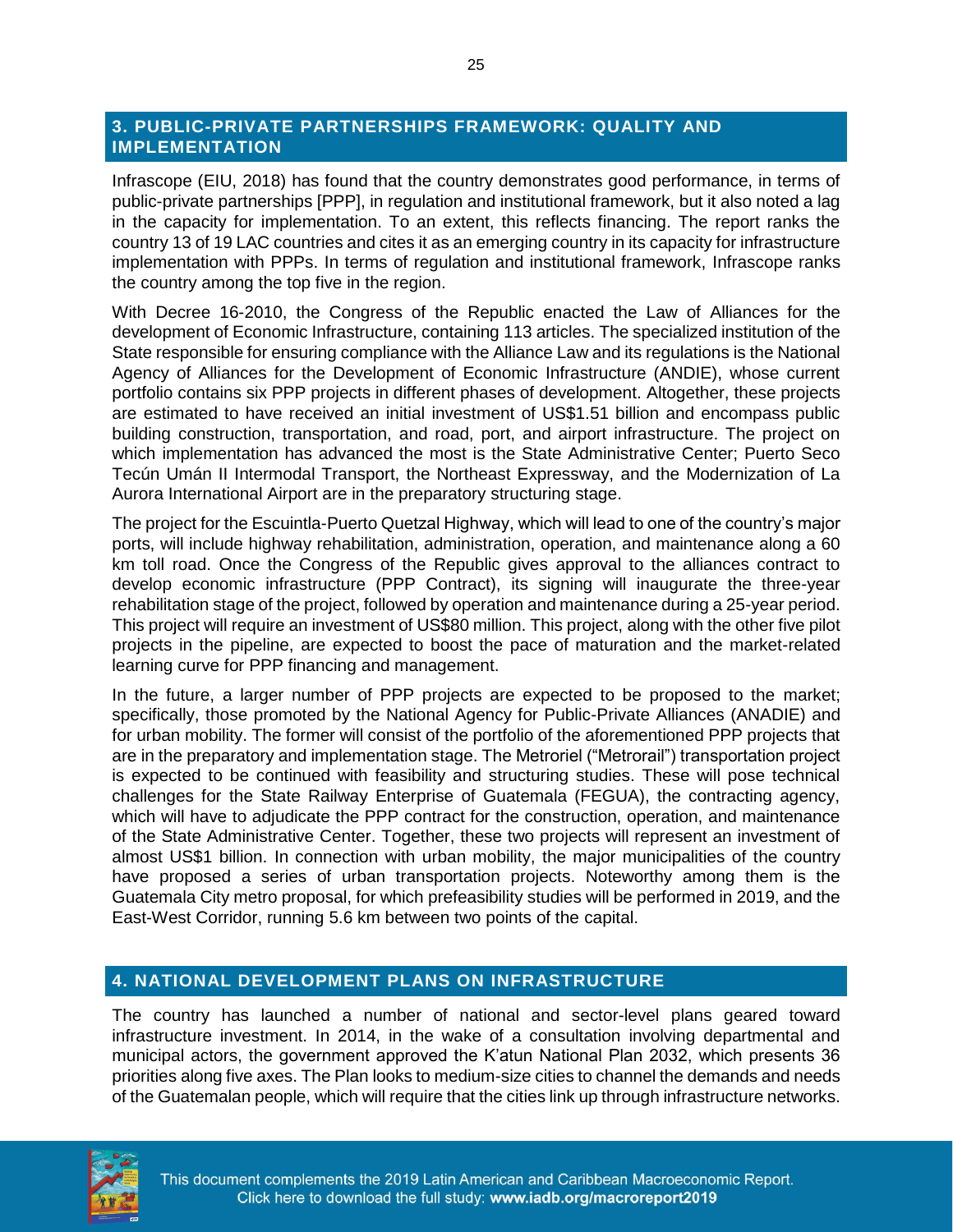## 3. PUBLIC-PRIVATE PARTNERSHIPS FRAMEWORK: QUALITY AND IMPLEMENTATION

Infrascope (EIU, 2018) has found that the country demonstrates good performance, in terms of public-private partnerships [PPP], in regulation and institutional framework, but it also noted a lag in the capacity for implementation. To an extent, this reflects financing. The report ranks the country 13 of 19 LAC countries and cites it as an emerging country in its capacity for infrastructure implementation with PPPs. In terms of regulation and institutional framework, Infrascope ranks the country among the top five in the region.

With Decree 16-2010, the Congress of the Republic enacted the Law of Alliances for the development of Economic Infrastructure, containing 113 articles. The specialized institution of the State responsible for ensuring compliance with the Alliance Law and its regulations is the National Agency of Alliances for the Development of Economic Infrastructure (ANDIE), whose current portfolio contains six PPP projects in different phases of development. Altogether, these projects are estimated to have received an initial investment of US$1.51 billion and encompass public building construction, transportation, and road, port, and airport infrastructure. The project on which implementation has advanced the most is the State Administrative Center; Puerto Seco Tecún Umán II Intermodal Transport, the Northeast Expressway, and the Modernization of La Aurora International Airport are in the preparatory structuring stage.

The project for the Escuintla-Puerto Quetzal Highway, which will lead to one of the country's major ports, will include highway rehabilitation, administration, operation, and maintenance along a 60 km toll road. Once the Congress of the Republic gives approval to the alliances contract to develop economic infrastructure (PPP Contract), its signing will inaugurate the three-year rehabilitation stage of the project, followed by operation and maintenance during a 25-year period. This project will require an investment of US$80 million. This project, along with the other five pilot projects in the pipeline, are expected to boost the pace of maturation and the market-related learning curve for PPP financing and management.

In the future, a larger number of PPP projects are expected to be proposed to the market; specifically, those promoted by the National Agency for Public-Private Alliances (ANADIE) and for urban mobility. The former will consist of the portfolio of the aforementioned PPP projects that are in the preparatory and implementation stage. The Metroriel ("Metrorail") transportation project is expected to be continued with feasibility and structuring studies. These will pose technical challenges for the State Railway Enterprise of Guatemala (FEGUA), the contracting agency, which will have to adjudicate the PPP contract for the construction, operation, and maintenance of the State Administrative Center. Together, these two projects will represent an investment of almost US$1 billion. In connection with urban mobility, the major municipalities of the country have proposed a series of urban transportation projects. Noteworthy among them is the Guatemala City metro proposal, for which prefeasibility studies will be performed in 2019, and the East-West Corridor, running 5.6 km between two points of the capital.

## 4. NATIONAL DEVELOPMENT PLANS ON INFRASTRUCTURE

The country has launched a number of national and sector-level plans geared toward infrastructure investment. In 2014, in the wake of a consultation involving departmental and municipal actors, the government approved the K'atun National Plan 2032, which presents 36 priorities along five axes. The Plan looks to medium-size cities to channel the demands and needs of the Guatemalan people, which will require that the cities link up through infrastructure networks.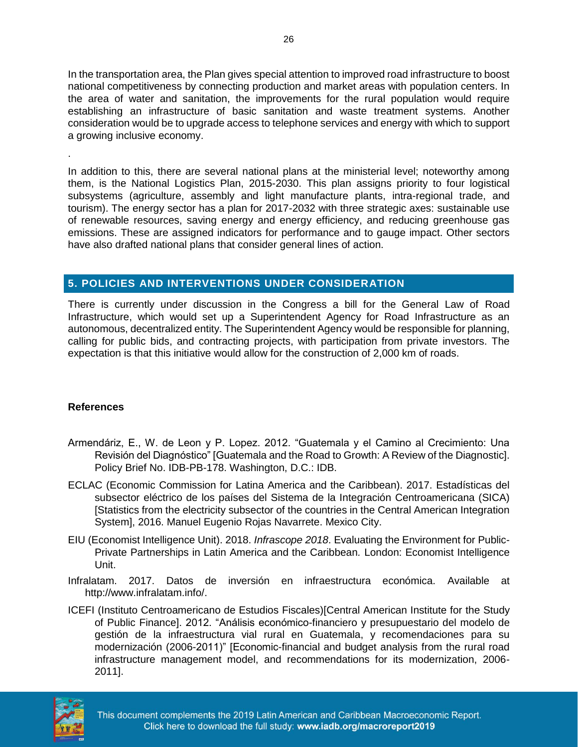In the transportation area, the Plan gives special attention to improved road infrastructure to boost national competitiveness by connecting production and market areas with population centers. In the area of water and sanitation, the improvements for the rural population would require establishing an infrastructure of basic sanitation and waste treatment systems. Another consideration would be to upgrade access to telephone services and energy with which to support a growing inclusive economy.

.

In addition to this, there are several national plans at the ministerial level; noteworthy among them, is the National Logistics Plan, 2015-2030. This plan assigns priority to four logistical subsystems (agriculture, assembly and light manufacture plants, intra-regional trade, and tourism). The energy sector has a plan for 2017-2032 with three strategic axes: sustainable use of renewable resources, saving energy and energy efficiency, and reducing greenhouse gas emissions. These are assigned indicators for performance and to gauge impact. Other sectors have also drafted national plans that consider general lines of action.

## 5. POLICIES AND INTERVENTIONS UNDER CONSIDERATION

There is currently under discussion in the Congress a bill for the General Law of Road Infrastructure, which would set up a Superintendent Agency for Road Infrastructure as an autonomous, decentralized entity. The Superintendent Agency would be responsible for planning, calling for public bids, and contracting projects, with participation from private investors. The expectation is that this initiative would allow for the construction of 2,000 km of roads.

### References

Armendáriz, E., W. de Leon y P. Lopez. 2012. "Guatemala y el Camino al Crecimiento: Una Revisión del Diagnóstico" [Guatemala and the Road to Growth: A Review of the Diagnostic]. Policy Brief No. IDB-PB-178. Washington, D.C.: IDB.

ECLAC (Economic Commission for Latina America and the Caribbean). 2017. Estadísticas del subsector eléctrico de los países del Sistema de la Integración Centroamericana (SICA) [Statistics from the electricity subsector of the countries in the Central American Integration System], 2016. Manuel Eugenio Rojas Navarrete. Mexico City.

EIU (Economist Intelligence Unit). 2018. *Infrascope 2018*. Evaluating the Environment for Public-Private Partnerships in Latin America and the Caribbean. London: Economist Intelligence Unit.

Infralatam. 2017. Datos de inversión en infraestructura económica. Available at http://www.infralatam.info/.

ICEFI (Instituto Centroamericano de Estudios Fiscales)[Central American Institute for the Study of Public Finance]. 2012. "Análisis económico-financiero y presupuestario del modelo de gestión de la infraestructura vial rural en Guatemala, y recomendaciones para su modernización (2006-2011)" [Economic-financial and budget analysis from the rural road infrastructure management model, and recommendations for its modernization, 2006-2011].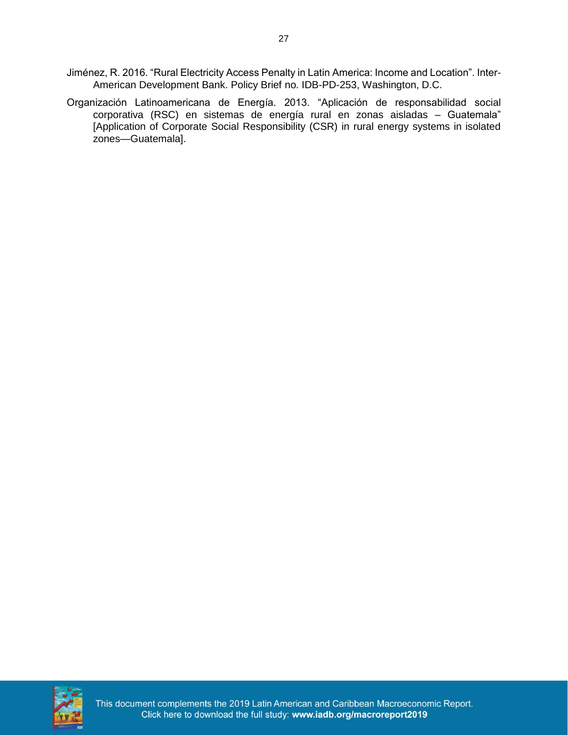Jiménez, R. 2016. “Rural Electricity Access Penalty in Latin America: Income and Location”. Inter-American Development Bank. Policy Brief no. IDB-PD-253, Washington, D.C.

Organización Latinoamericana de Energía. 2013. “Aplicación de responsabilidad social corporativa (RSC) en sistemas de energía rural en zonas aisladas – Guatemala” [Application of Corporate Social Responsibility (CSR) in rural energy systems in isolated zones—Guatemala].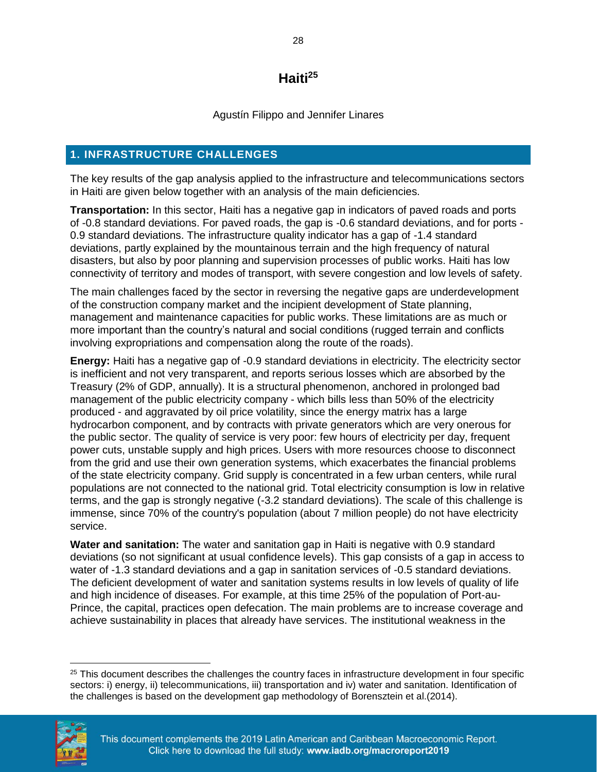# Haiti[25]

Agustín Filippo and Jennifer Linares

## 1. INFRASTRUCTURE CHALLENGES

The key results of the gap analysis applied to the infrastructure and telecommunications sectors in Haiti are given below together with an analysis of the main deficiencies.

**Transportation:** In this sector, Haiti has a negative gap in indicators of paved roads and ports of -0.8 standard deviations. For paved roads, the gap is -0.6 standard deviations, and for ports -0.9 standard deviations. The infrastructure quality indicator has a gap of -1.4 standard deviations, partly explained by the mountainous terrain and the high frequency of natural disasters, but also by poor planning and supervision processes of public works. Haiti has low connectivity of territory and modes of transport, with severe congestion and low levels of safety.

The main challenges faced by the sector in reversing the negative gaps are underdevelopment of the construction company market and the incipient development of State planning, management and maintenance capacities for public works. These limitations are as much or more important than the country's natural and social conditions (rugged terrain and conflicts involving expropriations and compensation along the route of the roads).

**Energy:** Haiti has a negative gap of -0.9 standard deviations in electricity. The electricity sector is inefficient and not very transparent, and reports serious losses which are absorbed by the Treasury (2% of GDP, annually). It is a structural phenomenon, anchored in prolonged bad management of the public electricity company - which bills less than 50% of the electricity produced - and aggravated by oil price volatility, since the energy matrix has a large hydrocarbon component, and by contracts with private generators which are very onerous for the public sector. The quality of service is very poor: few hours of electricity per day, frequent power cuts, unstable supply and high prices. Users with more resources choose to disconnect from the grid and use their own generation systems, which exacerbates the financial problems of the state electricity company. Grid supply is concentrated in a few urban centers, while rural populations are not connected to the national grid. Total electricity consumption is low in relative terms, and the gap is strongly negative (-3.2 standard deviations). The scale of this challenge is immense, since 70% of the country's population (about 7 million people) do not have electricity service.

**Water and sanitation:** The water and sanitation gap in Haiti is negative with 0.9 standard deviations (so not significant at usual confidence levels). This gap consists of a gap in access to water of -1.3 standard deviations and a gap in sanitation services of -0.5 standard deviations. The deficient development of water and sanitation systems results in low levels of quality of life and high incidence of diseases. For example, at this time 25% of the population of Port-au-Prince, the capital, practices open defecation. The main problems are to increase coverage and achieve sustainability in places that already have services. The institutional weakness in the

[25] This document describes the challenges the country faces in infrastructure development in four specific sectors: i) energy, ii) telecommunications, iii) transportation and iv) water and sanitation. Identification of the challenges is based on the development gap methodology of Borensztein et al.(2014).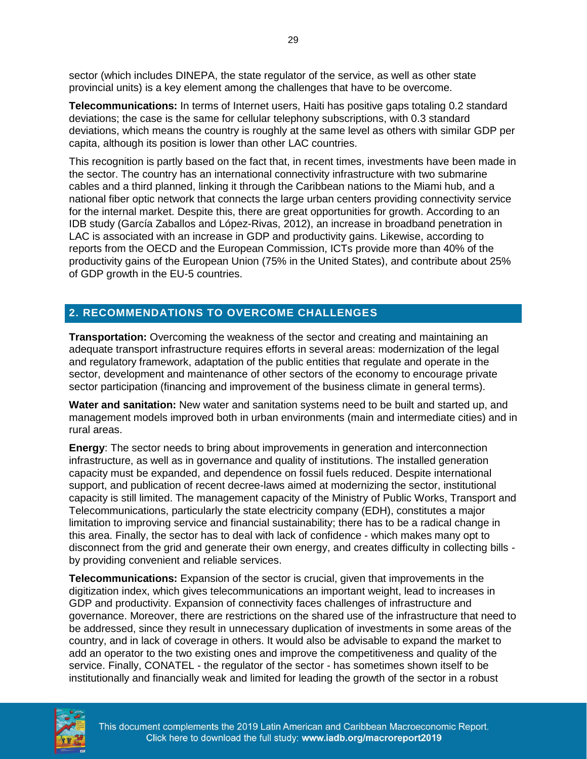sector (which includes DINEPA, the state regulator of the service, as well as other state provincial units) is a key element among the challenges that have to be overcome.

**Telecommunications:** In terms of Internet users, Haiti has positive gaps totaling 0.2 standard deviations; the case is the same for cellular telephony subscriptions, with 0.3 standard deviations, which means the country is roughly at the same level as others with similar GDP per capita, although its position is lower than other LAC countries.

This recognition is partly based on the fact that, in recent times, investments have been made in the sector. The country has an international connectivity infrastructure with two submarine cables and a third planned, linking it through the Caribbean nations to the Miami hub, and a national fiber optic network that connects the large urban centers providing connectivity service for the internal market. Despite this, there are great opportunities for growth. According to an IDB study (García Zaballos and López-Rivas, 2012), an increase in broadband penetration in LAC is associated with an increase in GDP and productivity gains. Likewise, according to reports from the OECD and the European Commission, ICTs provide more than 40% of the productivity gains of the European Union (75% in the United States), and contribute about 25% of GDP growth in the EU-5 countries.

## 2. RECOMMENDATIONS TO OVERCOME CHALLENGES

**Transportation:** Overcoming the weakness of the sector and creating and maintaining an adequate transport infrastructure requires efforts in several areas: modernization of the legal and regulatory framework, adaptation of the public entities that regulate and operate in the sector, development and maintenance of other sectors of the economy to encourage private sector participation (financing and improvement of the business climate in general terms).

**Water and sanitation:** New water and sanitation systems need to be built and started up, and management models improved both in urban environments (main and intermediate cities) and in rural areas.

**Energy**: The sector needs to bring about improvements in generation and interconnection infrastructure, as well as in governance and quality of institutions. The installed generation capacity must be expanded, and dependence on fossil fuels reduced. Despite international support, and publication of recent decree-laws aimed at modernizing the sector, institutional capacity is still limited. The management capacity of the Ministry of Public Works, Transport and Telecommunications, particularly the state electricity company (EDH), constitutes a major limitation to improving service and financial sustainability; there has to be a radical change in this area. Finally, the sector has to deal with lack of confidence - which makes many opt to disconnect from the grid and generate their own energy, and creates difficulty in collecting bills - by providing convenient and reliable services.

**Telecommunications:** Expansion of the sector is crucial, given that improvements in the digitization index, which gives telecommunications an important weight, lead to increases in GDP and productivity. Expansion of connectivity faces challenges of infrastructure and governance. Moreover, there are restrictions on the shared use of the infrastructure that need to be addressed, since they result in unnecessary duplication of investments in some areas of the country, and in lack of coverage in others. It would also be advisable to expand the market to add an operator to the two existing ones and improve the competitiveness and quality of the service. Finally, CONATEL - the regulator of the sector - has sometimes shown itself to be institutionally and financially weak and limited for leading the growth of the sector in a robust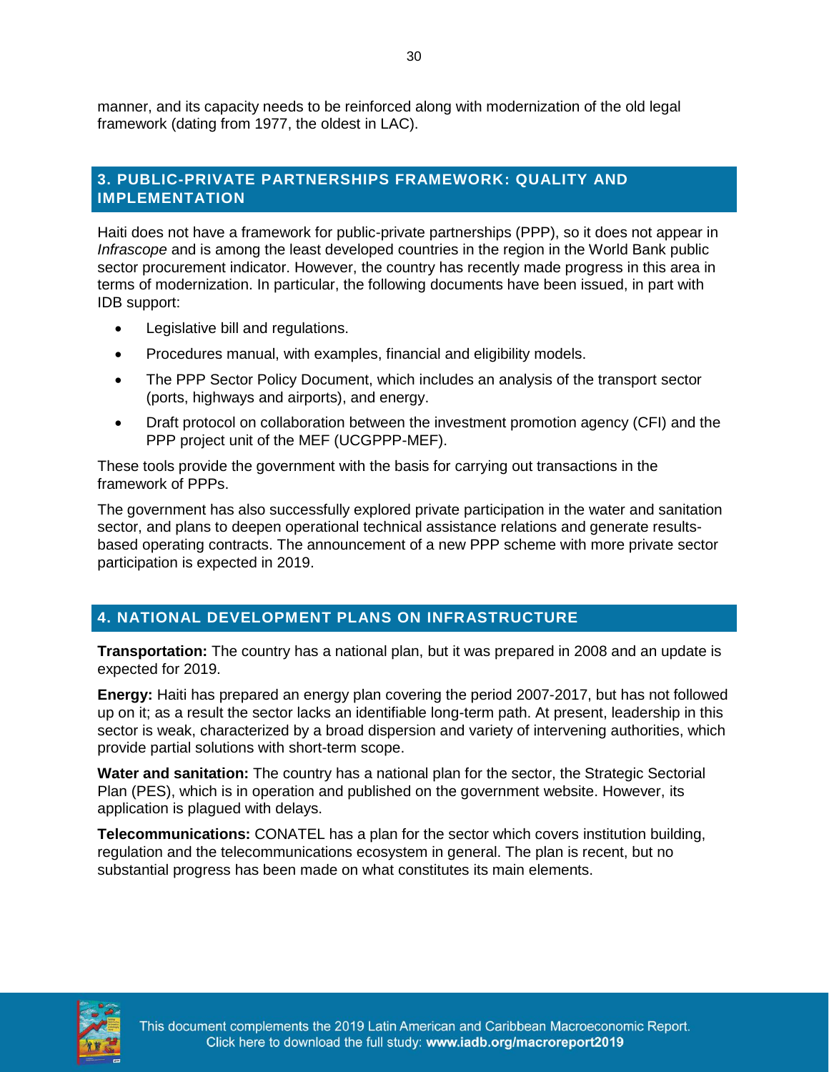manner, and its capacity needs to be reinforced along with modernization of the old legal framework (dating from 1977, the oldest in LAC).

## 3. PUBLIC-PRIVATE PARTNERSHIPS FRAMEWORK: QUALITY AND IMPLEMENTATION

Haiti does not have a framework for public-private partnerships (PPP), so it does not appear in *Infrascope* and is among the least developed countries in the region in the World Bank public sector procurement indicator. However, the country has recently made progress in this area in terms of modernization. In particular, the following documents have been issued, in part with IDB support:

- Legislative bill and regulations.
- Procedures manual, with examples, financial and eligibility models.
- The PPP Sector Policy Document, which includes an analysis of the transport sector (ports, highways and airports), and energy.
- Draft protocol on collaboration between the investment promotion agency (CFI) and the PPP project unit of the MEF (UCGPPP-MEF).

These tools provide the government with the basis for carrying out transactions in the framework of PPPs.

The government has also successfully explored private participation in the water and sanitation sector, and plans to deepen operational technical assistance relations and generate results-based operating contracts. The announcement of a new PPP scheme with more private sector participation is expected in 2019.

## 4. NATIONAL DEVELOPMENT PLANS ON INFRASTRUCTURE

**Transportation:** The country has a national plan, but it was prepared in 2008 and an update is expected for 2019.

**Energy:** Haiti has prepared an energy plan covering the period 2007-2017, but has not followed up on it; as a result the sector lacks an identifiable long-term path. At present, leadership in this sector is weak, characterized by a broad dispersion and variety of intervening authorities, which provide partial solutions with short-term scope.

**Water and sanitation:** The country has a national plan for the sector, the Strategic Sectorial Plan (PES), which is in operation and published on the government website. However, its application is plagued with delays.

**Telecommunications:** CONATEL has a plan for the sector which covers institution building, regulation and the telecommunications ecosystem in general. The plan is recent, but no substantial progress has been made on what constitutes its main elements.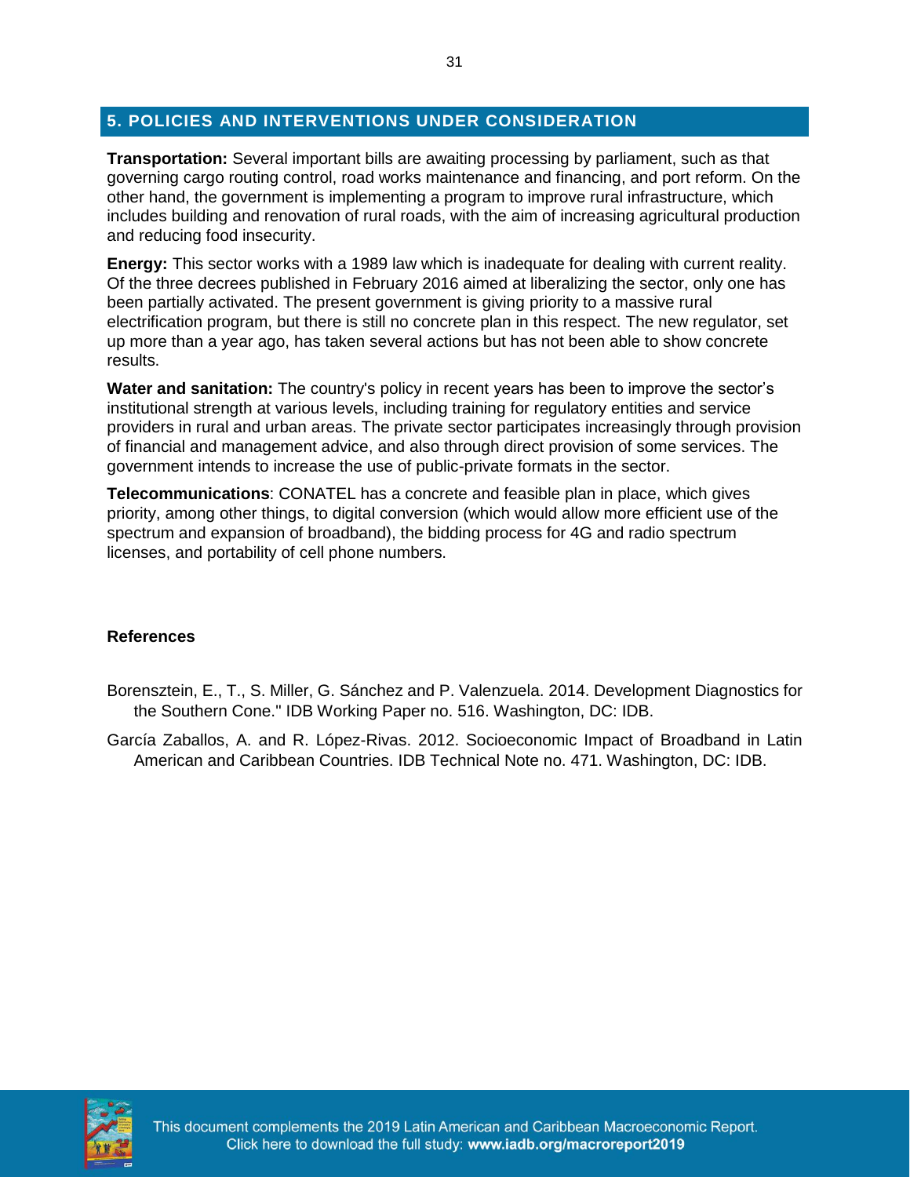## 5. POLICIES AND INTERVENTIONS UNDER CONSIDERATION

**Transportation:** Several important bills are awaiting processing by parliament, such as that governing cargo routing control, road works maintenance and financing, and port reform. On the other hand, the government is implementing a program to improve rural infrastructure, which includes building and renovation of rural roads, with the aim of increasing agricultural production and reducing food insecurity.

**Energy:** This sector works with a 1989 law which is inadequate for dealing with current reality. Of the three decrees published in February 2016 aimed at liberalizing the sector, only one has been partially activated. The present government is giving priority to a massive rural electrification program, but there is still no concrete plan in this respect. The new regulator, set up more than a year ago, has taken several actions but has not been able to show concrete results.

**Water and sanitation:** The country's policy in recent years has been to improve the sector's institutional strength at various levels, including training for regulatory entities and service providers in rural and urban areas. The private sector participates increasingly through provision of financial and management advice, and also through direct provision of some services. The government intends to increase the use of public-private formats in the sector.

**Telecommunications**: CONATEL has a concrete and feasible plan in place, which gives priority, among other things, to digital conversion (which would allow more efficient use of the spectrum and expansion of broadband), the bidding process for 4G and radio spectrum licenses, and portability of cell phone numbers.

### References

Borensztein, E., T., S. Miller, G. Sánchez and P. Valenzuela. 2014. Development Diagnostics for the Southern Cone." IDB Working Paper no. 516. Washington, DC: IDB.

García Zaballos, A. and R. López-Rivas. 2012. Socioeconomic Impact of Broadband in Latin American and Caribbean Countries. IDB Technical Note no. 471. Washington, DC: IDB.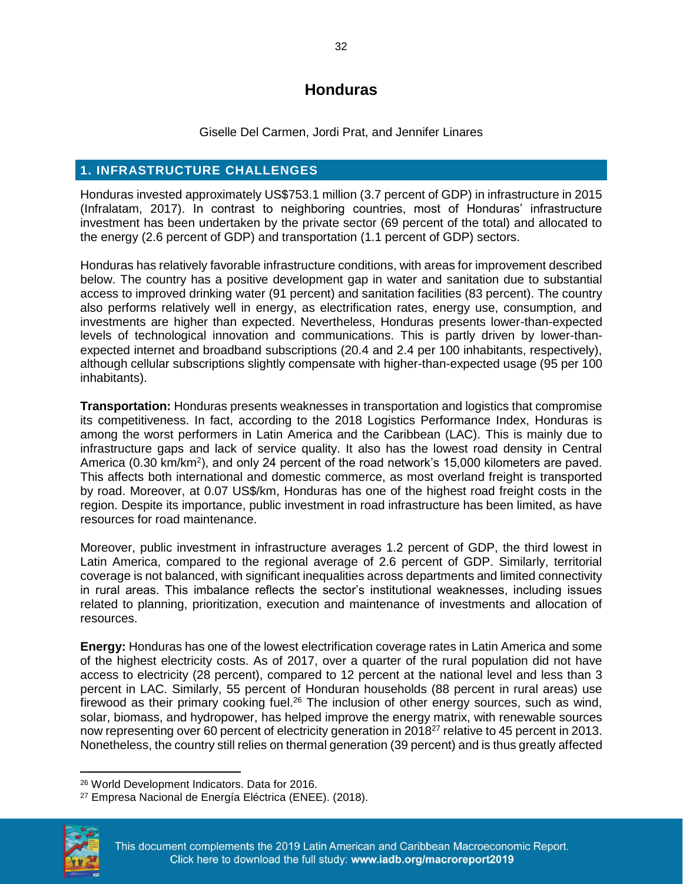# Honduras

Giselle Del Carmen, Jordi Prat, and Jennifer Linares

## 1. INFRASTRUCTURE CHALLENGES

Honduras invested approximately US$753.1 million (3.7 percent of GDP) in infrastructure in 2015 (Infralatam, 2017). In contrast to neighboring countries, most of Honduras' infrastructure investment has been undertaken by the private sector (69 percent of the total) and allocated to the energy (2.6 percent of GDP) and transportation (1.1 percent of GDP) sectors.

Honduras has relatively favorable infrastructure conditions, with areas for improvement described below. The country has a positive development gap in water and sanitation due to substantial access to improved drinking water (91 percent) and sanitation facilities (83 percent). The country also performs relatively well in energy, as electrification rates, energy use, consumption, and investments are higher than expected. Nevertheless, Honduras presents lower-than-expected levels of technological innovation and communications. This is partly driven by lower-than-expected internet and broadband subscriptions (20.4 and 2.4 per 100 inhabitants, respectively), although cellular subscriptions slightly compensate with higher-than-expected usage (95 per 100 inhabitants).

**Transportation:** Honduras presents weaknesses in transportation and logistics that compromise its competitiveness. In fact, according to the 2018 Logistics Performance Index, Honduras is among the worst performers in Latin America and the Caribbean (LAC). This is mainly due to infrastructure gaps and lack of service quality. It also has the lowest road density in Central America (0.30 km/km$^2$), and only 24 percent of the road network's 15,000 kilometers are paved. This affects both international and domestic commerce, as most overland freight is transported by road. Moreover, at 0.07 US$/km, Honduras has one of the highest road freight costs in the region. Despite its importance, public investment in road infrastructure has been limited, as have resources for road maintenance.

Moreover, public investment in infrastructure averages 1.2 percent of GDP, the third lowest in Latin America, compared to the regional average of 2.6 percent of GDP. Similarly, territorial coverage is not balanced, with significant inequalities across departments and limited connectivity in rural areas. This imbalance reflects the sector's institutional weaknesses, including issues related to planning, prioritization, execution and maintenance of investments and allocation of resources.

**Energy:** Honduras has one of the lowest electrification coverage rates in Latin America and some of the highest electricity costs. As of 2017, over a quarter of the rural population did not have access to electricity (28 percent), compared to 12 percent at the national level and less than 3 percent in LAC. Similarly, 55 percent of Honduran households (88 percent in rural areas) use firewood as their primary cooking fuel.[26] The inclusion of other energy sources, such as wind, solar, biomass, and hydropower, has helped improve the energy matrix, with renewable sources now representing over 60 percent of electricity generation in 2018[27] relative to 45 percent in 2013. Nonetheless, the country still relies on thermal generation (39 percent) and is thus greatly affected

[26] World Development Indicators. Data for 2016.

[27] Empresa Nacional de Energía Eléctrica (ENEE). (2018).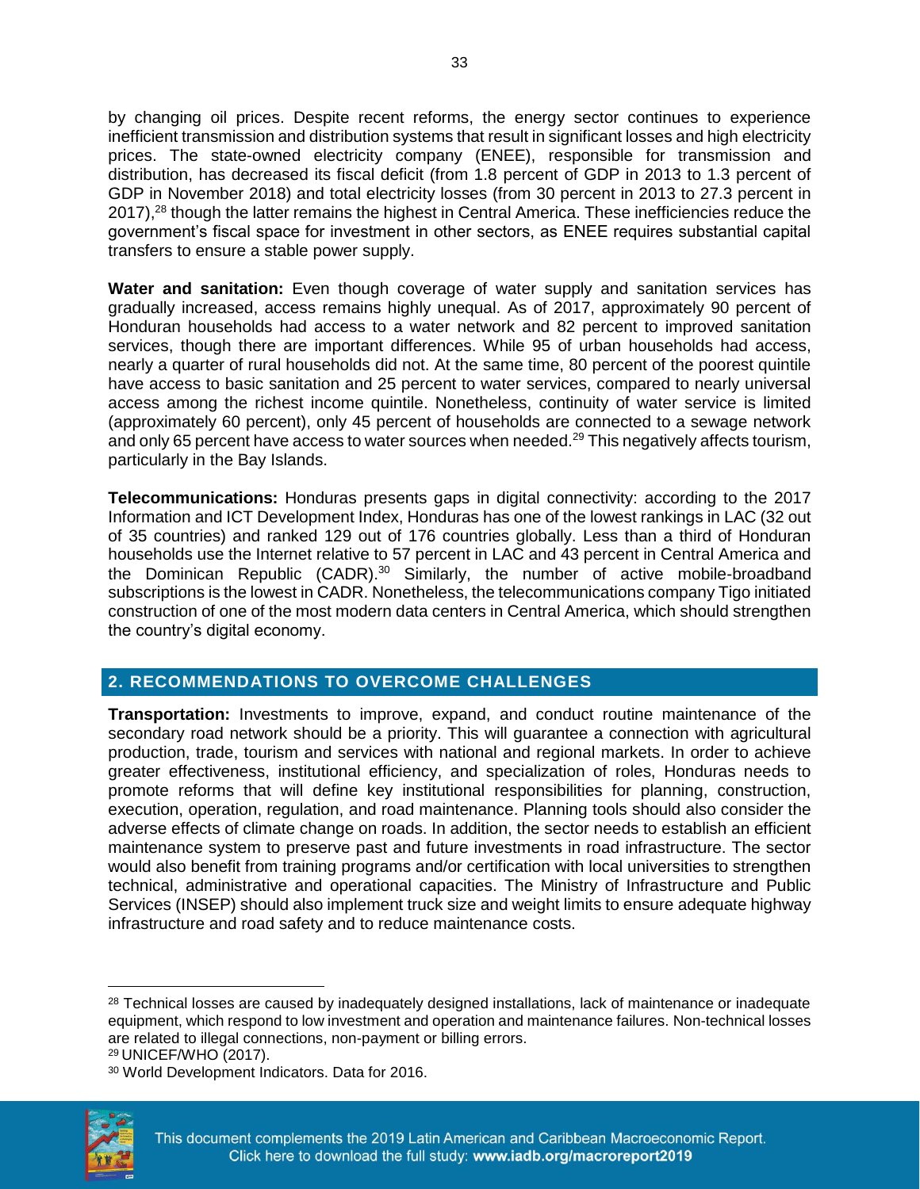by changing oil prices. Despite recent reforms, the energy sector continues to experience inefficient transmission and distribution systems that result in significant losses and high electricity prices. The state-owned electricity company (ENEE), responsible for transmission and distribution, has decreased its fiscal deficit (from 1.8 percent of GDP in 2013 to 1.3 percent of GDP in November 2018) and total electricity losses (from 30 percent in 2013 to 27.3 percent in 2017),[28] though the latter remains the highest in Central America. These inefficiencies reduce the government's fiscal space for investment in other sectors, as ENEE requires substantial capital transfers to ensure a stable power supply.

**Water and sanitation:** Even though coverage of water supply and sanitation services has gradually increased, access remains highly unequal. As of 2017, approximately 90 percent of Honduran households had access to a water network and 82 percent to improved sanitation services, though there are important differences. While 95 of urban households had access, nearly a quarter of rural households did not. At the same time, 80 percent of the poorest quintile have access to basic sanitation and 25 percent to water services, compared to nearly universal access among the richest income quintile. Nonetheless, continuity of water service is limited (approximately 60 percent), only 45 percent of households are connected to a sewage network and only 65 percent have access to water sources when needed.[29] This negatively affects tourism, particularly in the Bay Islands.

**Telecommunications:** Honduras presents gaps in digital connectivity: according to the 2017 Information and ICT Development Index, Honduras has one of the lowest rankings in LAC (32 out of 35 countries) and ranked 129 out of 176 countries globally. Less than a third of Honduran households use the Internet relative to 57 percent in LAC and 43 percent in Central America and the Dominican Republic (CADR).[30] Similarly, the number of active mobile-broadband subscriptions is the lowest in CADR. Nonetheless, the telecommunications company Tigo initiated construction of one of the most modern data centers in Central America, which should strengthen the country's digital economy.

## 2. RECOMMENDATIONS TO OVERCOME CHALLENGES

**Transportation:** Investments to improve, expand, and conduct routine maintenance of the secondary road network should be a priority. This will guarantee a connection with agricultural production, trade, tourism and services with national and regional markets. In order to achieve greater effectiveness, institutional efficiency, and specialization of roles, Honduras needs to promote reforms that will define key institutional responsibilities for planning, construction, execution, operation, regulation, and road maintenance. Planning tools should also consider the adverse effects of climate change on roads. In addition, the sector needs to establish an efficient maintenance system to preserve past and future investments in road infrastructure. The sector would also benefit from training programs and/or certification with local universities to strengthen technical, administrative and operational capacities. The Ministry of Infrastructure and Public Services (INSEP) should also implement truck size and weight limits to ensure adequate highway infrastructure and road safety and to reduce maintenance costs.

---

[28] Technical losses are caused by inadequately designed installations, lack of maintenance or inadequate equipment, which respond to low investment and operation and maintenance failures. Non-technical losses are related to illegal connections, non-payment or billing errors.

[29] UNICEF/WHO (2017).

[30] World Development Indicators. Data for 2016.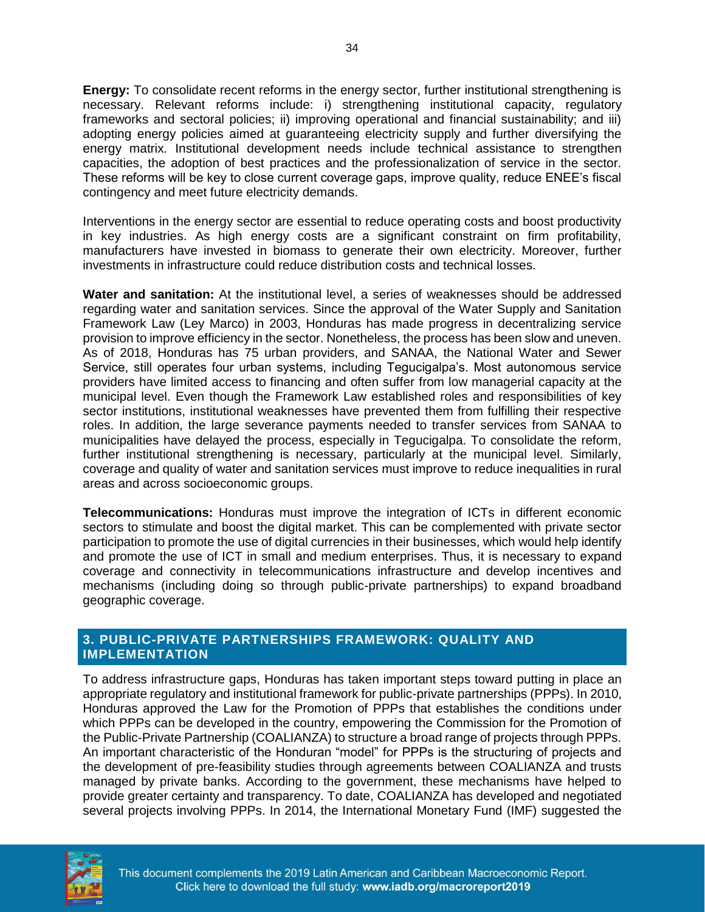**Energy:** To consolidate recent reforms in the energy sector, further institutional strengthening is necessary. Relevant reforms include: i) strengthening institutional capacity, regulatory frameworks and sectoral policies; ii) improving operational and financial sustainability; and iii) adopting energy policies aimed at guaranteeing electricity supply and further diversifying the energy matrix. Institutional development needs include technical assistance to strengthen capacities, the adoption of best practices and the professionalization of service in the sector. These reforms will be key to close current coverage gaps, improve quality, reduce ENEE's fiscal contingency and meet future electricity demands.

Interventions in the energy sector are essential to reduce operating costs and boost productivity in key industries. As high energy costs are a significant constraint on firm profitability, manufacturers have invested in biomass to generate their own electricity. Moreover, further investments in infrastructure could reduce distribution costs and technical losses.

**Water and sanitation:** At the institutional level, a series of weaknesses should be addressed regarding water and sanitation services. Since the approval of the Water Supply and Sanitation Framework Law (Ley Marco) in 2003, Honduras has made progress in decentralizing service provision to improve efficiency in the sector. Nonetheless, the process has been slow and uneven. As of 2018, Honduras has 75 urban providers, and SANAA, the National Water and Sewer Service, still operates four urban systems, including Tegucigalpa's. Most autonomous service providers have limited access to financing and often suffer from low managerial capacity at the municipal level. Even though the Framework Law established roles and responsibilities of key sector institutions, institutional weaknesses have prevented them from fulfilling their respective roles. In addition, the large severance payments needed to transfer services from SANAA to municipalities have delayed the process, especially in Tegucigalpa. To consolidate the reform, further institutional strengthening is necessary, particularly at the municipal level. Similarly, coverage and quality of water and sanitation services must improve to reduce inequalities in rural areas and across socioeconomic groups.

**Telecommunications:** Honduras must improve the integration of ICTs in different economic sectors to stimulate and boost the digital market. This can be complemented with private sector participation to promote the use of digital currencies in their businesses, which would help identify and promote the use of ICT in small and medium enterprises. Thus, it is necessary to expand coverage and connectivity in telecommunications infrastructure and develop incentives and mechanisms (including doing so through public-private partnerships) to expand broadband geographic coverage.

## 3. PUBLIC-PRIVATE PARTNERSHIPS FRAMEWORK: QUALITY AND IMPLEMENTATION

To address infrastructure gaps, Honduras has taken important steps toward putting in place an appropriate regulatory and institutional framework for public-private partnerships (PPPs). In 2010, Honduras approved the Law for the Promotion of PPPs that establishes the conditions under which PPPs can be developed in the country, empowering the Commission for the Promotion of the Public-Private Partnership (COALIANZA) to structure a broad range of projects through PPPs. An important characteristic of the Honduran "model" for PPPs is the structuring of projects and the development of pre-feasibility studies through agreements between COALIANZA and trusts managed by private banks. According to the government, these mechanisms have helped to provide greater certainty and transparency. To date, COALIANZA has developed and negotiated several projects involving PPPs. In 2014, the International Monetary Fund (IMF) suggested the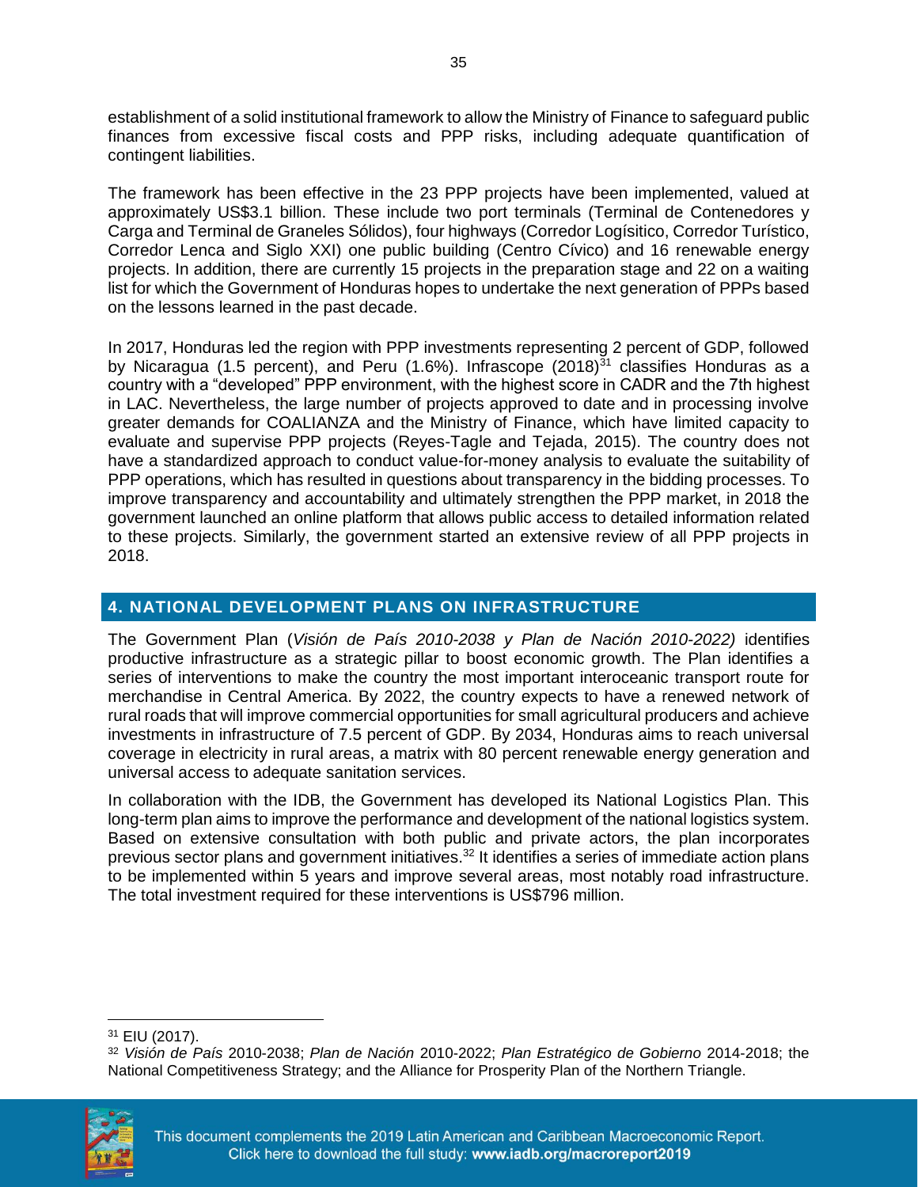establishment of a solid institutional framework to allow the Ministry of Finance to safeguard public finances from excessive fiscal costs and PPP risks, including adequate quantification of contingent liabilities.

The framework has been effective in the 23 PPP projects have been implemented, valued at approximately US$3.1 billion. These include two port terminals (Terminal de Contenedores y Carga and Terminal de Graneles Sólidos), four highways (Corredor Logísitico, Corredor Turístico, Corredor Lenca and Siglo XXI) one public building (Centro Cívico) and 16 renewable energy projects. In addition, there are currently 15 projects in the preparation stage and 22 on a waiting list for which the Government of Honduras hopes to undertake the next generation of PPPs based on the lessons learned in the past decade.

In 2017, Honduras led the region with PPP investments representing 2 percent of GDP, followed by Nicaragua (1.5 percent), and Peru (1.6%). Infrascope (2018)[31] classifies Honduras as a country with a "developed" PPP environment, with the highest score in CADR and the 7th highest in LAC. Nevertheless, the large number of projects approved to date and in processing involve greater demands for COALIANZA and the Ministry of Finance, which have limited capacity to evaluate and supervise PPP projects (Reyes-Tagle and Tejada, 2015). The country does not have a standardized approach to conduct value-for-money analysis to evaluate the suitability of PPP operations, which has resulted in questions about transparency in the bidding processes. To improve transparency and accountability and ultimately strengthen the PPP market, in 2018 the government launched an online platform that allows public access to detailed information related to these projects. Similarly, the government started an extensive review of all PPP projects in 2018.

## 4. NATIONAL DEVELOPMENT PLANS ON INFRASTRUCTURE

The Government Plan (*Visión de País 2010-2038 y Plan de Nación 2010-2022)* identifies productive infrastructure as a strategic pillar to boost economic growth. The Plan identifies a series of interventions to make the country the most important interoceanic transport route for merchandise in Central America. By 2022, the country expects to have a renewed network of rural roads that will improve commercial opportunities for small agricultural producers and achieve investments in infrastructure of 7.5 percent of GDP. By 2034, Honduras aims to reach universal coverage in electricity in rural areas, a matrix with 80 percent renewable energy generation and universal access to adequate sanitation services.

In collaboration with the IDB, the Government has developed its National Logistics Plan. This long-term plan aims to improve the performance and development of the national logistics system. Based on extensive consultation with both public and private actors, the plan incorporates previous sector plans and government initiatives.[32] It identifies a series of immediate action plans to be implemented within 5 years and improve several areas, most notably road infrastructure. The total investment required for these interventions is US$796 million.

---

[31] EIU (2017).

[32] *Visión de País* 2010-2038; *Plan de Nación* 2010-2022; *Plan Estratégico de Gobierno* 2014-2018; the National Competitiveness Strategy; and the Alliance for Prosperity Plan of the Northern Triangle.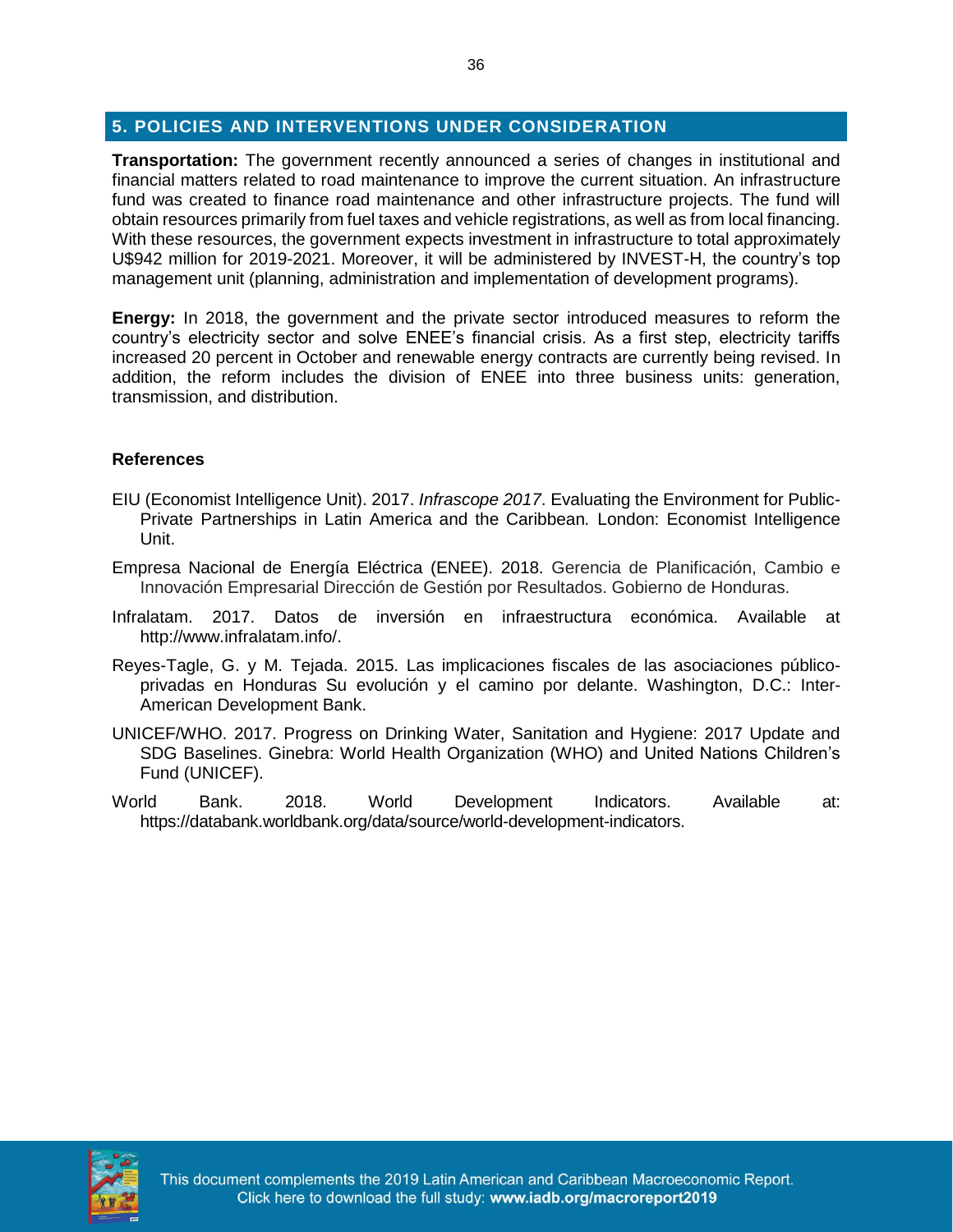## 5. POLICIES AND INTERVENTIONS UNDER CONSIDERATION

**Transportation:** The government recently announced a series of changes in institutional and financial matters related to road maintenance to improve the current situation. An infrastructure fund was created to finance road maintenance and other infrastructure projects. The fund will obtain resources primarily from fuel taxes and vehicle registrations, as well as from local financing. With these resources, the government expects investment in infrastructure to total approximately U$942 million for 2019-2021. Moreover, it will be administered by INVEST-H, the country's top management unit (planning, administration and implementation of development programs).

**Energy:** In 2018, the government and the private sector introduced measures to reform the country's electricity sector and solve ENEE's financial crisis. As a first step, electricity tariffs increased 20 percent in October and renewable energy contracts are currently being revised. In addition, the reform includes the division of ENEE into three business units: generation, transmission, and distribution.

### References

EIU (Economist Intelligence Unit). 2017. *Infrascope 2017*. Evaluating the Environment for Public-Private Partnerships in Latin America and the Caribbean. London: Economist Intelligence Unit.

Empresa Nacional de Energía Eléctrica (ENEE). 2018. Gerencia de Planificación, Cambio e Innovación Empresarial Dirección de Gestión por Resultados. Gobierno de Honduras.

Infralatam. 2017. Datos de inversión en infraestructura económica. Available at http://www.infralatam.info/.

Reyes-Tagle, G. y M. Tejada. 2015. Las implicaciones fiscales de las asociaciones público-privadas en Honduras Su evolución y el camino por delante. Washington, D.C.: Inter-American Development Bank.

UNICEF/WHO. 2017. Progress on Drinking Water, Sanitation and Hygiene: 2017 Update and SDG Baselines. Ginebra: World Health Organization (WHO) and United Nations Children's Fund (UNICEF).

World Bank. 2018. World Development Indicators. Available at: https://databank.worldbank.org/data/source/world-development-indicators.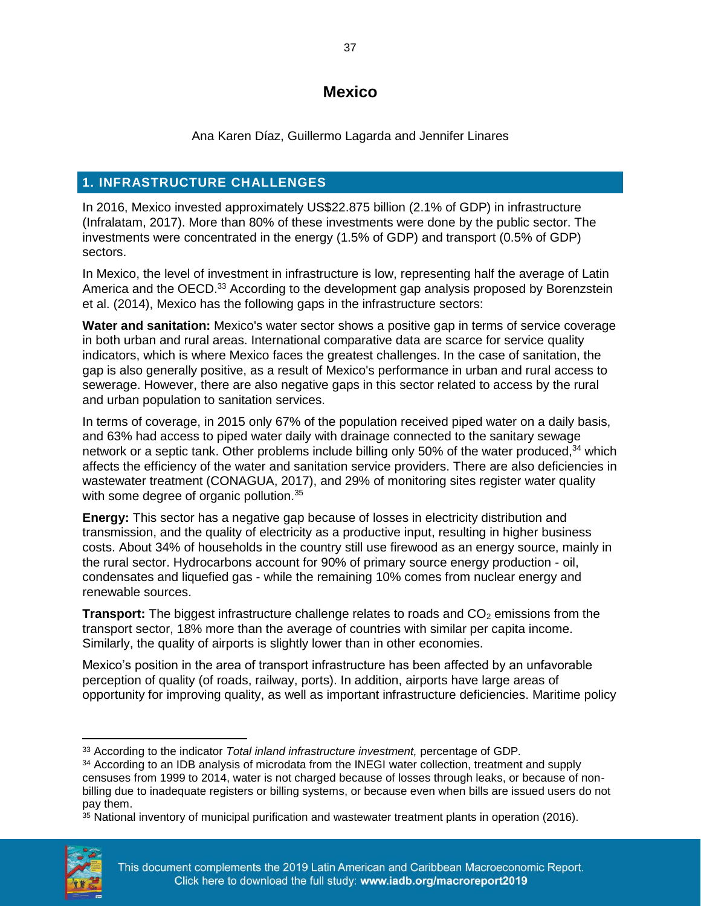# Mexico

Ana Karen Díaz, Guillermo Lagarda and Jennifer Linares

## 1. INFRASTRUCTURE CHALLENGES

In 2016, Mexico invested approximately US$22.875 billion (2.1% of GDP) in infrastructure (Infralatam, 2017). More than 80% of these investments were done by the public sector. The investments were concentrated in the energy (1.5% of GDP) and transport (0.5% of GDP) sectors.

In Mexico, the level of investment in infrastructure is low, representing half the average of Latin America and the OECD.[33] According to the development gap analysis proposed by Borenzstein et al. (2014), Mexico has the following gaps in the infrastructure sectors:

**Water and sanitation:** Mexico's water sector shows a positive gap in terms of service coverage in both urban and rural areas. International comparative data are scarce for service quality indicators, which is where Mexico faces the greatest challenges. In the case of sanitation, the gap is also generally positive, as a result of Mexico's performance in urban and rural access to sewerage. However, there are also negative gaps in this sector related to access by the rural and urban population to sanitation services.

In terms of coverage, in 2015 only 67% of the population received piped water on a daily basis, and 63% had access to piped water daily with drainage connected to the sanitary sewage network or a septic tank. Other problems include billing only 50% of the water produced,[34] which affects the efficiency of the water and sanitation service providers. There are also deficiencies in wastewater treatment (CONAGUA, 2017), and 29% of monitoring sites register water quality with some degree of organic pollution.[35]

**Energy:** This sector has a negative gap because of losses in electricity distribution and transmission, and the quality of electricity as a productive input, resulting in higher business costs. About 34% of households in the country still use firewood as an energy source, mainly in the rural sector. Hydrocarbons account for 90% of primary source energy production - oil, condensates and liquefied gas - while the remaining 10% comes from nuclear energy and renewable sources.

**Transport:** The biggest infrastructure challenge relates to roads and $CO_2$ emissions from the transport sector, 18% more than the average of countries with similar per capita income. Similarly, the quality of airports is slightly lower than in other economies.

Mexico's position in the area of transport infrastructure has been affected by an unfavorable perception of quality (of roads, railway, ports). In addition, airports have large areas of opportunity for improving quality, as well as important infrastructure deficiencies. Maritime policy

---

[33] According to the indicator *Total inland infrastructure investment,* percentage of GDP.

[34] According to an IDB analysis of microdata from the INEGI water collection, treatment and supply censuses from 1999 to 2014, water is not charged because of losses through leaks, or because of non-billing due to inadequate registers or billing systems, or because even when bills are issued users do not pay them.

[35] National inventory of municipal purification and wastewater treatment plants in operation (2016).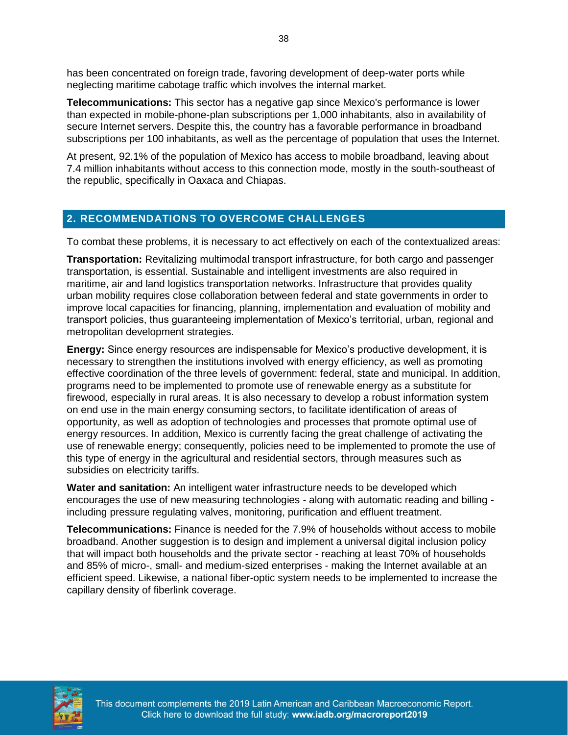has been concentrated on foreign trade, favoring development of deep-water ports while neglecting maritime cabotage traffic which involves the internal market.

**Telecommunications:** This sector has a negative gap since Mexico's performance is lower than expected in mobile-phone-plan subscriptions per 1,000 inhabitants, also in availability of secure Internet servers. Despite this, the country has a favorable performance in broadband subscriptions per 100 inhabitants, as well as the percentage of population that uses the Internet.

At present, 92.1% of the population of Mexico has access to mobile broadband, leaving about 7.4 million inhabitants without access to this connection mode, mostly in the south-southeast of the republic, specifically in Oaxaca and Chiapas.

## 2. RECOMMENDATIONS TO OVERCOME CHALLENGES

To combat these problems, it is necessary to act effectively on each of the contextualized areas:

**Transportation:** Revitalizing multimodal transport infrastructure, for both cargo and passenger transportation, is essential. Sustainable and intelligent investments are also required in maritime, air and land logistics transportation networks. Infrastructure that provides quality urban mobility requires close collaboration between federal and state governments in order to improve local capacities for financing, planning, implementation and evaluation of mobility and transport policies, thus guaranteeing implementation of Mexico's territorial, urban, regional and metropolitan development strategies.

**Energy:** Since energy resources are indispensable for Mexico's productive development, it is necessary to strengthen the institutions involved with energy efficiency, as well as promoting effective coordination of the three levels of government: federal, state and municipal. In addition, programs need to be implemented to promote use of renewable energy as a substitute for firewood, especially in rural areas. It is also necessary to develop a robust information system on end use in the main energy consuming sectors, to facilitate identification of areas of opportunity, as well as adoption of technologies and processes that promote optimal use of energy resources. In addition, Mexico is currently facing the great challenge of activating the use of renewable energy; consequently, policies need to be implemented to promote the use of this type of energy in the agricultural and residential sectors, through measures such as subsidies on electricity tariffs.

**Water and sanitation:** An intelligent water infrastructure needs to be developed which encourages the use of new measuring technologies - along with automatic reading and billing - including pressure regulating valves, monitoring, purification and effluent treatment.

**Telecommunications:** Finance is needed for the 7.9% of households without access to mobile broadband. Another suggestion is to design and implement a universal digital inclusion policy that will impact both households and the private sector - reaching at least 70% of households and 85% of micro-, small- and medium-sized enterprises - making the Internet available at an efficient speed. Likewise, a national fiber-optic system needs to be implemented to increase the capillary density of fiberlink coverage.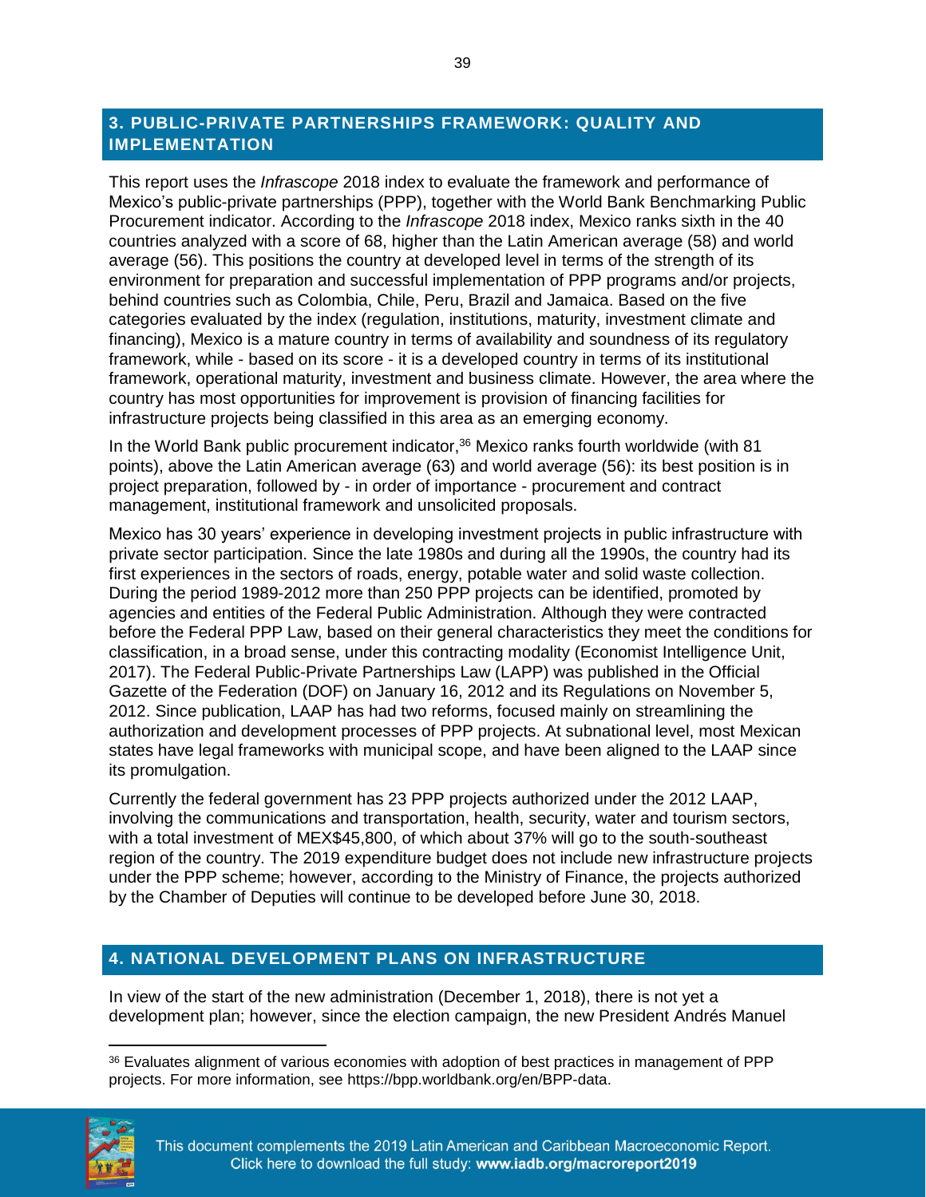## 3. PUBLIC-PRIVATE PARTNERSHIPS FRAMEWORK: QUALITY AND IMPLEMENTATION

This report uses the *Infrascope* 2018 index to evaluate the framework and performance of Mexico's public-private partnerships (PPP), together with the World Bank Benchmarking Public Procurement indicator. According to the *Infrascope* 2018 index, Mexico ranks sixth in the 40 countries analyzed with a score of 68, higher than the Latin American average (58) and world average (56). This positions the country at developed level in terms of the strength of its environment for preparation and successful implementation of PPP programs and/or projects, behind countries such as Colombia, Chile, Peru, Brazil and Jamaica. Based on the five categories evaluated by the index (regulation, institutions, maturity, investment climate and financing), Mexico is a mature country in terms of availability and soundness of its regulatory framework, while - based on its score - it is a developed country in terms of its institutional framework, operational maturity, investment and business climate. However, the area where the country has most opportunities for improvement is provision of financing facilities for infrastructure projects being classified in this area as an emerging economy.

In the World Bank public procurement indicator,[36] Mexico ranks fourth worldwide (with 81 points), above the Latin American average (63) and world average (56): its best position is in project preparation, followed by - in order of importance - procurement and contract management, institutional framework and unsolicited proposals.

Mexico has 30 years' experience in developing investment projects in public infrastructure with private sector participation. Since the late 1980s and during all the 1990s, the country had its first experiences in the sectors of roads, energy, potable water and solid waste collection. During the period 1989-2012 more than 250 PPP projects can be identified, promoted by agencies and entities of the Federal Public Administration. Although they were contracted before the Federal PPP Law, based on their general characteristics they meet the conditions for classification, in a broad sense, under this contracting modality (Economist Intelligence Unit, 2017). The Federal Public-Private Partnerships Law (LAPP) was published in the Official Gazette of the Federation (DOF) on January 16, 2012 and its Regulations on November 5, 2012. Since publication, LAAP has had two reforms, focused mainly on streamlining the authorization and development processes of PPP projects. At subnational level, most Mexican states have legal frameworks with municipal scope, and have been aligned to the LAAP since its promulgation.

Currently the federal government has 23 PPP projects authorized under the 2012 LAAP, involving the communications and transportation, health, security, water and tourism sectors, with a total investment of MEX$45,800, of which about 37% will go to the south-southeast region of the country. The 2019 expenditure budget does not include new infrastructure projects under the PPP scheme; however, according to the Ministry of Finance, the projects authorized by the Chamber of Deputies will continue to be developed before June 30, 2018.

## 4. NATIONAL DEVELOPMENT PLANS ON INFRASTRUCTURE

In view of the start of the new administration (December 1, 2018), there is not yet a development plan; however, since the election campaign, the new President Andrés Manuel

[36] Evaluates alignment of various economies with adoption of best practices in management of PPP projects. For more information, see https://bpp.worldbank.org/en/BPP-data.

This document complements the 2019 Latin American and Caribbean Macroeconomic Report. Click here to download the full study: **www.iadb.org/macroreport2019**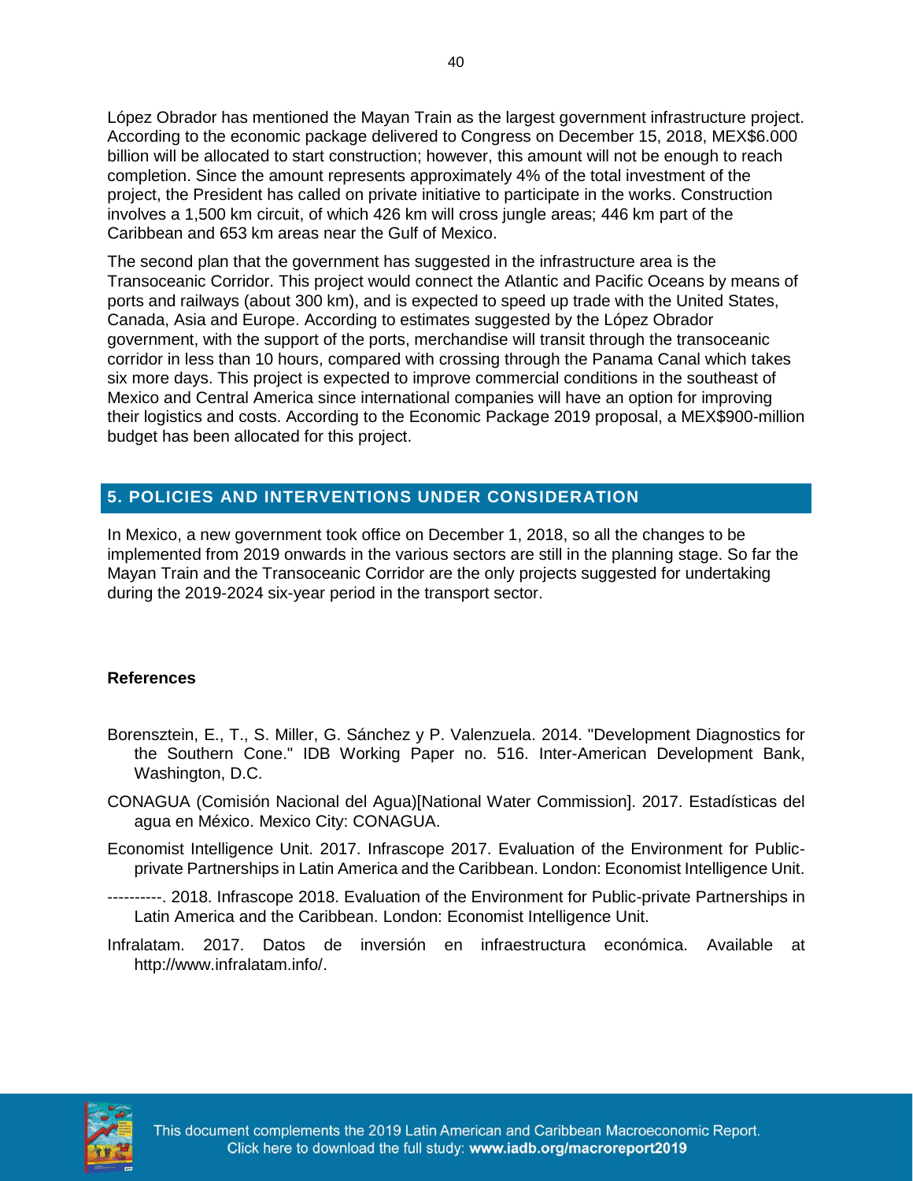López Obrador has mentioned the Mayan Train as the largest government infrastructure project. According to the economic package delivered to Congress on December 15, 2018, MEX$6.000 billion will be allocated to start construction; however, this amount will not be enough to reach completion. Since the amount represents approximately 4% of the total investment of the project, the President has called on private initiative to participate in the works. Construction involves a 1,500 km circuit, of which 426 km will cross jungle areas; 446 km part of the Caribbean and 653 km areas near the Gulf of Mexico.

The second plan that the government has suggested in the infrastructure area is the Transoceanic Corridor. This project would connect the Atlantic and Pacific Oceans by means of ports and railways (about 300 km), and is expected to speed up trade with the United States, Canada, Asia and Europe. According to estimates suggested by the López Obrador government, with the support of the ports, merchandise will transit through the transoceanic corridor in less than 10 hours, compared with crossing through the Panama Canal which takes six more days. This project is expected to improve commercial conditions in the southeast of Mexico and Central America since international companies will have an option for improving their logistics and costs. According to the Economic Package 2019 proposal, a MEX$900-million budget has been allocated for this project.

## 5. POLICIES AND INTERVENTIONS UNDER CONSIDERATION

In Mexico, a new government took office on December 1, 2018, so all the changes to be implemented from 2019 onwards in the various sectors are still in the planning stage. So far the Mayan Train and the Transoceanic Corridor are the only projects suggested for undertaking during the 2019-2024 six-year period in the transport sector.

### References

Borensztein, E., T., S. Miller, G. Sánchez y P. Valenzuela. 2014. "Development Diagnostics for the Southern Cone." IDB Working Paper no. 516. Inter-American Development Bank, Washington, D.C.

CONAGUA (Comisión Nacional del Agua)[National Water Commission]. 2017. Estadísticas del agua en México. Mexico City: CONAGUA.

Economist Intelligence Unit. 2017. Infrascope 2017. Evaluation of the Environment for Public-private Partnerships in Latin America and the Caribbean. London: Economist Intelligence Unit.

----------. 2018. Infrascope 2018. Evaluation of the Environment for Public-private Partnerships in Latin America and the Caribbean. London: Economist Intelligence Unit.

Infralatam. 2017. Datos de inversión en infraestructura económica. Available at http://www.infralatam.info/.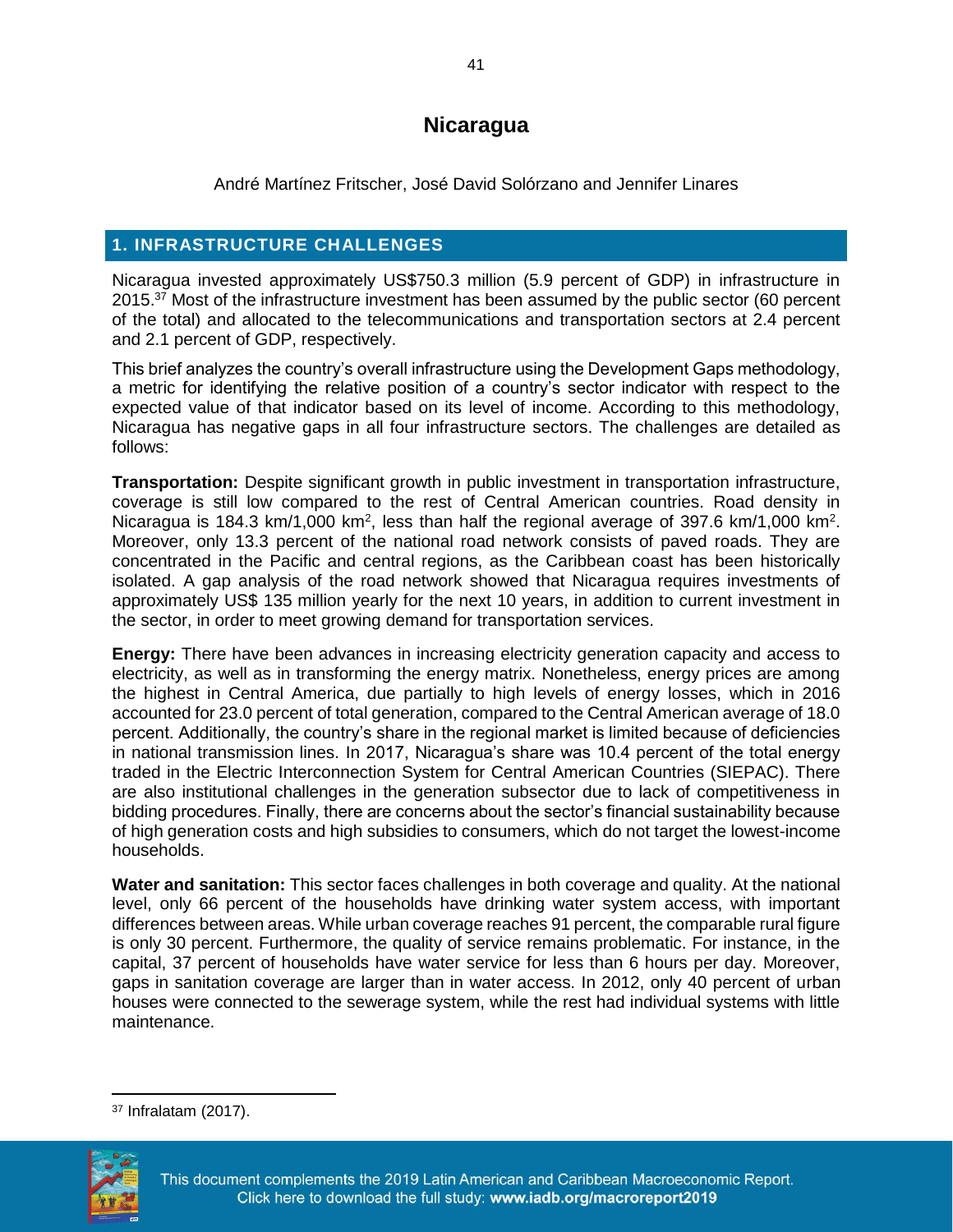# Nicaragua

André Martínez Fritscher, José David Solórzano and Jennifer Linares

## 1. INFRASTRUCTURE CHALLENGES

Nicaragua invested approximately US$750.3 million (5.9 percent of GDP) in infrastructure in 2015.[37] Most of the infrastructure investment has been assumed by the public sector (60 percent of the total) and allocated to the telecommunications and transportation sectors at 2.4 percent and 2.1 percent of GDP, respectively.

This brief analyzes the country's overall infrastructure using the Development Gaps methodology, a metric for identifying the relative position of a country's sector indicator with respect to the expected value of that indicator based on its level of income. According to this methodology, Nicaragua has negative gaps in all four infrastructure sectors. The challenges are detailed as follows:

**Transportation:** Despite significant growth in public investment in transportation infrastructure, coverage is still low compared to the rest of Central American countries. Road density in Nicaragua is 184.3 km/1,000 km$^2$, less than half the regional average of 397.6 km/1,000 km$^2$. Moreover, only 13.3 percent of the national road network consists of paved roads. They are concentrated in the Pacific and central regions, as the Caribbean coast has been historically isolated. A gap analysis of the road network showed that Nicaragua requires investments of approximately US$ 135 million yearly for the next 10 years, in addition to current investment in the sector, in order to meet growing demand for transportation services.

**Energy:** There have been advances in increasing electricity generation capacity and access to electricity, as well as in transforming the energy matrix. Nonetheless, energy prices are among the highest in Central America, due partially to high levels of energy losses, which in 2016 accounted for 23.0 percent of total generation, compared to the Central American average of 18.0 percent. Additionally, the country's share in the regional market is limited because of deficiencies in national transmission lines. In 2017, Nicaragua's share was 10.4 percent of the total energy traded in the Electric Interconnection System for Central American Countries (SIEPAC). There are also institutional challenges in the generation subsector due to lack of competitiveness in bidding procedures. Finally, there are concerns about the sector's financial sustainability because of high generation costs and high subsidies to consumers, which do not target the lowest-income households.

**Water and sanitation:** This sector faces challenges in both coverage and quality. At the national level, only 66 percent of the households have drinking water system access, with important differences between areas. While urban coverage reaches 91 percent, the comparable rural figure is only 30 percent. Furthermore, the quality of service remains problematic. For instance, in the capital, 37 percent of households have water service for less than 6 hours per day. Moreover, gaps in sanitation coverage are larger than in water access. In 2012, only 40 percent of urban houses were connected to the sewerage system, while the rest had individual systems with little maintenance.

[37] Infralatam (2017).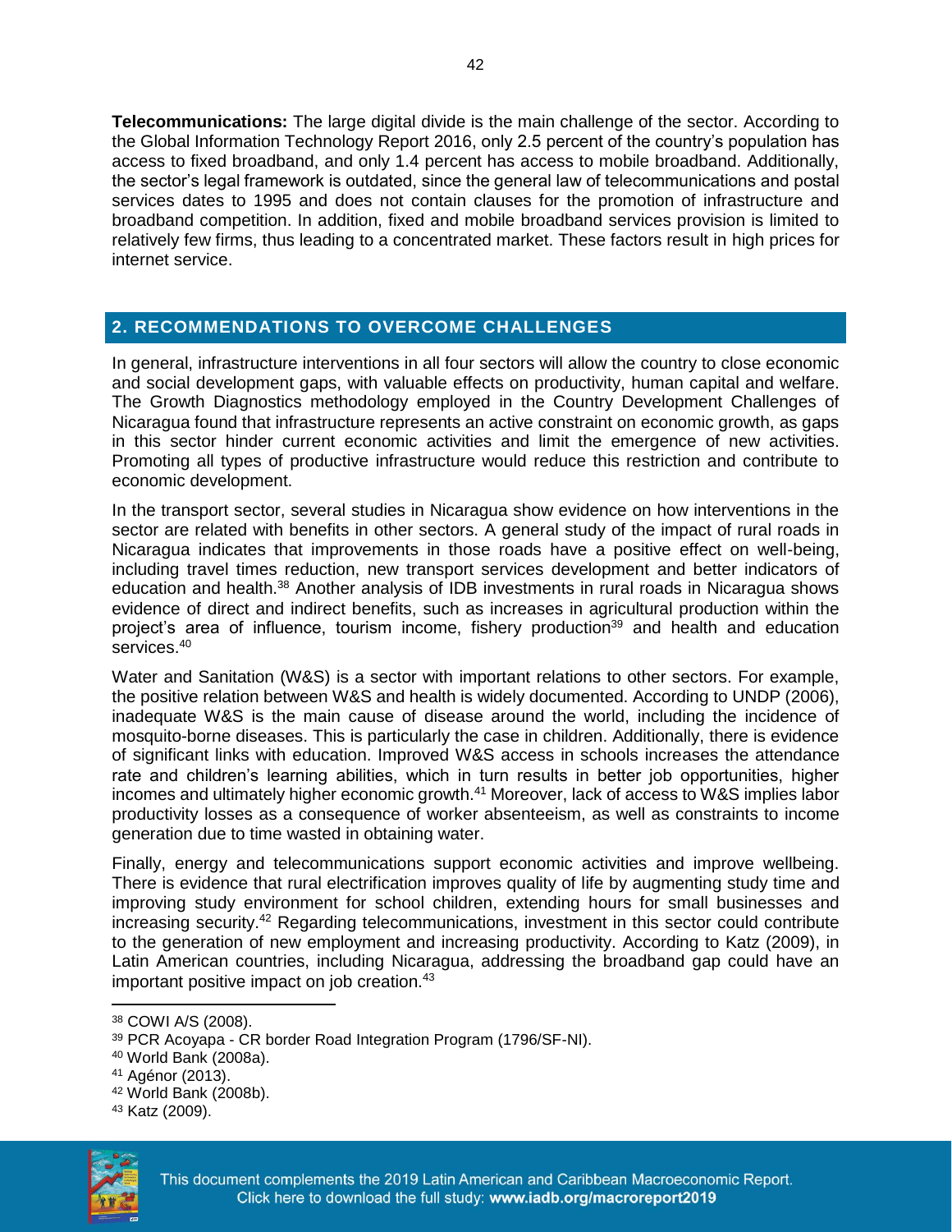**Telecommunications:** The large digital divide is the main challenge of the sector. According to the Global Information Technology Report 2016, only 2.5 percent of the country's population has access to fixed broadband, and only 1.4 percent has access to mobile broadband. Additionally, the sector's legal framework is outdated, since the general law of telecommunications and postal services dates to 1995 and does not contain clauses for the promotion of infrastructure and broadband competition. In addition, fixed and mobile broadband services provision is limited to relatively few firms, thus leading to a concentrated market. These factors result in high prices for internet service.

## 2. RECOMMENDATIONS TO OVERCOME CHALLENGES

In general, infrastructure interventions in all four sectors will allow the country to close economic and social development gaps, with valuable effects on productivity, human capital and welfare. The Growth Diagnostics methodology employed in the Country Development Challenges of Nicaragua found that infrastructure represents an active constraint on economic growth, as gaps in this sector hinder current economic activities and limit the emergence of new activities. Promoting all types of productive infrastructure would reduce this restriction and contribute to economic development.

In the transport sector, several studies in Nicaragua show evidence on how interventions in the sector are related with benefits in other sectors. A general study of the impact of rural roads in Nicaragua indicates that improvements in those roads have a positive effect on well-being, including travel times reduction, new transport services development and better indicators of education and health.[38] Another analysis of IDB investments in rural roads in Nicaragua shows evidence of direct and indirect benefits, such as increases in agricultural production within the project's area of influence, tourism income, fishery production[39] and health and education services.[40]

Water and Sanitation (W&S) is a sector with important relations to other sectors. For example, the positive relation between W&S and health is widely documented. According to UNDP (2006), inadequate W&S is the main cause of disease around the world, including the incidence of mosquito-borne diseases. This is particularly the case in children. Additionally, there is evidence of significant links with education. Improved W&S access in schools increases the attendance rate and children's learning abilities, which in turn results in better job opportunities, higher incomes and ultimately higher economic growth.[41] Moreover, lack of access to W&S implies labor productivity losses as a consequence of worker absenteeism, as well as constraints to income generation due to time wasted in obtaining water.

Finally, energy and telecommunications support economic activities and improve wellbeing. There is evidence that rural electrification improves quality of life by augmenting study time and improving study environment for school children, extending hours for small businesses and increasing security.[42] Regarding telecommunications, investment in this sector could contribute to the generation of new employment and increasing productivity. According to Katz (2009), in Latin American countries, including Nicaragua, addressing the broadband gap could have an important positive impact on job creation.[43]

---

[38] COWI A/S (2008).

[39] PCR Acoyapa - CR border Road Integration Program (1796/SF-NI).

[40] World Bank (2008a).

[41] Agénor (2013).

[42] World Bank (2008b).

[43] Katz (2009).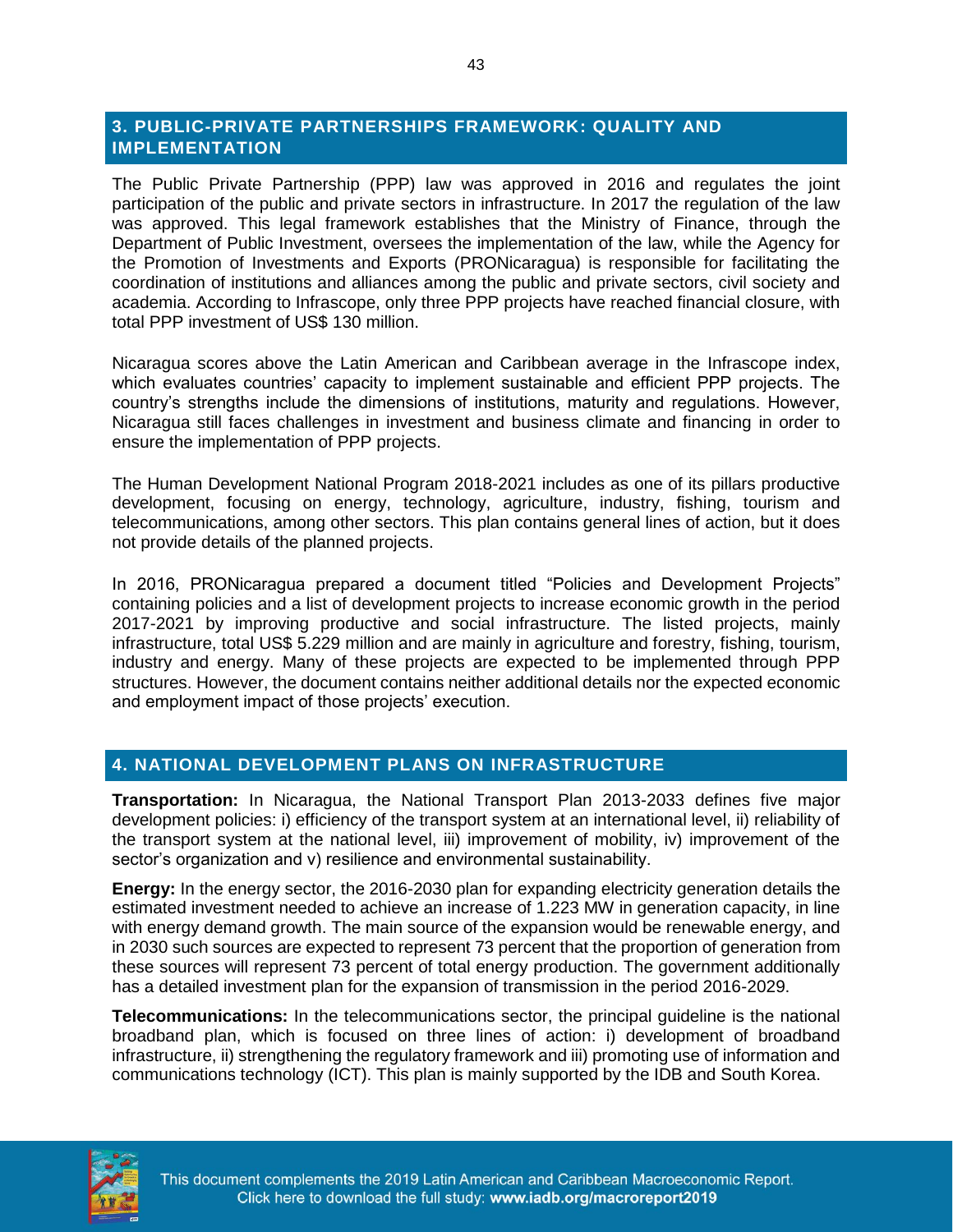## 3. PUBLIC-PRIVATE PARTNERSHIPS FRAMEWORK: QUALITY AND IMPLEMENTATION

The Public Private Partnership (PPP) law was approved in 2016 and regulates the joint participation of the public and private sectors in infrastructure. In 2017 the regulation of the law was approved. This legal framework establishes that the Ministry of Finance, through the Department of Public Investment, oversees the implementation of the law, while the Agency for the Promotion of Investments and Exports (PRONicaragua) is responsible for facilitating the coordination of institutions and alliances among the public and private sectors, civil society and academia. According to Infrascope, only three PPP projects have reached financial closure, with total PPP investment of US$ 130 million.

Nicaragua scores above the Latin American and Caribbean average in the Infrascope index, which evaluates countries' capacity to implement sustainable and efficient PPP projects. The country's strengths include the dimensions of institutions, maturity and regulations. However, Nicaragua still faces challenges in investment and business climate and financing in order to ensure the implementation of PPP projects.

The Human Development National Program 2018-2021 includes as one of its pillars productive development, focusing on energy, technology, agriculture, industry, fishing, tourism and telecommunications, among other sectors. This plan contains general lines of action, but it does not provide details of the planned projects.

In 2016, PRONicaragua prepared a document titled "Policies and Development Projects" containing policies and a list of development projects to increase economic growth in the period 2017-2021 by improving productive and social infrastructure. The listed projects, mainly infrastructure, total US$ 5.229 million and are mainly in agriculture and forestry, fishing, tourism, industry and energy. Many of these projects are expected to be implemented through PPP structures. However, the document contains neither additional details nor the expected economic and employment impact of those projects' execution.

## 4. NATIONAL DEVELOPMENT PLANS ON INFRASTRUCTURE

**Transportation:** In Nicaragua, the National Transport Plan 2013-2033 defines five major development policies: i) efficiency of the transport system at an international level, ii) reliability of the transport system at the national level, iii) improvement of mobility, iv) improvement of the sector's organization and v) resilience and environmental sustainability.

**Energy:** In the energy sector, the 2016-2030 plan for expanding electricity generation details the estimated investment needed to achieve an increase of 1.223 MW in generation capacity, in line with energy demand growth. The main source of the expansion would be renewable energy, and in 2030 such sources are expected to represent 73 percent that the proportion of generation from these sources will represent 73 percent of total energy production. The government additionally has a detailed investment plan for the expansion of transmission in the period 2016-2029.

**Telecommunications:** In the telecommunications sector, the principal guideline is the national broadband plan, which is focused on three lines of action: i) development of broadband infrastructure, ii) strengthening the regulatory framework and iii) promoting use of information and communications technology (ICT). This plan is mainly supported by the IDB and South Korea.

This document complements the 2019 Latin American and Caribbean Macroeconomic Report. Click here to download the full study: **www.iadb.org/macroreport2019**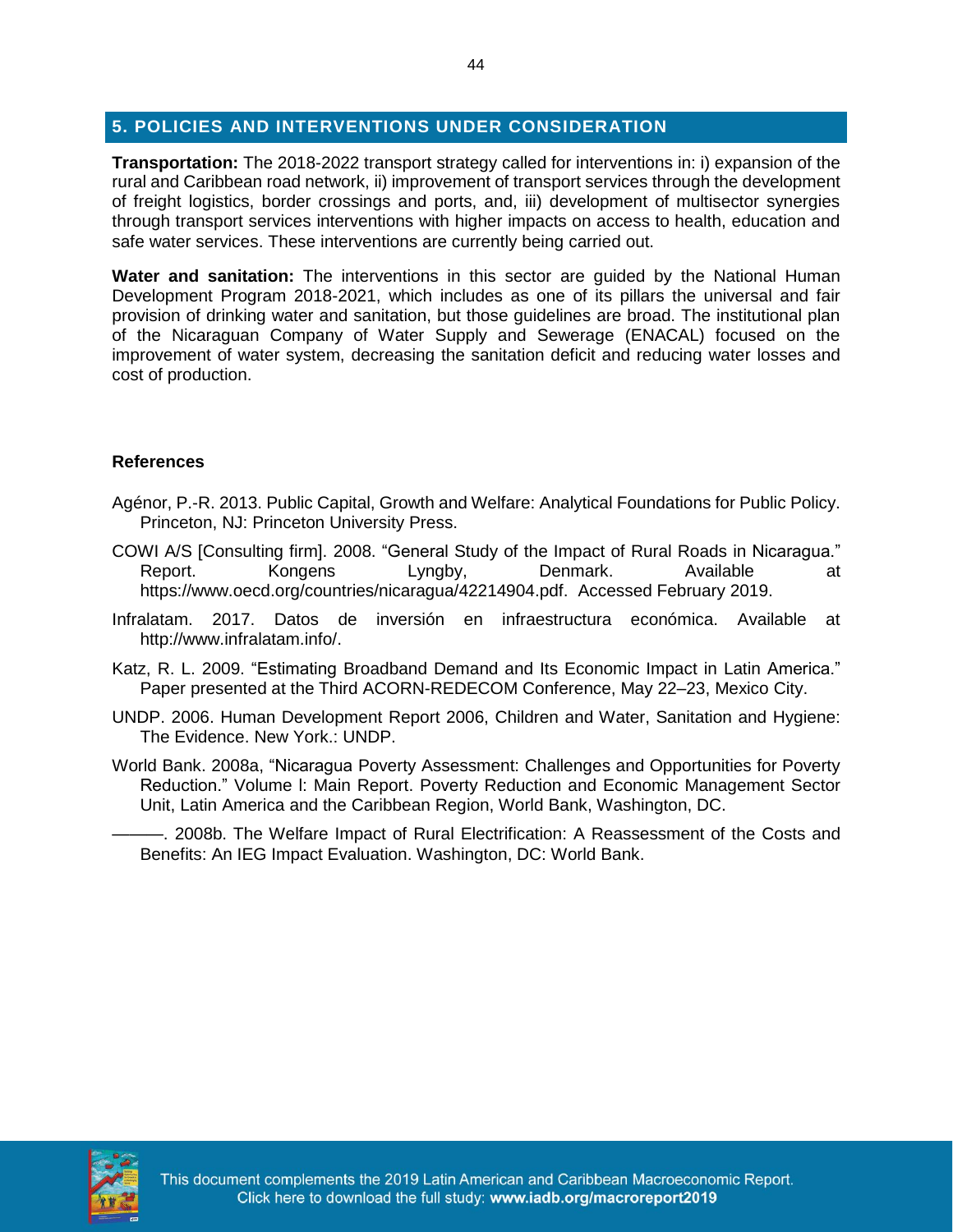## 5. POLICIES AND INTERVENTIONS UNDER CONSIDERATION

**Transportation:** The 2018-2022 transport strategy called for interventions in: i) expansion of the rural and Caribbean road network, ii) improvement of transport services through the development of freight logistics, border crossings and ports, and, iii) development of multisector synergies through transport services interventions with higher impacts on access to health, education and safe water services. These interventions are currently being carried out.

**Water and sanitation:** The interventions in this sector are guided by the National Human Development Program 2018-2021, which includes as one of its pillars the universal and fair provision of drinking water and sanitation, but those guidelines are broad. The institutional plan of the Nicaraguan Company of Water Supply and Sewerage (ENACAL) focused on the improvement of water system, decreasing the sanitation deficit and reducing water losses and cost of production.

### References

Agénor, P.-R. 2013. Public Capital, Growth and Welfare: Analytical Foundations for Public Policy. Princeton, NJ: Princeton University Press.

COWI A/S [Consulting firm]. 2008. "General Study of the Impact of Rural Roads in Nicaragua." Report. Kongens Lyngby, Denmark. Available at https://www.oecd.org/countries/nicaragua/42214904.pdf. Accessed February 2019.

Infralatam. 2017. Datos de inversión en infraestructura económica. Available at http://www.infralatam.info/.

Katz, R. L. 2009. "Estimating Broadband Demand and Its Economic Impact in Latin America." Paper presented at the Third ACORN-REDECOM Conference, May 22–23, Mexico City.

UNDP. 2006. Human Development Report 2006, Children and Water, Sanitation and Hygiene: The Evidence. New York.: UNDP.

World Bank. 2008a, "Nicaragua Poverty Assessment: Challenges and Opportunities for Poverty Reduction." Volume I: Main Report. Poverty Reduction and Economic Management Sector Unit, Latin America and the Caribbean Region, World Bank, Washington, DC.

———. 2008b. The Welfare Impact of Rural Electrification: A Reassessment of the Costs and Benefits: An IEG Impact Evaluation. Washington, DC: World Bank.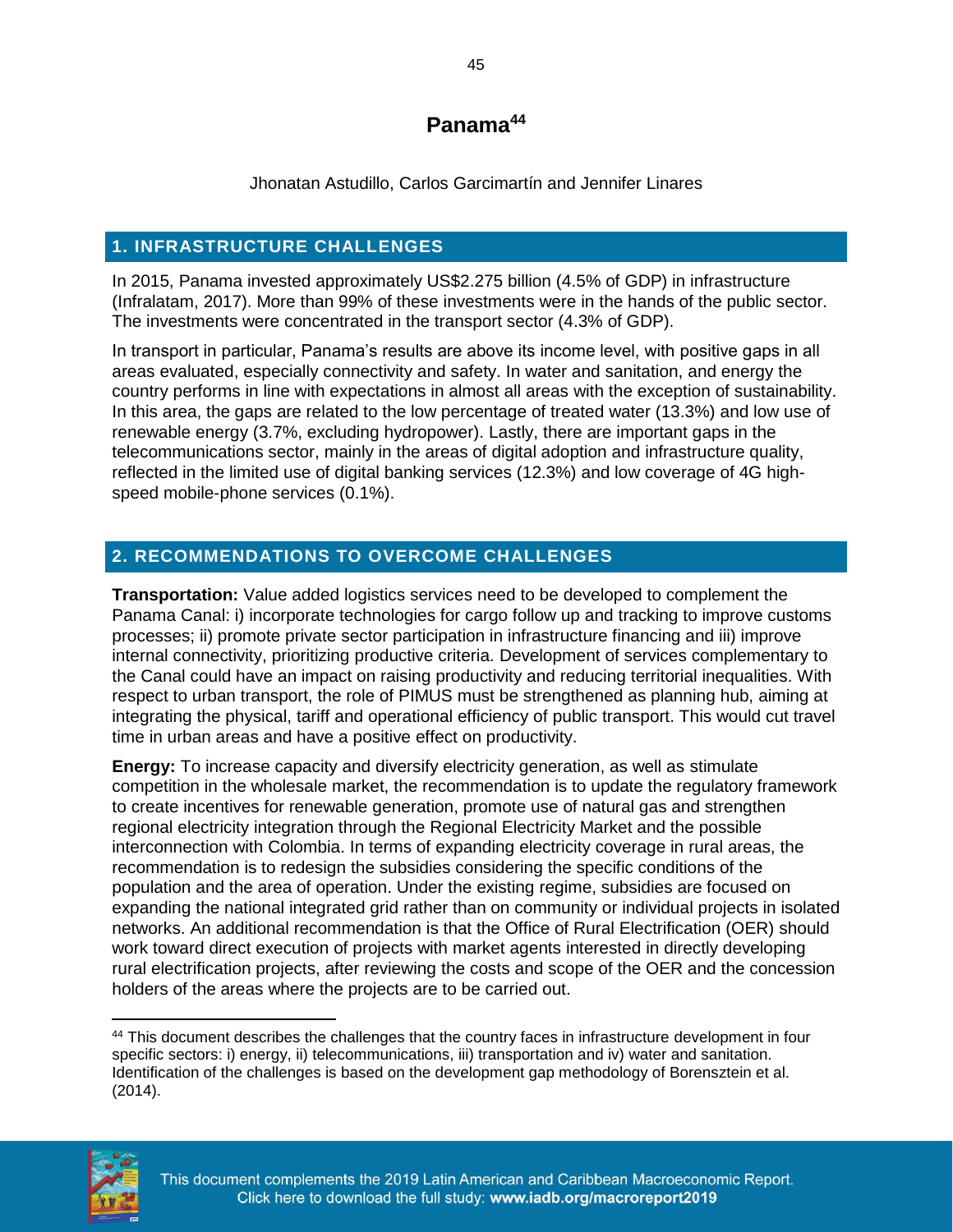# Panama[44]

Jhonatan Astudillo, Carlos Garcimartín and Jennifer Linares

## 1. INFRASTRUCTURE CHALLENGES

In 2015, Panama invested approximately US$2.275 billion (4.5% of GDP) in infrastructure (Infralatam, 2017). More than 99% of these investments were in the hands of the public sector. The investments were concentrated in the transport sector (4.3% of GDP).

In transport in particular, Panama's results are above its income level, with positive gaps in all areas evaluated, especially connectivity and safety. In water and sanitation, and energy the country performs in line with expectations in almost all areas with the exception of sustainability. In this area, the gaps are related to the low percentage of treated water (13.3%) and low use of renewable energy (3.7%, excluding hydropower). Lastly, there are important gaps in the telecommunications sector, mainly in the areas of digital adoption and infrastructure quality, reflected in the limited use of digital banking services (12.3%) and low coverage of 4G high-speed mobile-phone services (0.1%).

## 2. RECOMMENDATIONS TO OVERCOME CHALLENGES

**Transportation:** Value added logistics services need to be developed to complement the Panama Canal: i) incorporate technologies for cargo follow up and tracking to improve customs processes; ii) promote private sector participation in infrastructure financing and iii) improve internal connectivity, prioritizing productive criteria. Development of services complementary to the Canal could have an impact on raising productivity and reducing territorial inequalities. With respect to urban transport, the role of PIMUS must be strengthened as planning hub, aiming at integrating the physical, tariff and operational efficiency of public transport. This would cut travel time in urban areas and have a positive effect on productivity.

**Energy:** To increase capacity and diversify electricity generation, as well as stimulate competition in the wholesale market, the recommendation is to update the regulatory framework to create incentives for renewable generation, promote use of natural gas and strengthen regional electricity integration through the Regional Electricity Market and the possible interconnection with Colombia. In terms of expanding electricity coverage in rural areas, the recommendation is to redesign the subsidies considering the specific conditions of the population and the area of operation. Under the existing regime, subsidies are focused on expanding the national integrated grid rather than on community or individual projects in isolated networks. An additional recommendation is that the Office of Rural Electrification (OER) should work toward direct execution of projects with market agents interested in directly developing rural electrification projects, after reviewing the costs and scope of the OER and the concession holders of the areas where the projects are to be carried out.

[44] This document describes the challenges that the country faces in infrastructure development in four specific sectors: i) energy, ii) telecommunications, iii) transportation and iv) water and sanitation. Identification of the challenges is based on the development gap methodology of Borensztein et al. (2014).

This document complements the 2019 Latin American and Caribbean Macroeconomic Report. Click here to download the full study: **www.iadb.org/macroreport2019**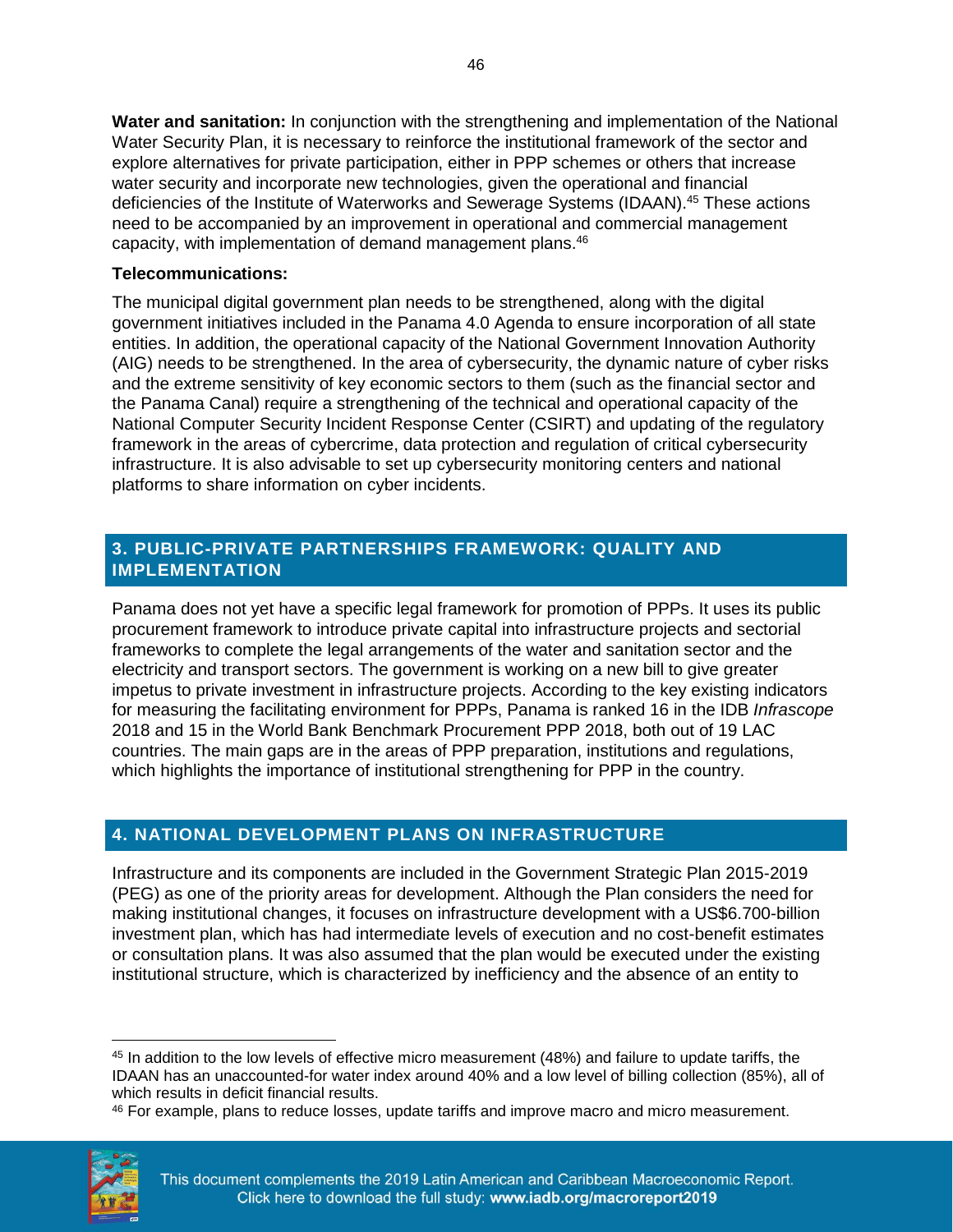**Water and sanitation:** In conjunction with the strengthening and implementation of the National Water Security Plan, it is necessary to reinforce the institutional framework of the sector and explore alternatives for private participation, either in PPP schemes or others that increase water security and incorporate new technologies, given the operational and financial deficiencies of the Institute of Waterworks and Sewerage Systems (IDAAN).[45] These actions need to be accompanied by an improvement in operational and commercial management capacity, with implementation of demand management plans.[46]

**Telecommunications:**

The municipal digital government plan needs to be strengthened, along with the digital government initiatives included in the Panama 4.0 Agenda to ensure incorporation of all state entities. In addition, the operational capacity of the National Government Innovation Authority (AIG) needs to be strengthened. In the area of cybersecurity, the dynamic nature of cyber risks and the extreme sensitivity of key economic sectors to them (such as the financial sector and the Panama Canal) require a strengthening of the technical and operational capacity of the National Computer Security Incident Response Center (CSIRT) and updating of the regulatory framework in the areas of cybercrime, data protection and regulation of critical cybersecurity infrastructure. It is also advisable to set up cybersecurity monitoring centers and national platforms to share information on cyber incidents.

## 3. PUBLIC-PRIVATE PARTNERSHIPS FRAMEWORK: QUALITY AND IMPLEMENTATION

Panama does not yet have a specific legal framework for promotion of PPPs. It uses its public procurement framework to introduce private capital into infrastructure projects and sectorial frameworks to complete the legal arrangements of the water and sanitation sector and the electricity and transport sectors. The government is working on a new bill to give greater impetus to private investment in infrastructure projects. According to the key existing indicators for measuring the facilitating environment for PPPs, Panama is ranked 16 in the IDB *Infrascope* 2018 and 15 in the World Bank Benchmark Procurement PPP 2018, both out of 19 LAC countries. The main gaps are in the areas of PPP preparation, institutions and regulations, which highlights the importance of institutional strengthening for PPP in the country.

## 4. NATIONAL DEVELOPMENT PLANS ON INFRASTRUCTURE

Infrastructure and its components are included in the Government Strategic Plan 2015-2019 (PEG) as one of the priority areas for development. Although the Plan considers the need for making institutional changes, it focuses on infrastructure development with a US$6.700-billion investment plan, which has had intermediate levels of execution and no cost-benefit estimates or consultation plans. It was also assumed that the plan would be executed under the existing institutional structure, which is characterized by inefficiency and the absence of an entity to

---

[45] In addition to the low levels of effective micro measurement (48%) and failure to update tariffs, the IDAAN has an unaccounted-for water index around 40% and a low level of billing collection (85%), all of which results in deficit financial results.

[46] For example, plans to reduce losses, update tariffs and improve macro and micro measurement.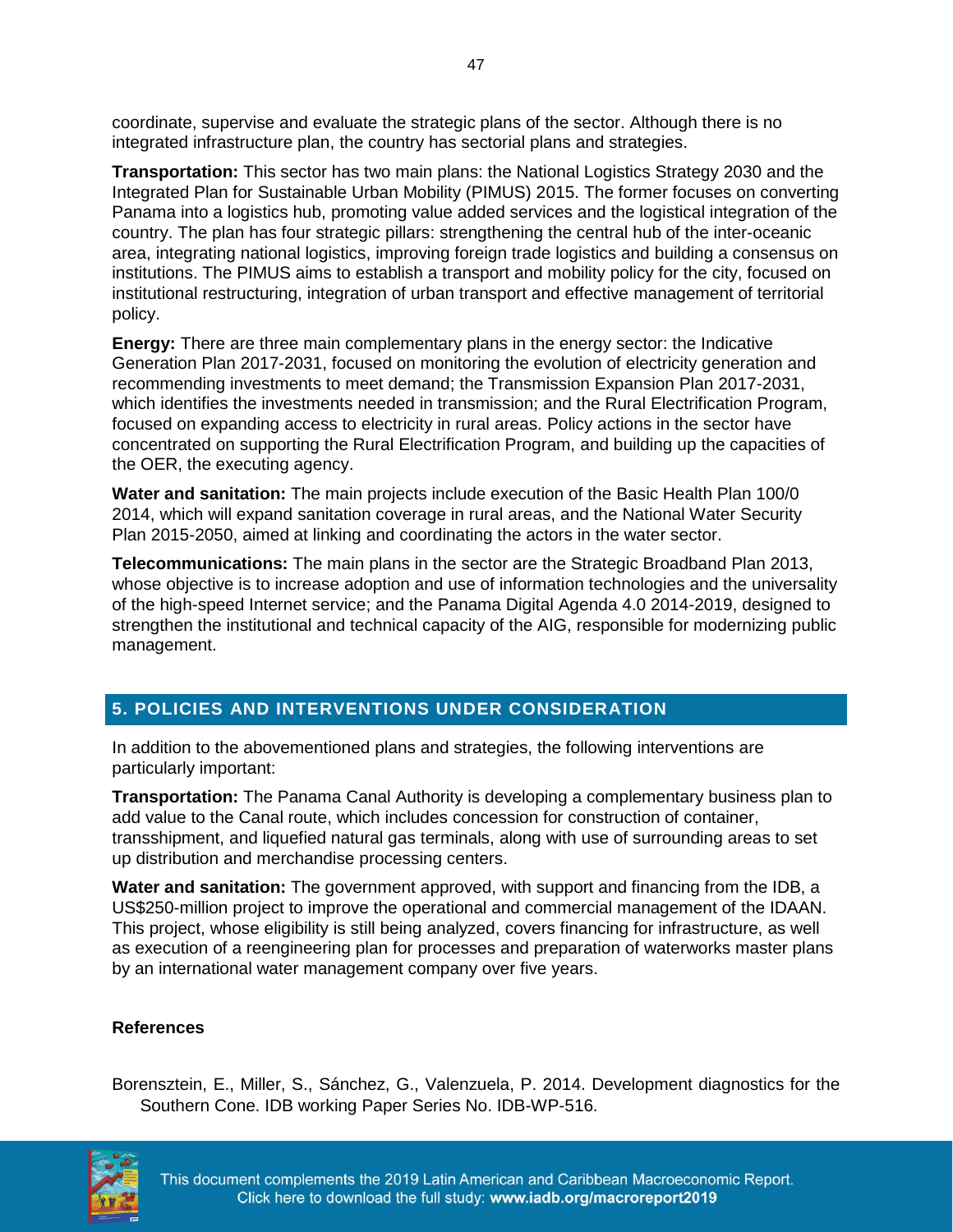coordinate, supervise and evaluate the strategic plans of the sector. Although there is no integrated infrastructure plan, the country has sectorial plans and strategies.

**Transportation:** This sector has two main plans: the National Logistics Strategy 2030 and the Integrated Plan for Sustainable Urban Mobility (PIMUS) 2015. The former focuses on converting Panama into a logistics hub, promoting value added services and the logistical integration of the country. The plan has four strategic pillars: strengthening the central hub of the inter-oceanic area, integrating national logistics, improving foreign trade logistics and building a consensus on institutions. The PIMUS aims to establish a transport and mobility policy for the city, focused on institutional restructuring, integration of urban transport and effective management of territorial policy.

**Energy:** There are three main complementary plans in the energy sector: the Indicative Generation Plan 2017-2031, focused on monitoring the evolution of electricity generation and recommending investments to meet demand; the Transmission Expansion Plan 2017-2031, which identifies the investments needed in transmission; and the Rural Electrification Program, focused on expanding access to electricity in rural areas. Policy actions in the sector have concentrated on supporting the Rural Electrification Program, and building up the capacities of the OER, the executing agency.

**Water and sanitation:** The main projects include execution of the Basic Health Plan 100/0 2014, which will expand sanitation coverage in rural areas, and the National Water Security Plan 2015-2050, aimed at linking and coordinating the actors in the water sector.

**Telecommunications:** The main plans in the sector are the Strategic Broadband Plan 2013, whose objective is to increase adoption and use of information technologies and the universality of the high-speed Internet service; and the Panama Digital Agenda 4.0 2014-2019, designed to strengthen the institutional and technical capacity of the AIG, responsible for modernizing public management.

## 5. POLICIES AND INTERVENTIONS UNDER CONSIDERATION

In addition to the abovementioned plans and strategies, the following interventions are particularly important:

**Transportation:** The Panama Canal Authority is developing a complementary business plan to add value to the Canal route, which includes concession for construction of container, transshipment, and liquefied natural gas terminals, along with use of surrounding areas to set up distribution and merchandise processing centers.

**Water and sanitation:** The government approved, with support and financing from the IDB, a US$250-million project to improve the operational and commercial management of the IDAAN. This project, whose eligibility is still being analyzed, covers financing for infrastructure, as well as execution of a reengineering plan for processes and preparation of waterworks master plans by an international water management company over five years.

### References

Borensztein, E., Miller, S., Sánchez, G., Valenzuela, P. 2014. Development diagnostics for the Southern Cone. IDB working Paper Series No. IDB-WP-516.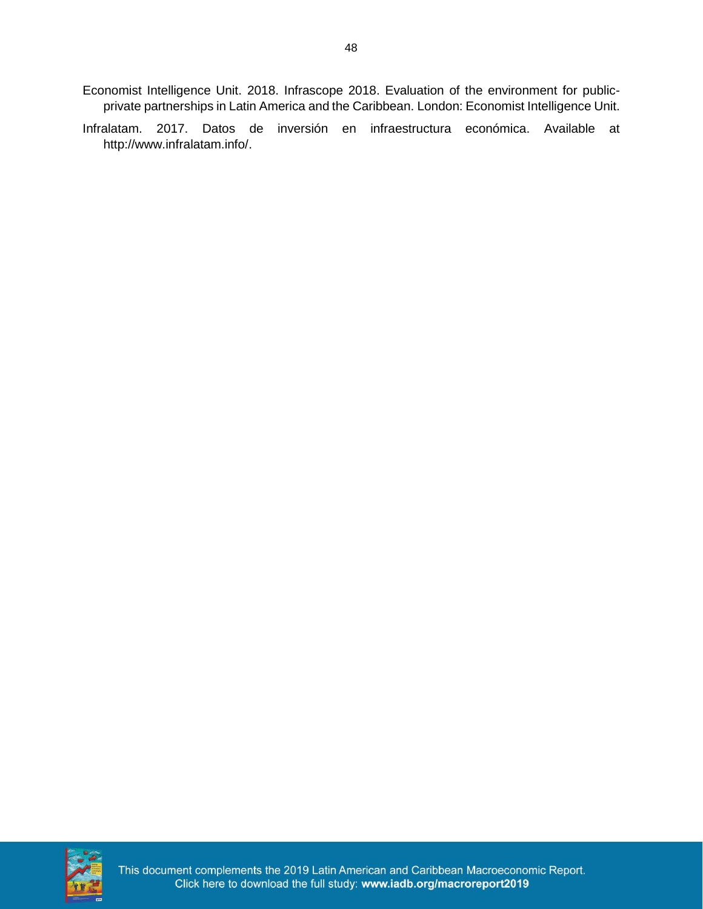Economist Intelligence Unit. 2018. Infrascope 2018. Evaluation of the environment for public-private partnerships in Latin America and the Caribbean. London: Economist Intelligence Unit.

Infralatam. 2017. Datos de inversión en infraestructura económica. Available at http://www.infralatam.info/.